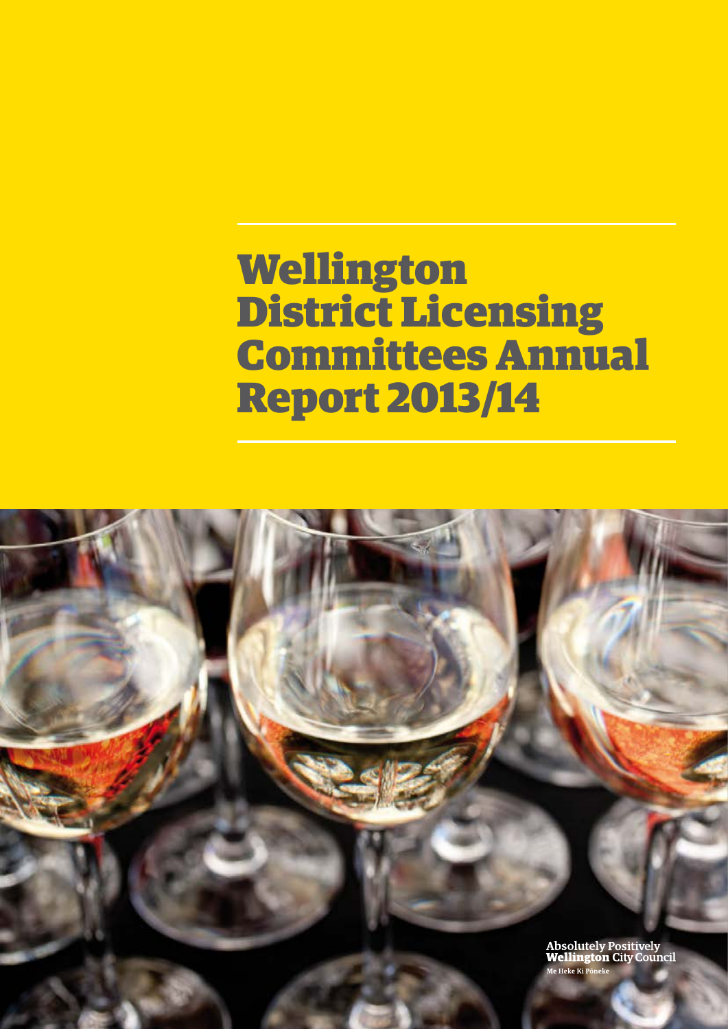# Wellington District Licensing Committees Annual Report 2013/14

Absolutely Positively **Wellington** City Council

Me Heke Ki Pōneke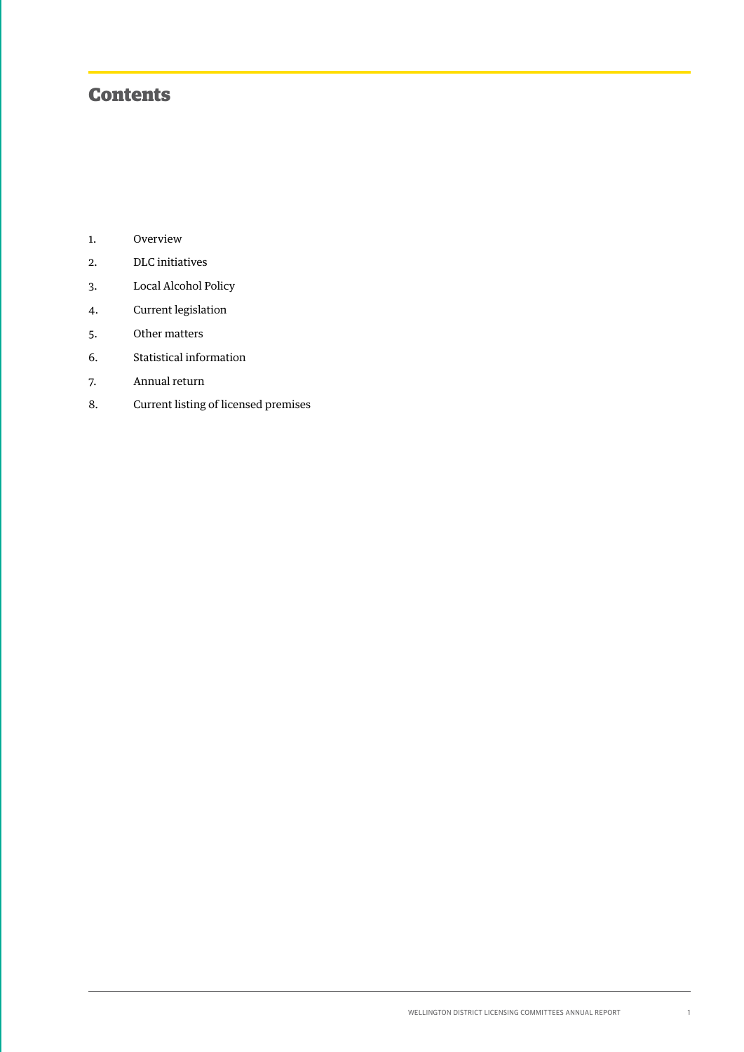# Contents

1. Overview
2. DLC initiatives
3. Local Alcohol Policy
4. Current legislation
5. Other matters
6. Statistical information
7. Annual return
8. Current listing of licensed premises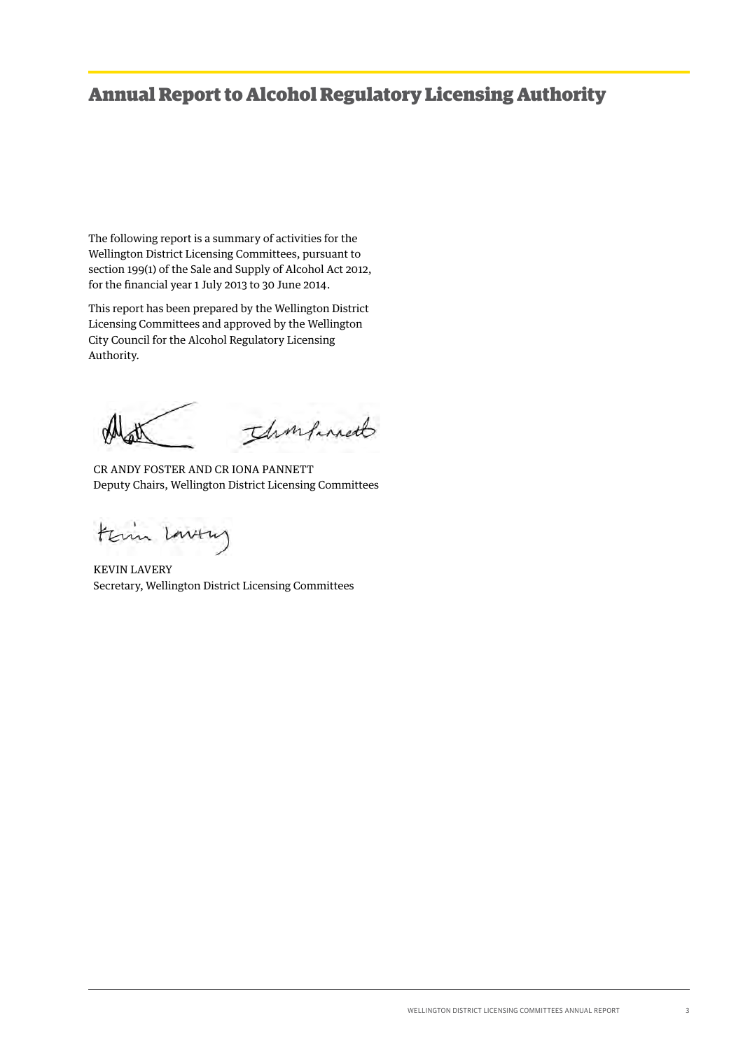# Annual Report to Alcohol Regulatory Licensing Authority

The following report is a summary of activities for the Wellington District Licensing Committees, pursuant to section 199(1) of the Sale and Supply of Alcohol Act 2012, for the financial year 1 July 2013 to 30 June 2014.

This report has been prepared by the Wellington District Licensing Committees and approved by the Wellington City Council for the Alcohol Regulatory Licensing Authority.

CR ANDY FOSTER AND CR IONA PANNETT
Deputy Chairs, Wellington District Licensing Committees

KEVIN LAVERY
Secretary, Wellington District Licensing Committees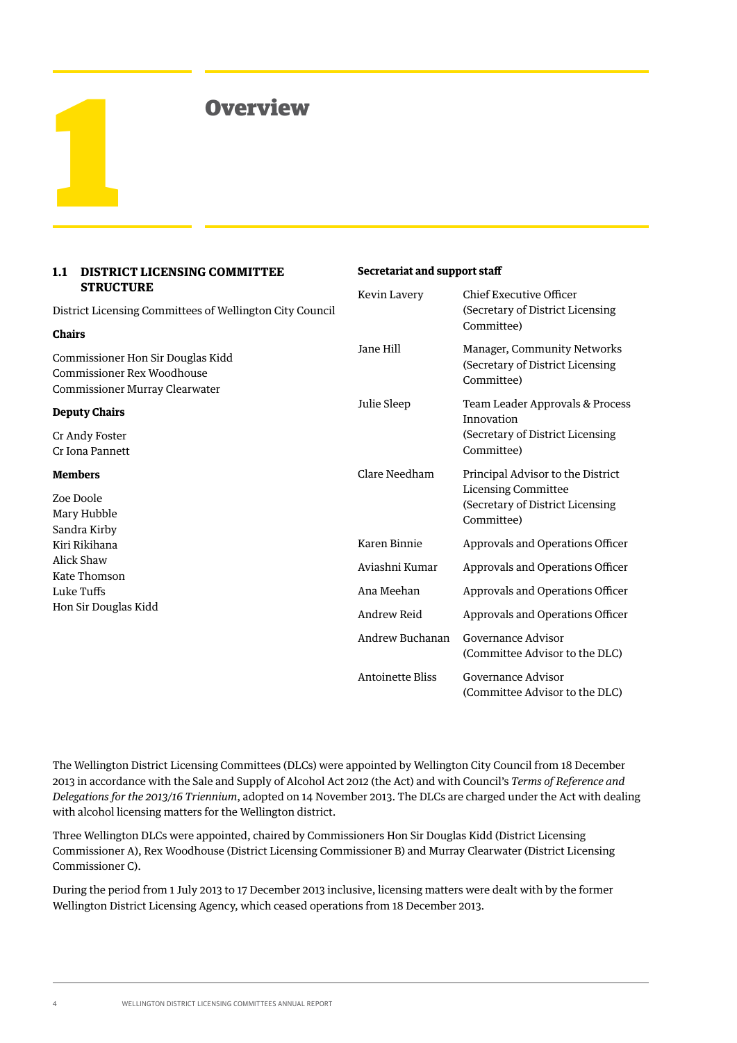# 1 Overview

## 1.1 DISTRICT LICENSING COMMITTEE STRUCTURE

District Licensing Committees of Wellington City Council

**Chairs**

Commissioner Hon Sir Douglas Kidd
Commissioner Rex Woodhouse
Commissioner Murray Clearwater

**Deputy Chairs**

Cr Andy Foster
Cr Iona Pannett

**Members**

Zoe Doole
Mary Hubble
Sandra Kirby
Kiri Rikihana
Alick Shaw
Kate Thomson
Luke Tuffs
Hon Sir Douglas Kidd

**Secretariat and support staff**

| Name | Role |
|---|---|
| Kevin Lavery | Chief Executive Officer (Secretary of District Licensing Committee) |
| Jane Hill | Manager, Community Networks (Secretary of District Licensing Committee) |
| Julie Sleep | Team Leader Approvals & Process Innovation (Secretary of District Licensing Committee) |
| Clare Needham | Principal Advisor to the District Licensing Committee (Secretary of District Licensing Committee) |
| Karen Binnie | Approvals and Operations Officer |
| Aviashni Kumar | Approvals and Operations Officer |
| Ana Meehan | Approvals and Operations Officer |
| Andrew Reid | Approvals and Operations Officer |
| Andrew Buchanan | Governance Advisor (Committee Advisor to the DLC) |
| Antoinette Bliss | Governance Advisor (Committee Advisor to the DLC) |

The Wellington District Licensing Committees (DLCs) were appointed by Wellington City Council from 18 December 2013 in accordance with the Sale and Supply of Alcohol Act 2012 (the Act) and with Council's *Terms of Reference and Delegations for the 2013/16 Triennium*, adopted on 14 November 2013. The DLCs are charged under the Act with dealing with alcohol licensing matters for the Wellington district.

Three Wellington DLCs were appointed, chaired by Commissioners Hon Sir Douglas Kidd (District Licensing Commissioner A), Rex Woodhouse (District Licensing Commissioner B) and Murray Clearwater (District Licensing Commissioner C).

During the period from 1 July 2013 to 17 December 2013 inclusive, licensing matters were dealt with by the former Wellington District Licensing Agency, which ceased operations from 18 December 2013.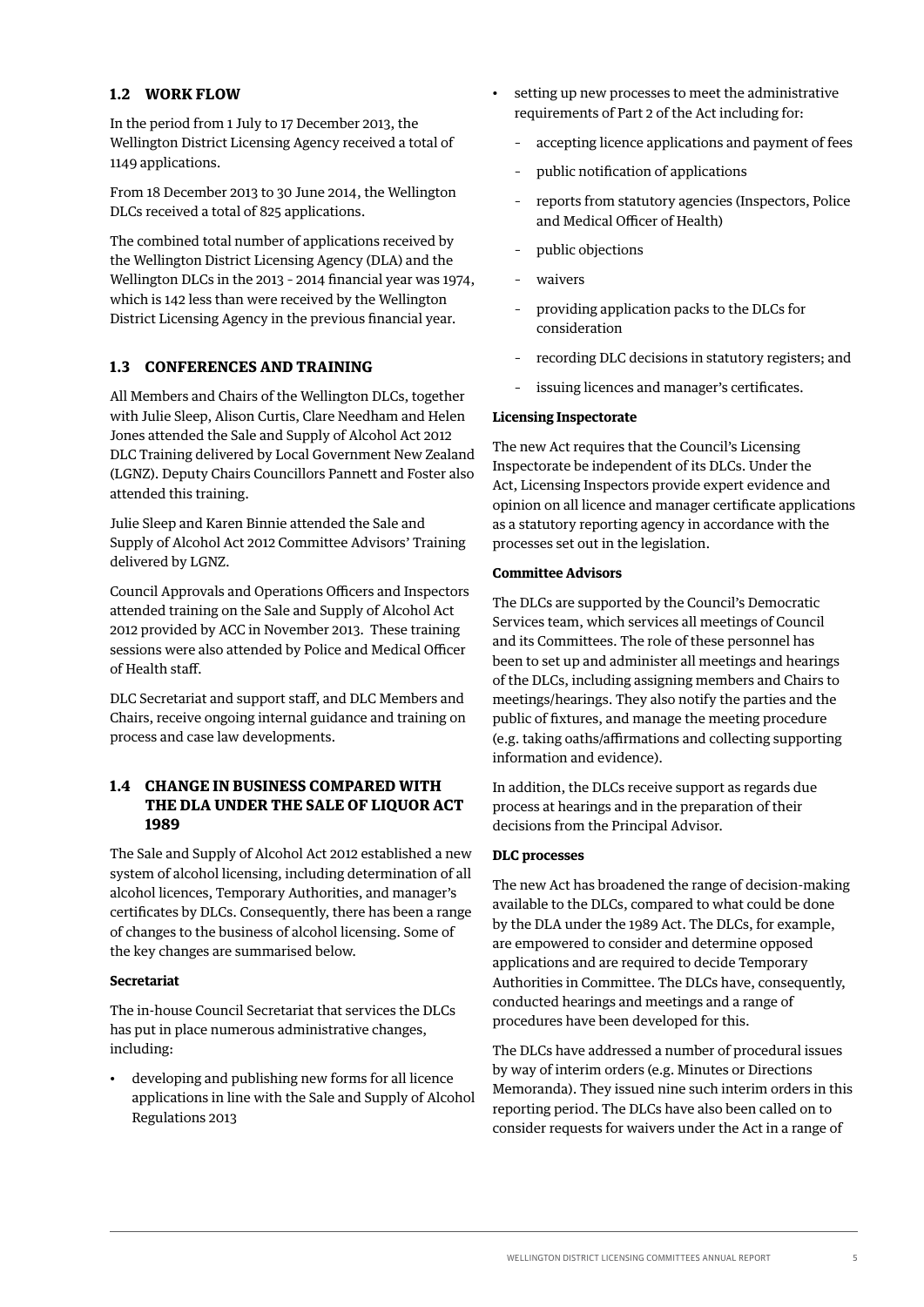## 1.2 WORK FLOW

In the period from 1 July to 17 December 2013, the Wellington District Licensing Agency received a total of 1149 applications.

From 18 December 2013 to 30 June 2014, the Wellington DLCs received a total of 825 applications.

The combined total number of applications received by the Wellington District Licensing Agency (DLA) and the Wellington DLCs in the 2013 - 2014 financial year was 1974, which is 142 less than were received by the Wellington District Licensing Agency in the previous financial year.

## 1.3 CONFERENCES AND TRAINING

All Members and Chairs of the Wellington DLCs, together with Julie Sleep, Alison Curtis, Clare Needham and Helen Jones attended the Sale and Supply of Alcohol Act 2012 DLC Training delivered by Local Government New Zealand (LGNZ). Deputy Chairs Councillors Pannett and Foster also attended this training.

Julie Sleep and Karen Binnie attended the Sale and Supply of Alcohol Act 2012 Committee Advisors' Training delivered by LGNZ.

Council Approvals and Operations Officers and Inspectors attended training on the Sale and Supply of Alcohol Act 2012 provided by ACC in November 2013. These training sessions were also attended by Police and Medical Officer of Health staff.

DLC Secretariat and support staff, and DLC Members and Chairs, receive ongoing internal guidance and training on process and case law developments.

## 1.4 CHANGE IN BUSINESS COMPARED WITH THE DLA UNDER THE SALE OF LIQUOR ACT 1989

The Sale and Supply of Alcohol Act 2012 established a new system of alcohol licensing, including determination of all alcohol licences, Temporary Authorities, and manager's certificates by DLCs. Consequently, there has been a range of changes to the business of alcohol licensing. Some of the key changes are summarised below.

**Secretariat**

The in-house Council Secretariat that services the DLCs has put in place numerous administrative changes, including:

- developing and publishing new forms for all licence applications in line with the Sale and Supply of Alcohol Regulations 2013
- setting up new processes to meet the administrative requirements of Part 2 of the Act including for:
  - accepting licence applications and payment of fees
  - public notification of applications
  - reports from statutory agencies (Inspectors, Police and Medical Officer of Health)
  - public objections
  - waivers
  - providing application packs to the DLCs for consideration
  - recording DLC decisions in statutory registers; and
  - issuing licences and manager's certificates.

**Licensing Inspectorate**

The new Act requires that the Council's Licensing Inspectorate be independent of its DLCs. Under the Act, Licensing Inspectors provide expert evidence and opinion on all licence and manager certificate applications as a statutory reporting agency in accordance with the processes set out in the legislation.

**Committee Advisors**

The DLCs are supported by the Council's Democratic Services team, which services all meetings of Council and its Committees. The role of these personnel has been to set up and administer all meetings and hearings of the DLCs, including assigning members and Chairs to meetings/hearings. They also notify the parties and the public of fixtures, and manage the meeting procedure (e.g. taking oaths/affirmations and collecting supporting information and evidence).

In addition, the DLCs receive support as regards due process at hearings and in the preparation of their decisions from the Principal Advisor.

**DLC processes**

The new Act has broadened the range of decision-making available to the DLCs, compared to what could be done by the DLA under the 1989 Act. The DLCs, for example, are empowered to consider and determine opposed applications and are required to decide Temporary Authorities in Committee. The DLCs have, consequently, conducted hearings and meetings and a range of procedures have been developed for this.

The DLCs have addressed a number of procedural issues by way of interim orders (e.g. Minutes or Directions Memoranda). They issued nine such interim orders in this reporting period. The DLCs have also been called on to consider requests for waivers under the Act in a range of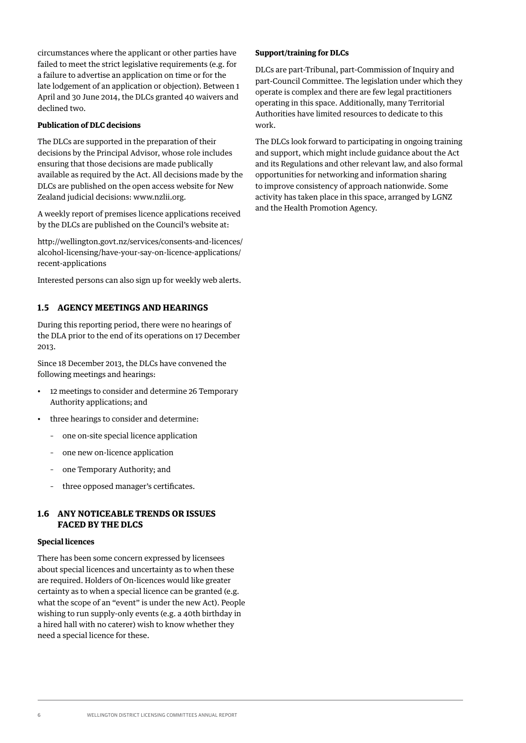circumstances where the applicant or other parties have failed to meet the strict legislative requirements (e.g. for a failure to advertise an application on time or for the late lodgement of an application or objection). Between 1 April and 30 June 2014, the DLCs granted 40 waivers and declined two.

**Publication of DLC decisions**

The DLCs are supported in the preparation of their decisions by the Principal Advisor, whose role includes ensuring that those decisions are made publically available as required by the Act. All decisions made by the DLCs are published on the open access website for New Zealand judicial decisions: www.nzlii.org.

A weekly report of premises licence applications received by the DLCs are published on the Council's website at:

http://wellington.govt.nz/services/consents-and-licences/alcohol-licensing/have-your-say-on-licence-applications/recent-applications

Interested persons can also sign up for weekly web alerts.

## 1.5 AGENCY MEETINGS AND HEARINGS

During this reporting period, there were no hearings of the DLA prior to the end of its operations on 17 December 2013.

Since 18 December 2013, the DLCs have convened the following meetings and hearings:

- 12 meetings to consider and determine 26 Temporary Authority applications; and
- three hearings to consider and determine:
  - one on-site special licence application
  - one new on-licence application
  - one Temporary Authority; and
  - three opposed manager's certificates.

## 1.6 ANY NOTICEABLE TRENDS OR ISSUES FACED BY THE DLCS

**Special licences**

There has been some concern expressed by licensees about special licences and uncertainty as to when these are required. Holders of On-licences would like greater certainty as to when a special licence can be granted (e.g. what the scope of an "event" is under the new Act). People wishing to run supply-only events (e.g. a 40th birthday in a hired hall with no caterer) wish to know whether they need a special licence for these.

**Support/training for DLCs**

DLCs are part-Tribunal, part-Commission of Inquiry and part-Council Committee. The legislation under which they operate is complex and there are few legal practitioners operating in this space. Additionally, many Territorial Authorities have limited resources to dedicate to this work.

The DLCs look forward to participating in ongoing training and support, which might include guidance about the Act and its Regulations and other relevant law, and also formal opportunities for networking and information sharing to improve consistency of approach nationwide. Some activity has taken place in this space, arranged by LGNZ and the Health Promotion Agency.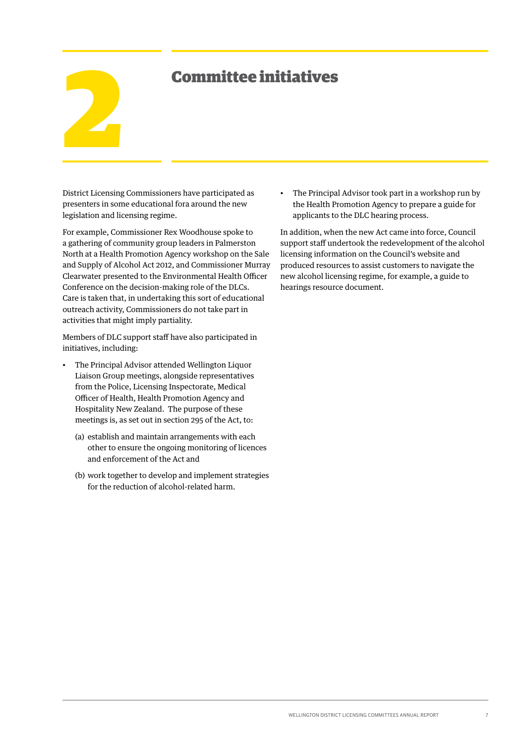# 2 Committee initiatives

District Licensing Commissioners have participated as presenters in some educational fora around the new legislation and licensing regime.

For example, Commissioner Rex Woodhouse spoke to a gathering of community group leaders in Palmerston North at a Health Promotion Agency workshop on the Sale and Supply of Alcohol Act 2012, and Commissioner Murray Clearwater presented to the Environmental Health Officer Conference on the decision-making role of the DLCs. Care is taken that, in undertaking this sort of educational outreach activity, Commissioners do not take part in activities that might imply partiality.

Members of DLC support staff have also participated in initiatives, including:

- The Principal Advisor attended Wellington Liquor Liaison Group meetings, alongside representatives from the Police, Licensing Inspectorate, Medical Officer of Health, Health Promotion Agency and Hospitality New Zealand. The purpose of these meetings is, as set out in section 295 of the Act, to:
  - (a) establish and maintain arrangements with each other to ensure the ongoing monitoring of licences and enforcement of the Act and
  - (b) work together to develop and implement strategies for the reduction of alcohol-related harm.
- The Principal Advisor took part in a workshop run by the Health Promotion Agency to prepare a guide for applicants to the DLC hearing process.

In addition, when the new Act came into force, Council support staff undertook the redevelopment of the alcohol licensing information on the Council's website and produced resources to assist customers to navigate the new alcohol licensing regime, for example, a guide to hearings resource document.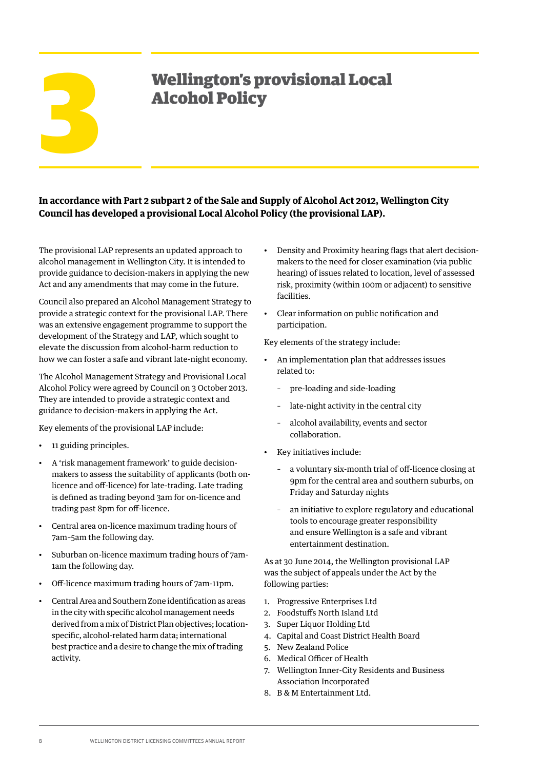# 3 Wellington's provisional Local Alcohol Policy

**In accordance with Part 2 subpart 2 of the Sale and Supply of Alcohol Act 2012, Wellington City Council has developed a provisional Local Alcohol Policy (the provisional LAP).**

The provisional LAP represents an updated approach to alcohol management in Wellington City. It is intended to provide guidance to decision-makers in applying the new Act and any amendments that may come in the future.

Council also prepared an Alcohol Management Strategy to provide a strategic context for the provisional LAP. There was an extensive engagement programme to support the development of the Strategy and LAP, which sought to elevate the discussion from alcohol-harm reduction to how we can foster a safe and vibrant late-night economy.

The Alcohol Management Strategy and Provisional Local Alcohol Policy were agreed by Council on 3 October 2013. They are intended to provide a strategic context and guidance to decision-makers in applying the Act.

Key elements of the provisional LAP include:

- 11 guiding principles.
- A 'risk management framework' to guide decision-makers to assess the suitability of applicants (both on-licence and off-licence) for late-trading. Late trading is defined as trading beyond 3am for on-licence and trading past 8pm for off-licence.
- Central area on-licence maximum trading hours of 7am–5am the following day.
- Suburban on-licence maximum trading hours of 7am-1am the following day.
- Off-licence maximum trading hours of 7am-11pm.
- Central Area and Southern Zone identification as areas in the city with specific alcohol management needs derived from a mix of District Plan objectives; location-specific, alcohol-related harm data; international best practice and a desire to change the mix of trading activity.
- Density and Proximity hearing flags that alert decision-makers to the need for closer examination (via public hearing) of issues related to location, level of assessed risk, proximity (within 100m or adjacent) to sensitive facilities.
- Clear information on public notification and participation.

Key elements of the strategy include:

- An implementation plan that addresses issues related to:
  - pre-loading and side-loading
  - late-night activity in the central city
  - alcohol availability, events and sector collaboration.
- Key initiatives include:
  - a voluntary six-month trial of off-licence closing at 9pm for the central area and southern suburbs, on Friday and Saturday nights
  - an initiative to explore regulatory and educational tools to encourage greater responsibility and ensure Wellington is a safe and vibrant entertainment destination.

As at 30 June 2014, the Wellington provisional LAP was the subject of appeals under the Act by the following parties:

1. Progressive Enterprises Ltd
2. Foodstuffs North Island Ltd
3. Super Liquor Holding Ltd
4. Capital and Coast District Health Board
5. New Zealand Police
6. Medical Officer of Health
7. Wellington Inner-City Residents and Business Association Incorporated
8. B & M Entertainment Ltd.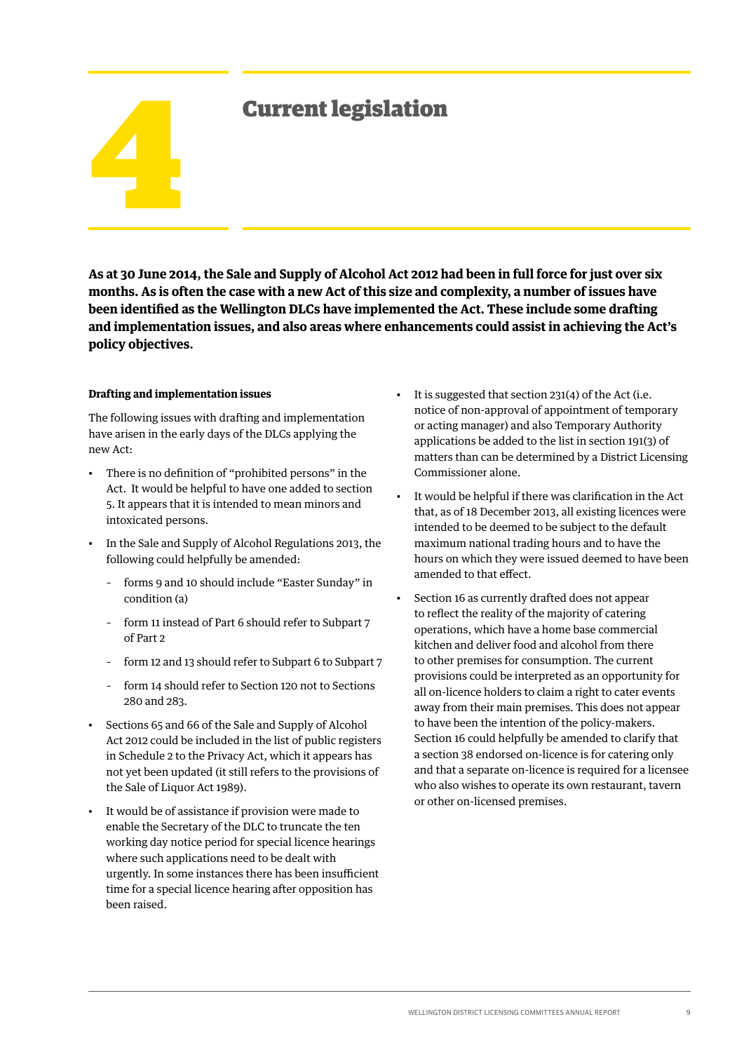# 4 Current legislation

**As at 30 June 2014, the Sale and Supply of Alcohol Act 2012 had been in full force for just over six months. As is often the case with a new Act of this size and complexity, a number of issues have been identified as the Wellington DLCs have implemented the Act. These include some drafting and implementation issues, and also areas where enhancements could assist in achieving the Act's policy objectives.**

#### Drafting and implementation issues

The following issues with drafting and implementation have arisen in the early days of the DLCs applying the new Act:

- There is no definition of "prohibited persons" in the Act. It would be helpful to have one added to section 5. It appears that it is intended to mean minors and intoxicated persons.
- In the Sale and Supply of Alcohol Regulations 2013, the following could helpfully be amended:
  - forms 9 and 10 should include "Easter Sunday" in condition (a)
  - form 11 instead of Part 6 should refer to Subpart 7 of Part 2
  - form 12 and 13 should refer to Subpart 6 to Subpart 7
  - form 14 should refer to Section 120 not to Sections 280 and 283.
- Sections 65 and 66 of the Sale and Supply of Alcohol Act 2012 could be included in the list of public registers in Schedule 2 to the Privacy Act, which it appears has not yet been updated (it still refers to the provisions of the Sale of Liquor Act 1989).
- It would be of assistance if provision were made to enable the Secretary of the DLC to truncate the ten working day notice period for special licence hearings where such applications need to be dealt with urgently. In some instances there has been insufficient time for a special licence hearing after opposition has been raised.
- It is suggested that section 231(4) of the Act (i.e. notice of non-approval of appointment of temporary or acting manager) and also Temporary Authority applications be added to the list in section 191(3) of matters than can be determined by a District Licensing Commissioner alone.
- It would be helpful if there was clarification in the Act that, as of 18 December 2013, all existing licences were intended to be deemed to be subject to the default maximum national trading hours and to have the hours on which they were issued deemed to have been amended to that effect.
- Section 16 as currently drafted does not appear to reflect the reality of the majority of catering operations, which have a home base commercial kitchen and deliver food and alcohol from there to other premises for consumption. The current provisions could be interpreted as an opportunity for all on-licence holders to claim a right to cater events away from their main premises. This does not appear to have been the intention of the policy-makers. Section 16 could helpfully be amended to clarify that a section 38 endorsed on-licence is for catering only and that a separate on-licence is required for a licensee who also wishes to operate its own restaurant, tavern or other on-licensed premises.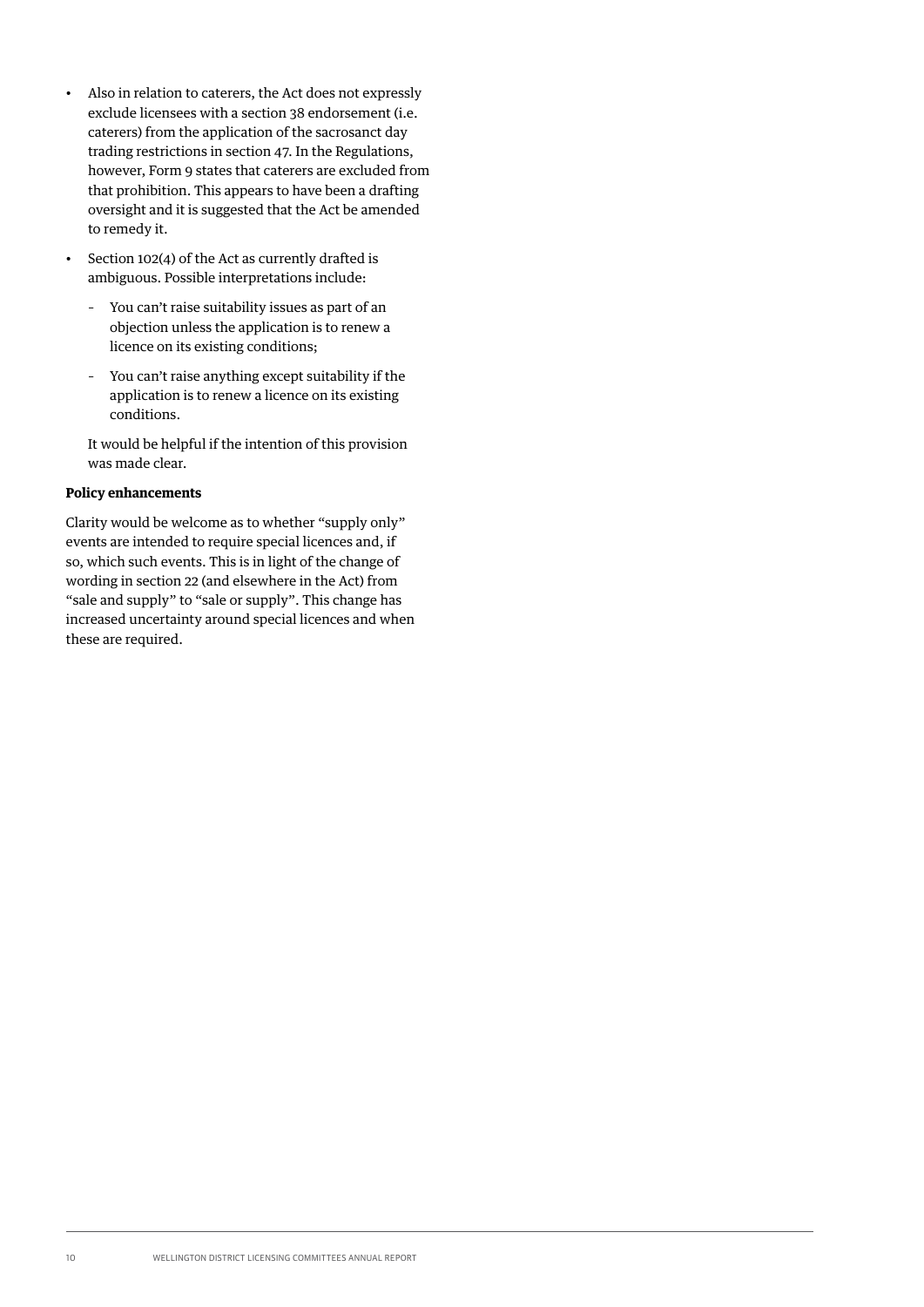- Also in relation to caterers, the Act does not expressly exclude licensees with a section 38 endorsement (i.e. caterers) from the application of the sacrosanct day trading restrictions in section 47. In the Regulations, however, Form 9 states that caterers are excluded from that prohibition. This appears to have been a drafting oversight and it is suggested that the Act be amended to remedy it.
- Section 102(4) of the Act as currently drafted is ambiguous. Possible interpretations include:
  - You can't raise suitability issues as part of an objection unless the application is to renew a licence on its existing conditions;
  - You can't raise anything except suitability if the application is to renew a licence on its existing conditions.

  It would be helpful if the intention of this provision was made clear.

**Policy enhancements**

Clarity would be welcome as to whether "supply only" events are intended to require special licences and, if so, which such events. This is in light of the change of wording in section 22 (and elsewhere in the Act) from "sale and supply" to "sale or supply". This change has increased uncertainty around special licences and when these are required.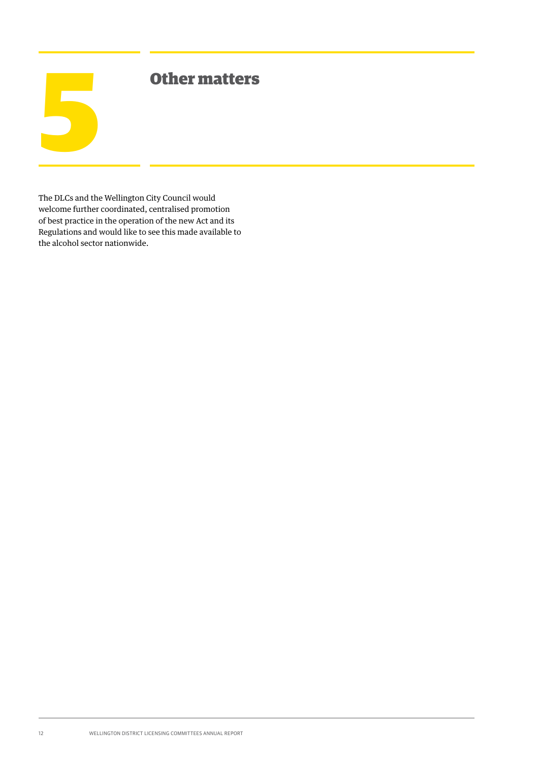# 5 Other matters

The DLCs and the Wellington City Council would welcome further coordinated, centralised promotion of best practice in the operation of the new Act and its Regulations and would like to see this made available to the alcohol sector nationwide.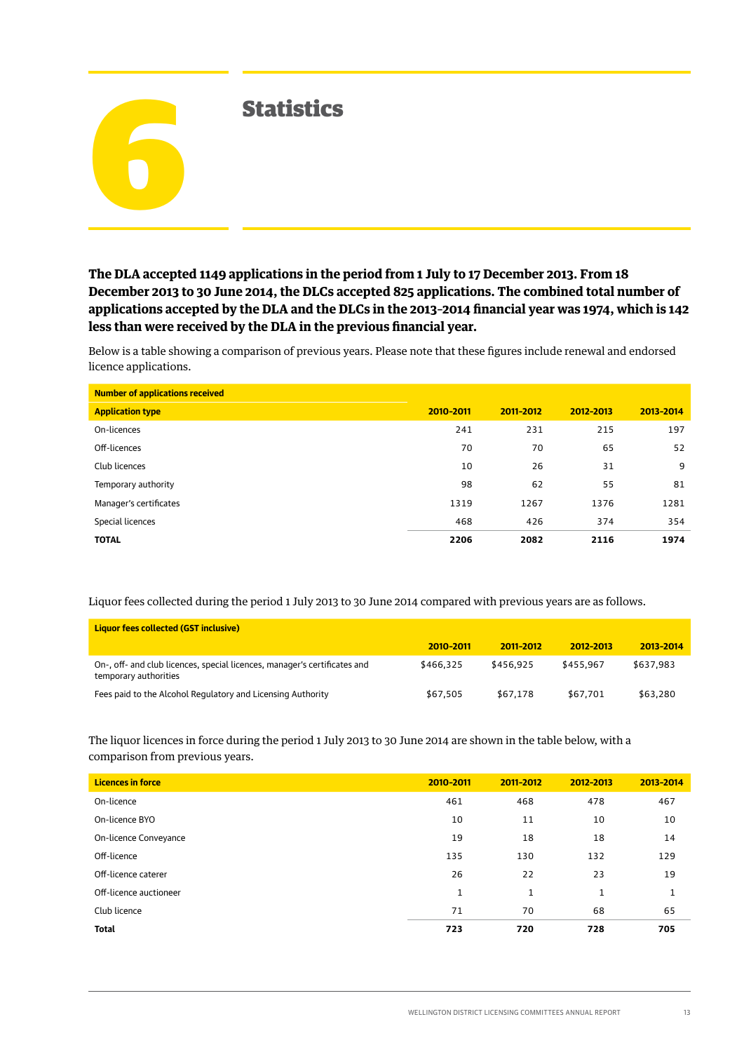# 6 Statistics

**The DLA accepted 1149 applications in the period from 1 July to 17 December 2013. From 18 December 2013 to 30 June 2014, the DLCs accepted 825 applications. The combined total number of applications accepted by the DLA and the DLCs in the 2013-2014 financial year was 1974, which is 142 less than were received by the DLA in the previous financial year.**

Below is a table showing a comparison of previous years. Please note that these figures include renewal and endorsed licence applications.

| Number of applications received | | | | |
|---|---|---|---|---|
| **Application type** | **2010-2011** | **2011-2012** | **2012-2013** | **2013-2014** |
| On-licences | 241 | 231 | 215 | 197 |
| Off-licences | 70 | 70 | 65 | 52 |
| Club licences | 10 | 26 | 31 | 9 |
| Temporary authority | 98 | 62 | 55 | 81 |
| Manager's certificates | 1319 | 1267 | 1376 | 1281 |
| Special licences | 468 | 426 | 374 | 354 |
| **TOTAL** | **2206** | **2082** | **2116** | **1974** |

Liquor fees collected during the period 1 July 2013 to 30 June 2014 compared with previous years are as follows.

| Liquor fees collected (GST inclusive) | | | | |
|---|---|---|---|---|
| | **2010-2011** | **2011-2012** | **2012-2013** | **2013-2014** |
| On-, off- and club licences, special licences, manager's certificates and temporary authorities | $466,325 | $456,925 | $455,967 | $637,983 |
| Fees paid to the Alcohol Regulatory and Licensing Authority | $67,505 | $67,178 | $67,701 | $63,280 |

The liquor licences in force during the period 1 July 2013 to 30 June 2014 are shown in the table below, with a comparison from previous years.

| Licences in force | 2010-2011 | 2011-2012 | 2012-2013 | 2013-2014 |
|---|---|---|---|---|
| On-licence | 461 | 468 | 478 | 467 |
| On-licence BYO | 10 | 11 | 10 | 10 |
| On-licence Conveyance | 19 | 18 | 18 | 14 |
| Off-licence | 135 | 130 | 132 | 129 |
| Off-licence caterer | 26 | 22 | 23 | 19 |
| Off-licence auctioneer | 1 | 1 | 1 | 1 |
| Club licence | 71 | 70 | 68 | 65 |
| **Total** | **723** | **720** | **728** | **705** |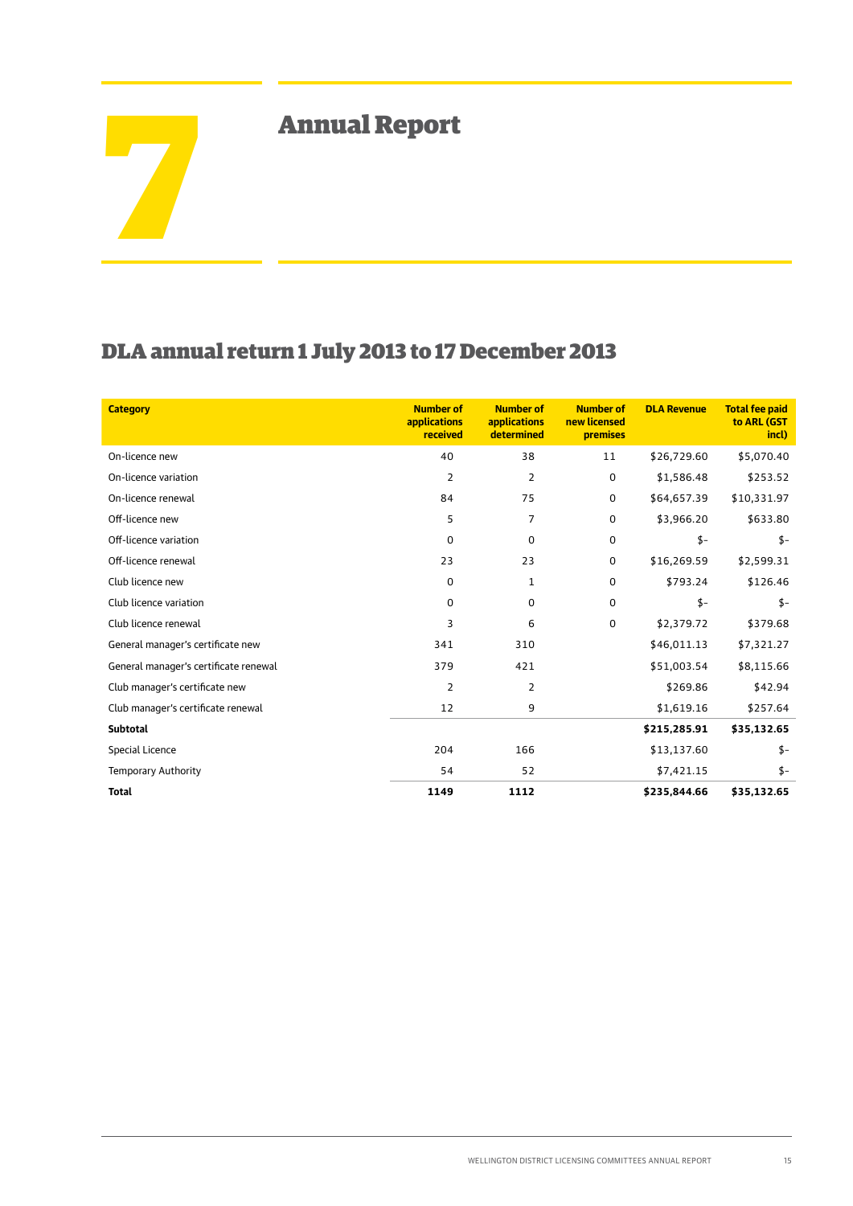# 7 Annual Report

## DLA annual return 1 July 2013 to 17 December 2013

| Category | Number of applications received | Number of applications determined | Number of new licensed premises | DLA Revenue | Total fee paid to ARL (GST incl) |
|---|---|---|---|---|---|
| On-licence new | 40 | 38 | 11 | $26,729.60 | $5,070.40 |
| On-licence variation | 2 | 2 | 0 | $1,586.48 | $253.52 |
| On-licence renewal | 84 | 75 | 0 | $64,657.39 | $10,331.97 |
| Off-licence new | 5 | 7 | 0 | $3,966.20 | $633.80 |
| Off-licence variation | 0 | 0 | 0 | $- | $- |
| Off-licence renewal | 23 | 23 | 0 | $16,269.59 | $2,599.31 |
| Club licence new | 0 | 1 | 0 | $793.24 | $126.46 |
| Club licence variation | 0 | 0 | 0 | $- | $- |
| Club licence renewal | 3 | 6 | 0 | $2,379.72 | $379.68 |
| General manager's certificate new | 341 | 310 | | $46,011.13 | $7,321.27 |
| General manager's certificate renewal | 379 | 421 | | $51,003.54 | $8,115.66 |
| Club manager's certificate new | 2 | 2 | | $269.86 | $42.94 |
| Club manager's certificate renewal | 12 | 9 | | $1,619.16 | $257.64 |
| **Subtotal** | | | | **$215,285.91** | **$35,132.65** |
| Special Licence | 204 | 166 | | $13,137.60 | $- |
| Temporary Authority | 54 | 52 | | $7,421.15 | $- |
| **Total** | **1149** | **1112** | | **$235,844.66** | **$35,132.65** |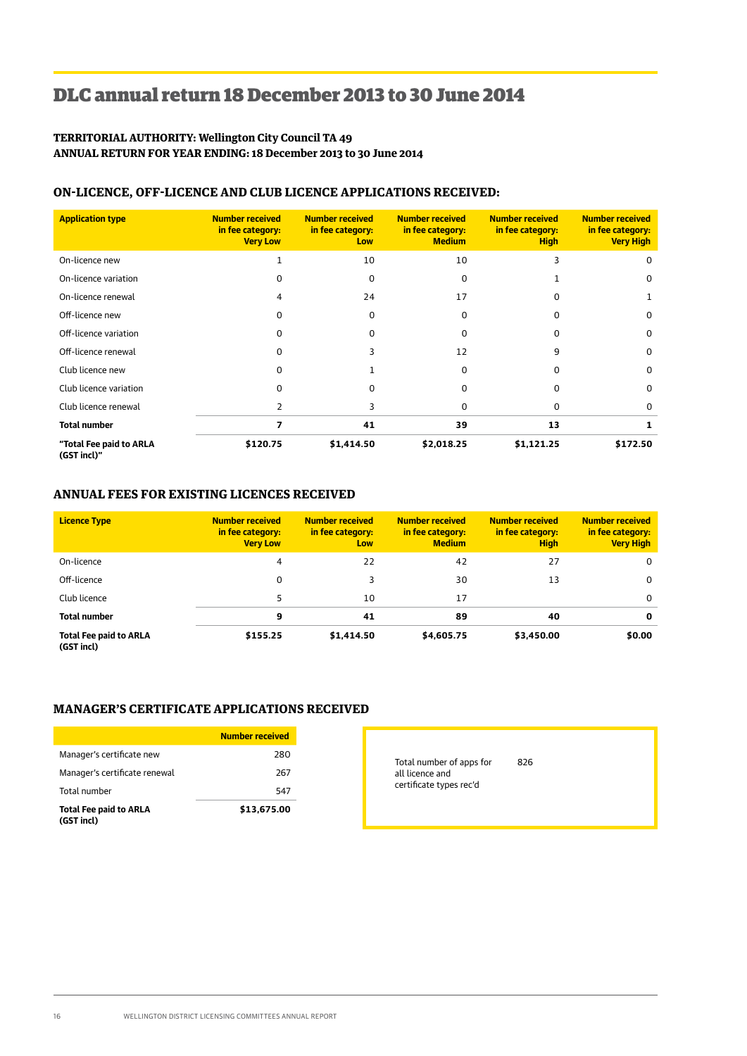# DLC annual return 18 December 2013 to 30 June 2014

**TERRITORIAL AUTHORITY: Wellington City Council TA 49**
**ANNUAL RETURN FOR YEAR ENDING: 18 December 2013 to 30 June 2014**

## ON-LICENCE, OFF-LICENCE AND CLUB LICENCE APPLICATIONS RECEIVED:

| Application type | Number received in fee category: Very Low | Number received in fee category: Low | Number received in fee category: Medium | Number received in fee category: High | Number received in fee category: Very High |
|---|---|---|---|---|---|
| On-licence new | 1 | 10 | 10 | 3 | 0 |
| On-licence variation | 0 | 0 | 0 | 1 | 0 |
| On-licence renewal | 4 | 24 | 17 | 0 | 1 |
| Off-licence new | 0 | 0 | 0 | 0 | 0 |
| Off-licence variation | 0 | 0 | 0 | 0 | 0 |
| Off-licence renewal | 0 | 3 | 12 | 9 | 0 |
| Club licence new | 0 | 1 | 0 | 0 | 0 |
| Club licence variation | 0 | 0 | 0 | 0 | 0 |
| Club licence renewal | 2 | 3 | 0 | 0 | 0 |
| **Total number** | **7** | **41** | **39** | **13** | **1** |
| **"Total Fee paid to ARLA (GST incl)"** | **$120.75** | **$1,414.50** | **$2,018.25** | **$1,121.25** | **$172.50** |

## ANNUAL FEES FOR EXISTING LICENCES RECEIVED

| Licence Type | Number received in fee category: Very Low | Number received in fee category: Low | Number received in fee category: Medium | Number received in fee category: High | Number received in fee category: Very High |
|---|---|---|---|---|---|
| On-licence | 4 | 22 | 42 | 27 | 0 |
| Off-licence | 0 | 3 | 30 | 13 | 0 |
| Club licence | 5 | 10 | 17 | | 0 |
| **Total number** | **9** | **41** | **89** | **40** | **0** |
| **Total Fee paid to ARLA (GST incl)** | **$155.25** | **$1,414.50** | **$4,605.75** | **$3,450.00** | **$0.00** |

## MANAGER'S CERTIFICATE APPLICATIONS RECEIVED

| | Number received |
|---|---|
| Manager's certificate new | 280 |
| Manager's certificate renewal | 267 |
| Total number | 547 |
| **Total Fee paid to ARLA (GST incl)** | **$13,675.00** |

| Total number of apps for all licence and certificate types rec'd | 826 |
|---|---|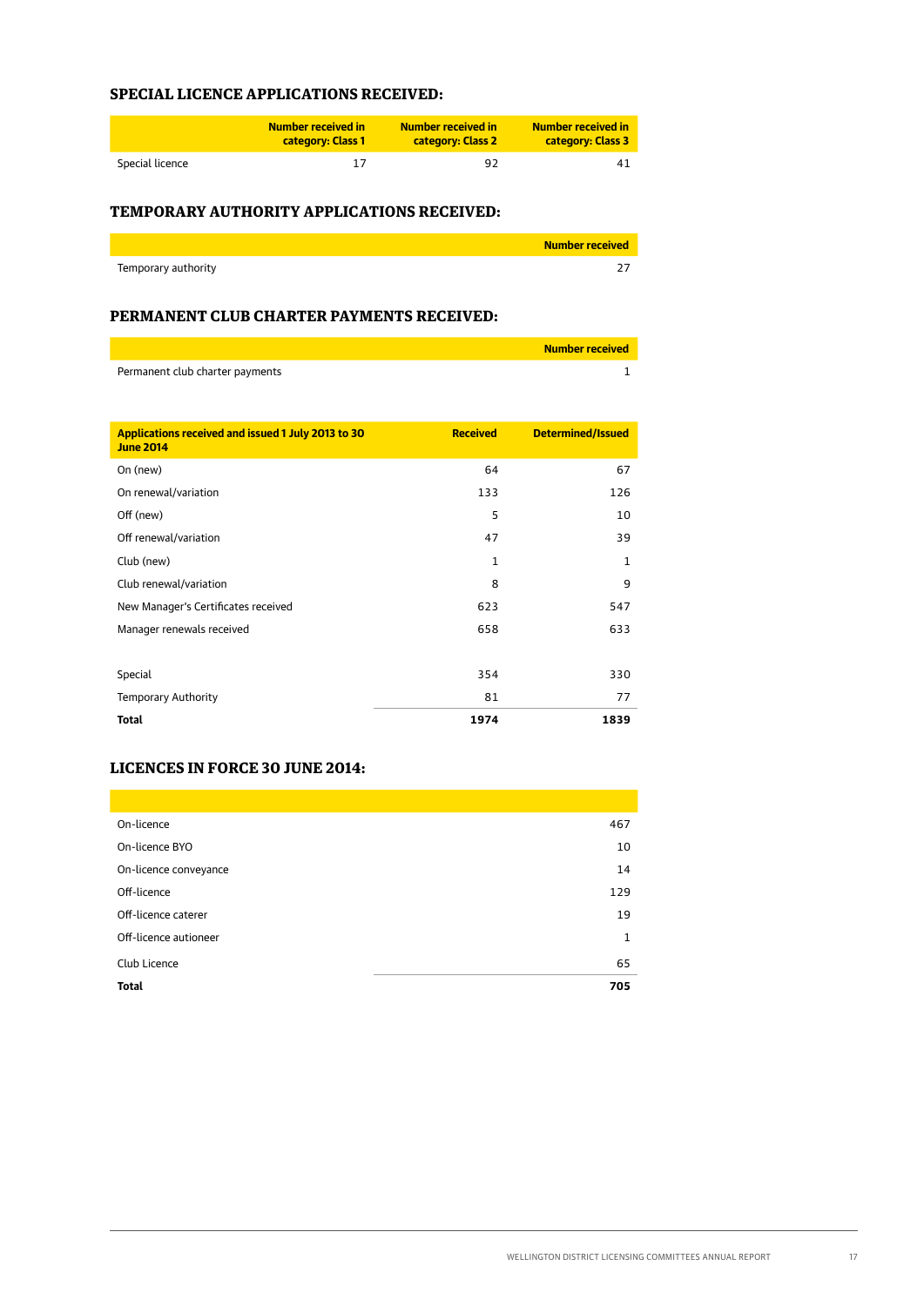## SPECIAL LICENCE APPLICATIONS RECEIVED:

| | Number received in category: Class 1 | Number received in category: Class 2 | Number received in category: Class 3 |
|---|---|---|---|
| Special licence | 17 | 92 | 41 |

## TEMPORARY AUTHORITY APPLICATIONS RECEIVED:

| | Number received |
|---|---|
| Temporary authority | 27 |

## PERMANENT CLUB CHARTER PAYMENTS RECEIVED:

| | Number received |
|---|---|
| Permanent club charter payments | 1 |

| Applications received and issued 1 July 2013 to 30 June 2014 | Received | Determined/Issued |
|---|---|---|
| On (new) | 64 | 67 |
| On renewal/variation | 133 | 126 |
| Off (new) | 5 | 10 |
| Off renewal/variation | 47 | 39 |
| Club (new) | 1 | 1 |
| Club renewal/variation | 8 | 9 |
| New Manager's Certificates received | 623 | 547 |
| Manager renewals received | 658 | 633 |
| | | |
| Special | 354 | 330 |
| Temporary Authority | 81 | 77 |
| **Total** | **1974** | **1839** |

## LICENCES IN FORCE 30 JUNE 2014:

| | |
|---|---|
| On-licence | 467 |
| On-licence BYO | 10 |
| On-licence conveyance | 14 |
| Off-licence | 129 |
| Off-licence caterer | 19 |
| Off-licence autioneer | 1 |
| Club Licence | 65 |
| **Total** | **705** |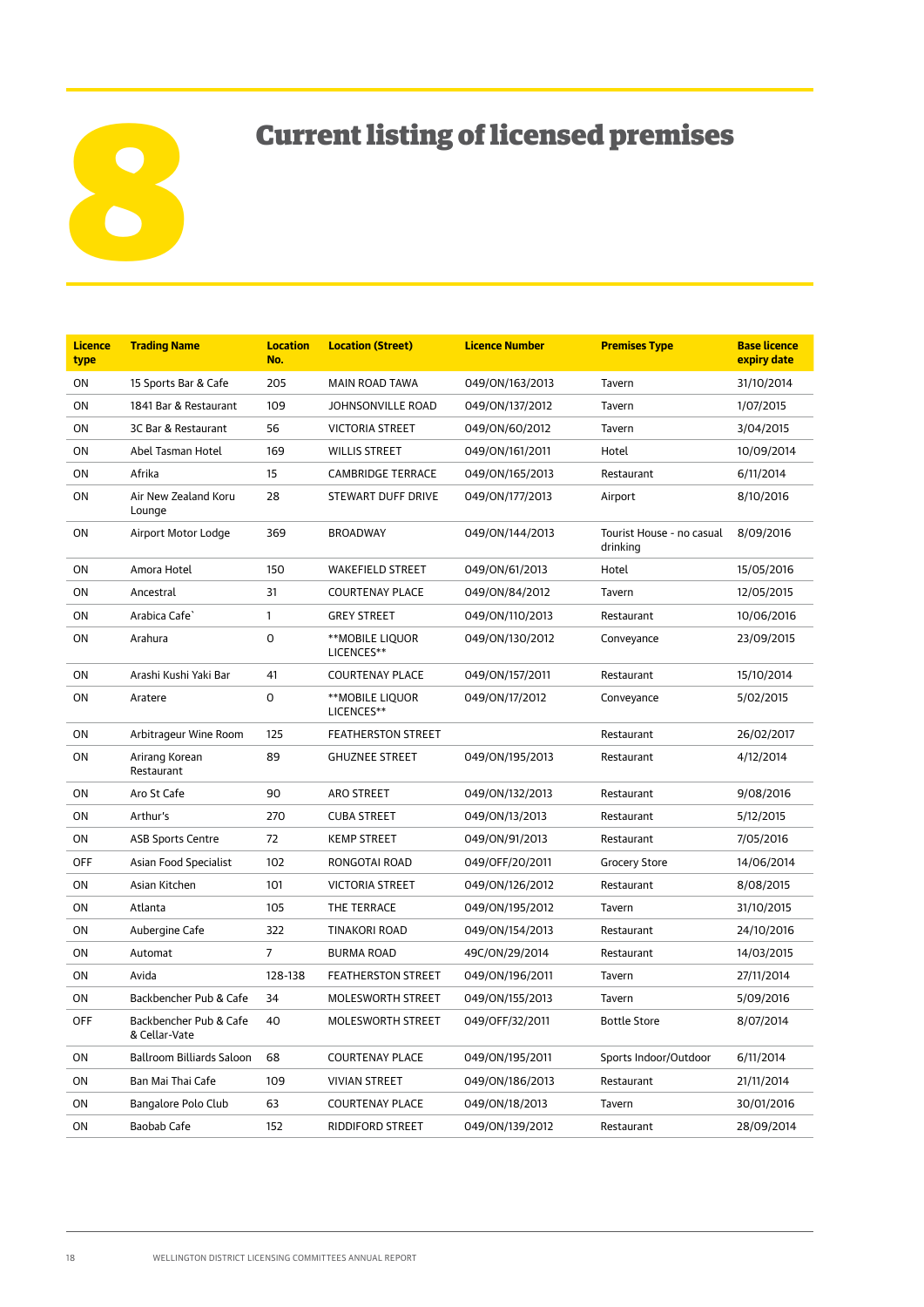# 8 Current listing of licensed premises

| Licence type | Trading Name | Location No. | Location (Street) | Licence Number | Premises Type | Base licence expiry date |
|---|---|---|---|---|---|---|
| ON | 15 Sports Bar & Cafe | 205 | MAIN ROAD TAWA | 049/ON/163/2013 | Tavern | 31/10/2014 |
| ON | 1841 Bar & Restaurant | 109 | JOHNSONVILLE ROAD | 049/ON/137/2012 | Tavern | 1/07/2015 |
| ON | 3C Bar & Restaurant | 56 | VICTORIA STREET | 049/ON/60/2012 | Tavern | 3/04/2015 |
| ON | Abel Tasman Hotel | 169 | WILLIS STREET | 049/ON/161/2011 | Hotel | 10/09/2014 |
| ON | Afrika | 15 | CAMBRIDGE TERRACE | 049/ON/165/2013 | Restaurant | 6/11/2014 |
| ON | Air New Zealand Koru Lounge | 28 | STEWART DUFF DRIVE | 049/ON/177/2013 | Airport | 8/10/2016 |
| ON | Airport Motor Lodge | 369 | BROADWAY | 049/ON/144/2013 | Tourist House - no casual drinking | 8/09/2016 |
| ON | Amora Hotel | 150 | WAKEFIELD STREET | 049/ON/61/2013 | Hotel | 15/05/2016 |
| ON | Ancestral | 31 | COURTENAY PLACE | 049/ON/84/2012 | Tavern | 12/05/2015 |
| ON | Arabica Cafe` | 1 | GREY STREET | 049/ON/110/2013 | Restaurant | 10/06/2016 |
| ON | Arahura | 0 | **MOBILE LIQUOR LICENCES** | 049/ON/130/2012 | Conveyance | 23/09/2015 |
| ON | Arashi Kushi Yaki Bar | 41 | COURTENAY PLACE | 049/ON/157/2011 | Restaurant | 15/10/2014 |
| ON | Aratere | 0 | **MOBILE LIQUOR LICENCES** | 049/ON/17/2012 | Conveyance | 5/02/2015 |
| ON | Arbitrageur Wine Room | 125 | FEATHERSTON STREET | | Restaurant | 26/02/2017 |
| ON | Arirang Korean Restaurant | 89 | GHUZNEE STREET | 049/ON/195/2013 | Restaurant | 4/12/2014 |
| ON | Aro St Cafe | 90 | ARO STREET | 049/ON/132/2013 | Restaurant | 9/08/2016 |
| ON | Arthur's | 270 | CUBA STREET | 049/ON/13/2013 | Restaurant | 5/12/2015 |
| ON | ASB Sports Centre | 72 | KEMP STREET | 049/ON/91/2013 | Restaurant | 7/05/2016 |
| OFF | Asian Food Specialist | 102 | RONGOTAI ROAD | 049/OFF/20/2011 | Grocery Store | 14/06/2014 |
| ON | Asian Kitchen | 101 | VICTORIA STREET | 049/ON/126/2012 | Restaurant | 8/08/2015 |
| ON | Atlanta | 105 | THE TERRACE | 049/ON/195/2012 | Tavern | 31/10/2015 |
| ON | Aubergine Cafe | 322 | TINAKORI ROAD | 049/ON/154/2013 | Restaurant | 24/10/2016 |
| ON | Automat | 7 | BURMA ROAD | 49C/ON/29/2014 | Restaurant | 14/03/2015 |
| ON | Avida | 128-138 | FEATHERSTON STREET | 049/ON/196/2011 | Tavern | 27/11/2014 |
| ON | Backbencher Pub & Cafe | 34 | MOLESWORTH STREET | 049/ON/155/2013 | Tavern | 5/09/2016 |
| OFF | Backbencher Pub & Cafe & Cellar-Vate | 40 | MOLESWORTH STREET | 049/OFF/32/2011 | Bottle Store | 8/07/2014 |
| ON | Ballroom Billiards Saloon | 68 | COURTENAY PLACE | 049/ON/195/2011 | Sports Indoor/Outdoor | 6/11/2014 |
| ON | Ban Mai Thai Cafe | 109 | VIVIAN STREET | 049/ON/186/2013 | Restaurant | 21/11/2014 |
| ON | Bangalore Polo Club | 63 | COURTENAY PLACE | 049/ON/18/2013 | Tavern | 30/01/2016 |
| ON | Baobab Cafe | 152 | RIDDIFORD STREET | 049/ON/139/2012 | Restaurant | 28/09/2014 |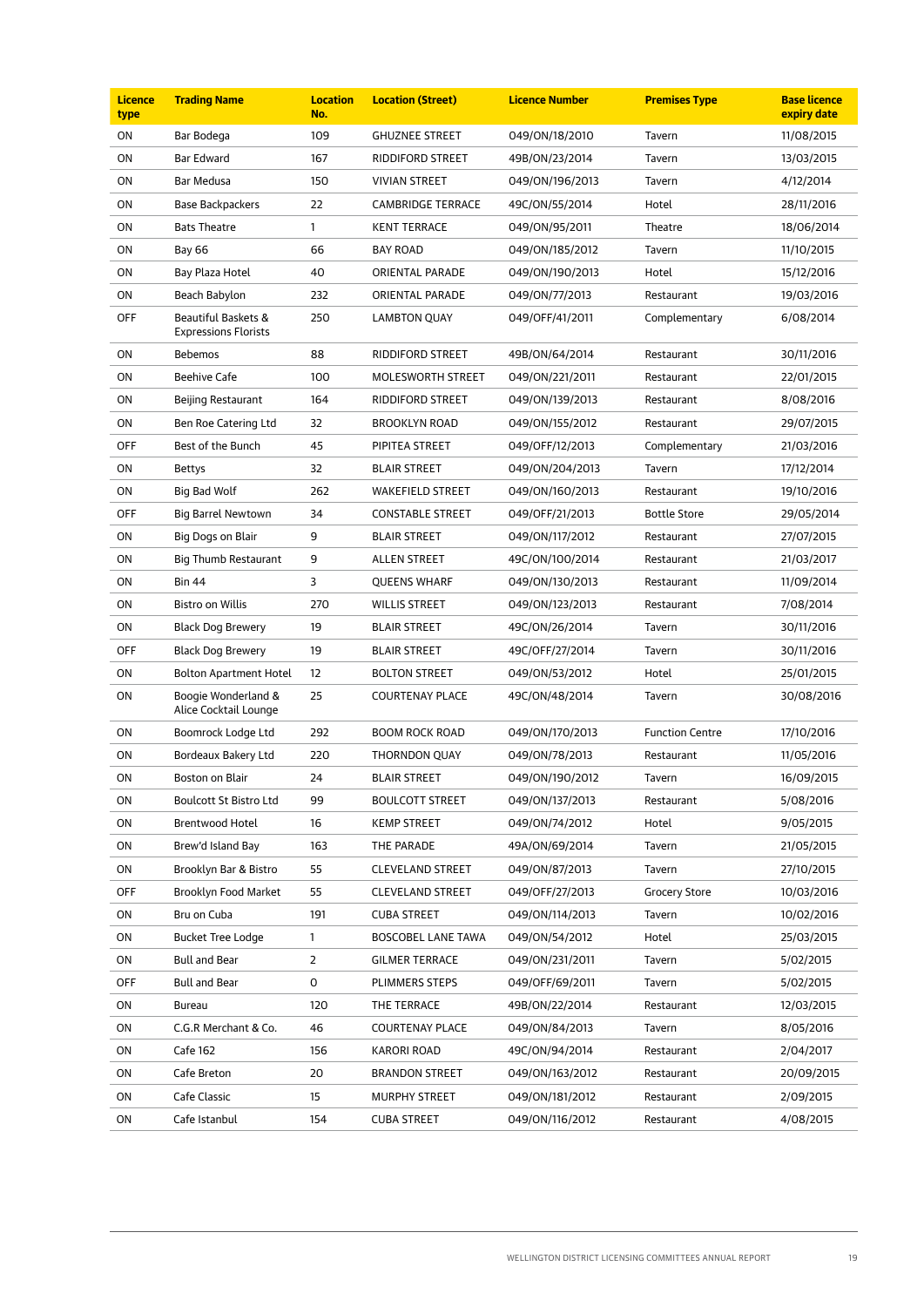| Licence type | Trading Name | Location No. | Location (Street) | Licence Number | Premises Type | Base licence expiry date |
|---|---|---|---|---|---|---|
| ON | Bar Bodega | 109 | GHUZNEE STREET | 049/ON/18/2010 | Tavern | 11/08/2015 |
| ON | Bar Edward | 167 | RIDDIFORD STREET | 49B/ON/23/2014 | Tavern | 13/03/2015 |
| ON | Bar Medusa | 150 | VIVIAN STREET | 049/ON/196/2013 | Tavern | 4/12/2014 |
| ON | Base Backpackers | 22 | CAMBRIDGE TERRACE | 49C/ON/55/2014 | Hotel | 28/11/2016 |
| ON | Bats Theatre | 1 | KENT TERRACE | 049/ON/95/2011 | Theatre | 18/06/2014 |
| ON | Bay 66 | 66 | BAY ROAD | 049/ON/185/2012 | Tavern | 11/10/2015 |
| ON | Bay Plaza Hotel | 40 | ORIENTAL PARADE | 049/ON/190/2013 | Hotel | 15/12/2016 |
| ON | Beach Babylon | 232 | ORIENTAL PARADE | 049/ON/77/2013 | Restaurant | 19/03/2016 |
| OFF | Beautiful Baskets & Expressions Florists | 250 | LAMBTON QUAY | 049/OFF/41/2011 | Complementary | 6/08/2014 |
| ON | Bebemos | 88 | RIDDIFORD STREET | 49B/ON/64/2014 | Restaurant | 30/11/2016 |
| ON | Beehive Cafe | 100 | MOLESWORTH STREET | 049/ON/221/2011 | Restaurant | 22/01/2015 |
| ON | Beijing Restaurant | 164 | RIDDIFORD STREET | 049/ON/139/2013 | Restaurant | 8/08/2016 |
| ON | Ben Roe Catering Ltd | 32 | BROOKLYN ROAD | 049/ON/155/2012 | Restaurant | 29/07/2015 |
| OFF | Best of the Bunch | 45 | PIPITEA STREET | 049/OFF/12/2013 | Complementary | 21/03/2016 |
| ON | Bettys | 32 | BLAIR STREET | 049/ON/204/2013 | Tavern | 17/12/2014 |
| ON | Big Bad Wolf | 262 | WAKEFIELD STREET | 049/ON/160/2013 | Restaurant | 19/10/2016 |
| OFF | Big Barrel Newtown | 34 | CONSTABLE STREET | 049/OFF/21/2013 | Bottle Store | 29/05/2014 |
| ON | Big Dogs on Blair | 9 | BLAIR STREET | 049/ON/117/2012 | Restaurant | 27/07/2015 |
| ON | Big Thumb Restaurant | 9 | ALLEN STREET | 49C/ON/100/2014 | Restaurant | 21/03/2017 |
| ON | Bin 44 | 3 | QUEENS WHARF | 049/ON/130/2013 | Restaurant | 11/09/2014 |
| ON | Bistro on Willis | 270 | WILLIS STREET | 049/ON/123/2013 | Restaurant | 7/08/2014 |
| ON | Black Dog Brewery | 19 | BLAIR STREET | 49C/ON/26/2014 | Tavern | 30/11/2016 |
| OFF | Black Dog Brewery | 19 | BLAIR STREET | 49C/OFF/27/2014 | Tavern | 30/11/2016 |
| ON | Bolton Apartment Hotel | 12 | BOLTON STREET | 049/ON/53/2012 | Hotel | 25/01/2015 |
| ON | Boogie Wonderland & Alice Cocktail Lounge | 25 | COURTENAY PLACE | 49C/ON/48/2014 | Tavern | 30/08/2016 |
| ON | Boomrock Lodge Ltd | 292 | BOOM ROCK ROAD | 049/ON/170/2013 | Function Centre | 17/10/2016 |
| ON | Bordeaux Bakery Ltd | 220 | THORNDON QUAY | 049/ON/78/2013 | Restaurant | 11/05/2016 |
| ON | Boston on Blair | 24 | BLAIR STREET | 049/ON/190/2012 | Tavern | 16/09/2015 |
| ON | Boulcott St Bistro Ltd | 99 | BOULCOTT STREET | 049/ON/137/2013 | Restaurant | 5/08/2016 |
| ON | Brentwood Hotel | 16 | KEMP STREET | 049/ON/74/2012 | Hotel | 9/05/2015 |
| ON | Brew'd Island Bay | 163 | THE PARADE | 49A/ON/69/2014 | Tavern | 21/05/2015 |
| ON | Brooklyn Bar & Bistro | 55 | CLEVELAND STREET | 049/ON/87/2013 | Tavern | 27/10/2015 |
| OFF | Brooklyn Food Market | 55 | CLEVELAND STREET | 049/OFF/27/2013 | Grocery Store | 10/03/2016 |
| ON | Bru on Cuba | 191 | CUBA STREET | 049/ON/114/2013 | Tavern | 10/02/2016 |
| ON | Bucket Tree Lodge | 1 | BOSCOBEL LANE TAWA | 049/ON/54/2012 | Hotel | 25/03/2015 |
| ON | Bull and Bear | 2 | GILMER TERRACE | 049/ON/231/2011 | Tavern | 5/02/2015 |
| OFF | Bull and Bear | 0 | PLIMMERS STEPS | 049/OFF/69/2011 | Tavern | 5/02/2015 |
| ON | Bureau | 120 | THE TERRACE | 49B/ON/22/2014 | Restaurant | 12/03/2015 |
| ON | C.G.R Merchant & Co. | 46 | COURTENAY PLACE | 049/ON/84/2013 | Tavern | 8/05/2016 |
| ON | Cafe 162 | 156 | KARORI ROAD | 49C/ON/94/2014 | Restaurant | 2/04/2017 |
| ON | Cafe Breton | 20 | BRANDON STREET | 049/ON/163/2012 | Restaurant | 20/09/2015 |
| ON | Cafe Classic | 15 | MURPHY STREET | 049/ON/181/2012 | Restaurant | 2/09/2015 |
| ON | Cafe Istanbul | 154 | CUBA STREET | 049/ON/116/2012 | Restaurant | 4/08/2015 |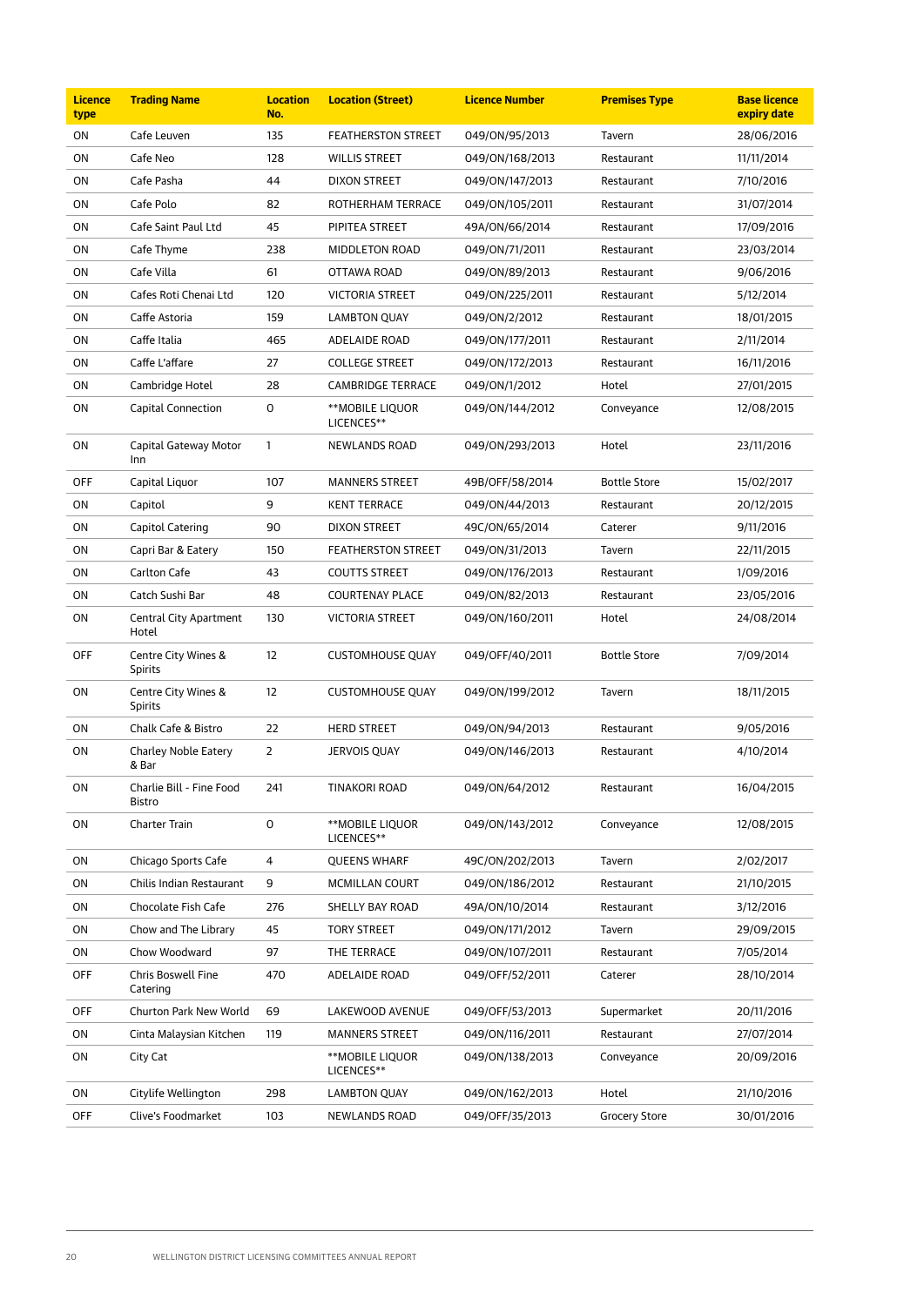| Licence type | Trading Name | Location No. | Location (Street) | Licence Number | Premises Type | Base licence expiry date |
|---|---|---|---|---|---|---|
| ON | Cafe Leuven | 135 | FEATHERSTON STREET | 049/ON/95/2013 | Tavern | 28/06/2016 |
| ON | Cafe Neo | 128 | WILLIS STREET | 049/ON/168/2013 | Restaurant | 11/11/2014 |
| ON | Cafe Pasha | 44 | DIXON STREET | 049/ON/147/2013 | Restaurant | 7/10/2016 |
| ON | Cafe Polo | 82 | ROTHERHAM TERRACE | 049/ON/105/2011 | Restaurant | 31/07/2014 |
| ON | Cafe Saint Paul Ltd | 45 | PIPITEA STREET | 49A/ON/66/2014 | Restaurant | 17/09/2016 |
| ON | Cafe Thyme | 238 | MIDDLETON ROAD | 049/ON/71/2011 | Restaurant | 23/03/2014 |
| ON | Cafe Villa | 61 | OTTAWA ROAD | 049/ON/89/2013 | Restaurant | 9/06/2016 |
| ON | Cafes Roti Chenai Ltd | 120 | VICTORIA STREET | 049/ON/225/2011 | Restaurant | 5/12/2014 |
| ON | Caffe Astoria | 159 | LAMBTON QUAY | 049/ON/2/2012 | Restaurant | 18/01/2015 |
| ON | Caffe Italia | 465 | ADELAIDE ROAD | 049/ON/177/2011 | Restaurant | 2/11/2014 |
| ON | Caffe L'affare | 27 | COLLEGE STREET | 049/ON/172/2013 | Restaurant | 16/11/2016 |
| ON | Cambridge Hotel | 28 | CAMBRIDGE TERRACE | 049/ON/1/2012 | Hotel | 27/01/2015 |
| ON | Capital Connection | 0 | **MOBILE LIQUOR LICENCES** | 049/ON/144/2012 | Conveyance | 12/08/2015 |
| ON | Capital Gateway Motor Inn | 1 | NEWLANDS ROAD | 049/ON/293/2013 | Hotel | 23/11/2016 |
| OFF | Capital Liquor | 107 | MANNERS STREET | 49B/OFF/58/2014 | Bottle Store | 15/02/2017 |
| ON | Capitol | 9 | KENT TERRACE | 049/ON/44/2013 | Restaurant | 20/12/2015 |
| ON | Capitol Catering | 90 | DIXON STREET | 49C/ON/65/2014 | Caterer | 9/11/2016 |
| ON | Capri Bar & Eatery | 150 | FEATHERSTON STREET | 049/ON/31/2013 | Tavern | 22/11/2015 |
| ON | Carlton Cafe | 43 | COUTTS STREET | 049/ON/176/2013 | Restaurant | 1/09/2016 |
| ON | Catch Sushi Bar | 48 | COURTENAY PLACE | 049/ON/82/2013 | Restaurant | 23/05/2016 |
| ON | Central City Apartment Hotel | 130 | VICTORIA STREET | 049/ON/160/2011 | Hotel | 24/08/2014 |
| OFF | Centre City Wines & Spirits | 12 | CUSTOMHOUSE QUAY | 049/OFF/40/2011 | Bottle Store | 7/09/2014 |
| ON | Centre City Wines & Spirits | 12 | CUSTOMHOUSE QUAY | 049/ON/199/2012 | Tavern | 18/11/2015 |
| ON | Chalk Cafe & Bistro | 22 | HERD STREET | 049/ON/94/2013 | Restaurant | 9/05/2016 |
| ON | Charley Noble Eatery & Bar | 2 | JERVOIS QUAY | 049/ON/146/2013 | Restaurant | 4/10/2014 |
| ON | Charlie Bill - Fine Food Bistro | 241 | TINAKORI ROAD | 049/ON/64/2012 | Restaurant | 16/04/2015 |
| ON | Charter Train | 0 | **MOBILE LIQUOR LICENCES** | 049/ON/143/2012 | Conveyance | 12/08/2015 |
| ON | Chicago Sports Cafe | 4 | QUEENS WHARF | 49C/ON/202/2013 | Tavern | 2/02/2017 |
| ON | Chilis Indian Restaurant | 9 | MCMILLAN COURT | 049/ON/186/2012 | Restaurant | 21/10/2015 |
| ON | Chocolate Fish Cafe | 276 | SHELLY BAY ROAD | 49A/ON/10/2014 | Restaurant | 3/12/2016 |
| ON | Chow and The Library | 45 | TORY STREET | 049/ON/171/2012 | Tavern | 29/09/2015 |
| ON | Chow Woodward | 97 | THE TERRACE | 049/ON/107/2011 | Restaurant | 7/05/2014 |
| OFF | Chris Boswell Fine Catering | 470 | ADELAIDE ROAD | 049/OFF/52/2011 | Caterer | 28/10/2014 |
| OFF | Churton Park New World | 69 | LAKEWOOD AVENUE | 049/OFF/53/2013 | Supermarket | 20/11/2016 |
| ON | Cinta Malaysian Kitchen | 119 | MANNERS STREET | 049/ON/116/2011 | Restaurant | 27/07/2014 |
| ON | City Cat | | **MOBILE LIQUOR LICENCES** | 049/ON/138/2013 | Conveyance | 20/09/2016 |
| ON | Citylife Wellington | 298 | LAMBTON QUAY | 049/ON/162/2013 | Hotel | 21/10/2016 |
| OFF | Clive's Foodmarket | 103 | NEWLANDS ROAD | 049/OFF/35/2013 | Grocery Store | 30/01/2016 |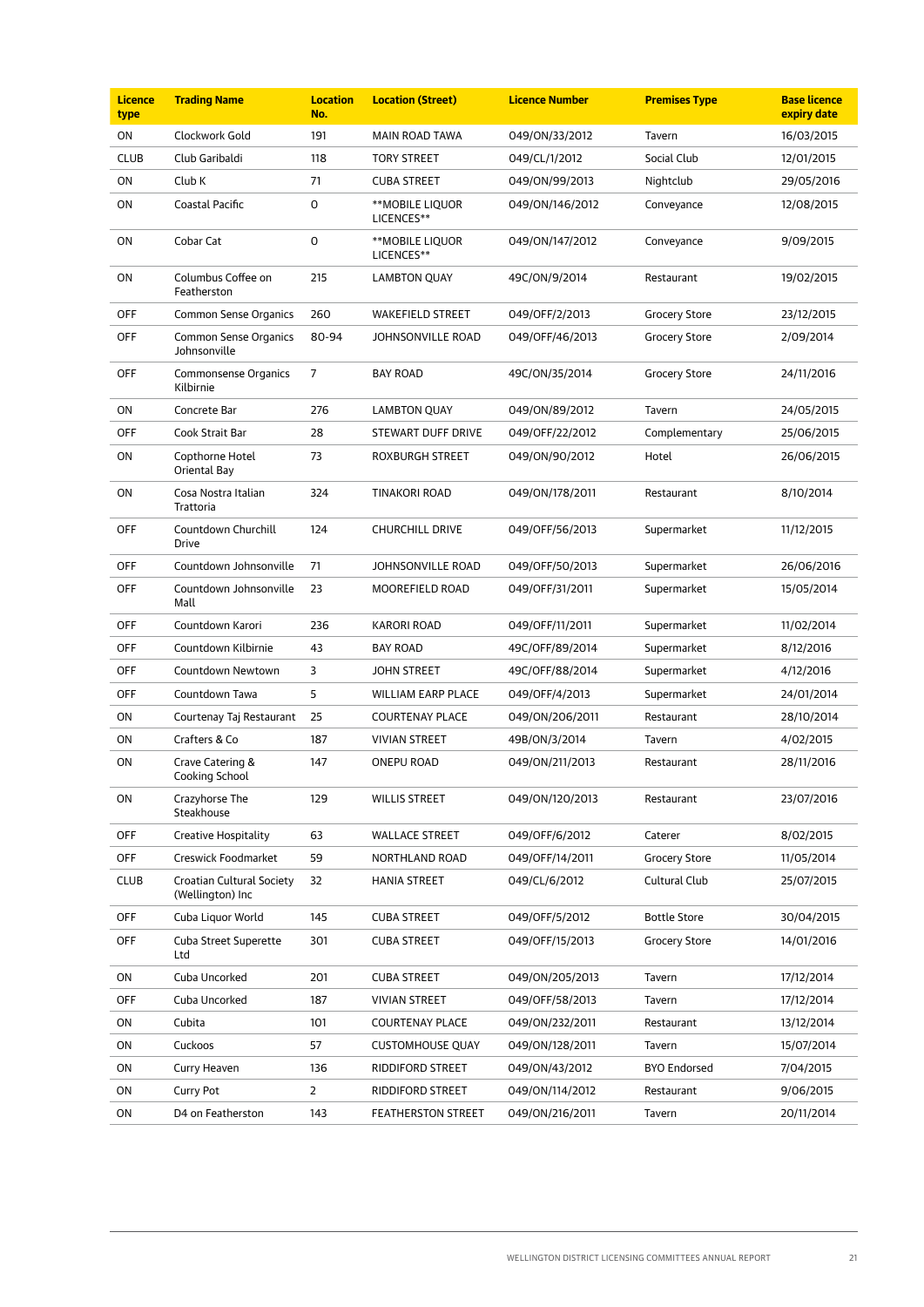| Licence type | Trading Name | Location No. | Location (Street) | Licence Number | Premises Type | Base licence expiry date |
|---|---|---|---|---|---|---|
| ON | Clockwork Gold | 191 | MAIN ROAD TAWA | 049/ON/33/2012 | Tavern | 16/03/2015 |
| CLUB | Club Garibaldi | 118 | TORY STREET | 049/CL/1/2012 | Social Club | 12/01/2015 |
| ON | Club K | 71 | CUBA STREET | 049/ON/99/2013 | Nightclub | 29/05/2016 |
| ON | Coastal Pacific | 0 | **MOBILE LIQUOR LICENCES** | 049/ON/146/2012 | Conveyance | 12/08/2015 |
| ON | Cobar Cat | 0 | **MOBILE LIQUOR LICENCES** | 049/ON/147/2012 | Conveyance | 9/09/2015 |
| ON | Columbus Coffee on Featherston | 215 | LAMBTON QUAY | 49C/ON/9/2014 | Restaurant | 19/02/2015 |
| OFF | Common Sense Organics | 260 | WAKEFIELD STREET | 049/OFF/2/2013 | Grocery Store | 23/12/2015 |
| OFF | Common Sense Organics Johnsonville | 80-94 | JOHNSONVILLE ROAD | 049/OFF/46/2013 | Grocery Store | 2/09/2014 |
| OFF | Commonsense Organics Kilbirnie | 7 | BAY ROAD | 49C/ON/35/2014 | Grocery Store | 24/11/2016 |
| ON | Concrete Bar | 276 | LAMBTON QUAY | 049/ON/89/2012 | Tavern | 24/05/2015 |
| OFF | Cook Strait Bar | 28 | STEWART DUFF DRIVE | 049/OFF/22/2012 | Complementary | 25/06/2015 |
| ON | Copthorne Hotel Oriental Bay | 73 | ROXBURGH STREET | 049/ON/90/2012 | Hotel | 26/06/2015 |
| ON | Cosa Nostra Italian Trattoria | 324 | TINAKORI ROAD | 049/ON/178/2011 | Restaurant | 8/10/2014 |
| OFF | Countdown Churchill Drive | 124 | CHURCHILL DRIVE | 049/OFF/56/2013 | Supermarket | 11/12/2015 |
| OFF | Countdown Johnsonville | 71 | JOHNSONVILLE ROAD | 049/OFF/50/2013 | Supermarket | 26/06/2016 |
| OFF | Countdown Johnsonville Mall | 23 | MOOREFIELD ROAD | 049/OFF/31/2011 | Supermarket | 15/05/2014 |
| OFF | Countdown Karori | 236 | KARORI ROAD | 049/OFF/11/2011 | Supermarket | 11/02/2014 |
| OFF | Countdown Kilbirnie | 43 | BAY ROAD | 49C/OFF/89/2014 | Supermarket | 8/12/2016 |
| OFF | Countdown Newtown | 3 | JOHN STREET | 49C/OFF/88/2014 | Supermarket | 4/12/2016 |
| OFF | Countdown Tawa | 5 | WILLIAM EARP PLACE | 049/OFF/4/2013 | Supermarket | 24/01/2014 |
| ON | Courtenay Taj Restaurant | 25 | COURTENAY PLACE | 049/ON/206/2011 | Restaurant | 28/10/2014 |
| ON | Crafters & Co | 187 | VIVIAN STREET | 49B/ON/3/2014 | Tavern | 4/02/2015 |
| ON | Crave Catering & Cooking School | 147 | ONEPU ROAD | 049/ON/211/2013 | Restaurant | 28/11/2016 |
| ON | Crazyhorse The Steakhouse | 129 | WILLIS STREET | 049/ON/120/2013 | Restaurant | 23/07/2016 |
| OFF | Creative Hospitality | 63 | WALLACE STREET | 049/OFF/6/2012 | Caterer | 8/02/2015 |
| OFF | Creswick Foodmarket | 59 | NORTHLAND ROAD | 049/OFF/14/2011 | Grocery Store | 11/05/2014 |
| CLUB | Croatian Cultural Society (Wellington) Inc | 32 | HANIA STREET | 049/CL/6/2012 | Cultural Club | 25/07/2015 |
| OFF | Cuba Liquor World | 145 | CUBA STREET | 049/OFF/5/2012 | Bottle Store | 30/04/2015 |
| OFF | Cuba Street Superette Ltd | 301 | CUBA STREET | 049/OFF/15/2013 | Grocery Store | 14/01/2016 |
| ON | Cuba Uncorked | 201 | CUBA STREET | 049/ON/205/2013 | Tavern | 17/12/2014 |
| OFF | Cuba Uncorked | 187 | VIVIAN STREET | 049/OFF/58/2013 | Tavern | 17/12/2014 |
| ON | Cubita | 101 | COURTENAY PLACE | 049/ON/232/2011 | Restaurant | 13/12/2014 |
| ON | Cuckoos | 57 | CUSTOMHOUSE QUAY | 049/ON/128/2011 | Tavern | 15/07/2014 |
| ON | Curry Heaven | 136 | RIDDIFORD STREET | 049/ON/43/2012 | BYO Endorsed | 7/04/2015 |
| ON | Curry Pot | 2 | RIDDIFORD STREET | 049/ON/114/2012 | Restaurant | 9/06/2015 |
| ON | D4 on Featherston | 143 | FEATHERSTON STREET | 049/ON/216/2011 | Tavern | 20/11/2014 |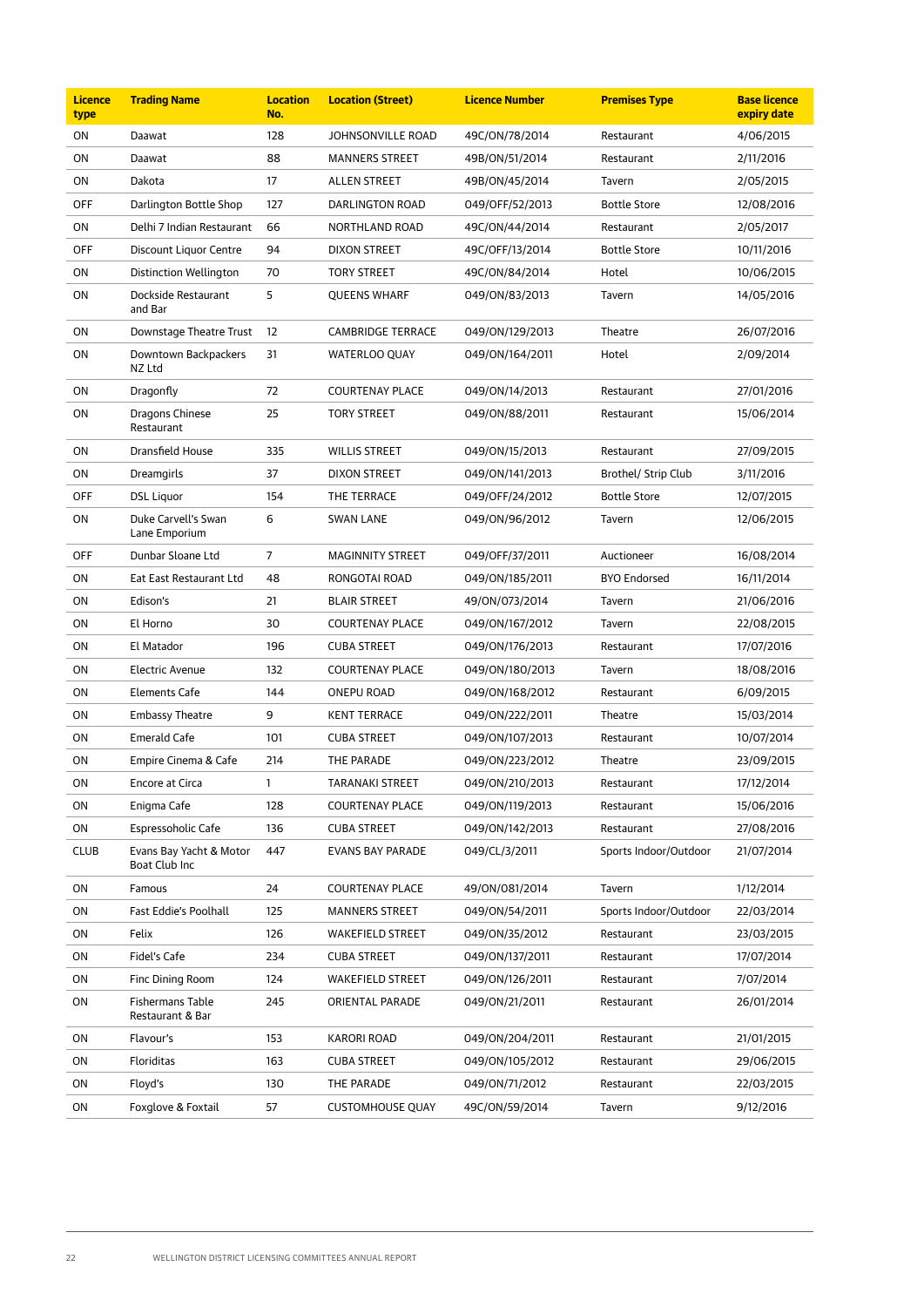| Licence type | Trading Name | Location No. | Location (Street) | Licence Number | Premises Type | Base licence expiry date |
|---|---|---|---|---|---|---|
| ON | Daawat | 128 | JOHNSONVILLE ROAD | 49C/ON/78/2014 | Restaurant | 4/06/2015 |
| ON | Daawat | 88 | MANNERS STREET | 49B/ON/51/2014 | Restaurant | 2/11/2016 |
| ON | Dakota | 17 | ALLEN STREET | 49B/ON/45/2014 | Tavern | 2/05/2015 |
| OFF | Darlington Bottle Shop | 127 | DARLINGTON ROAD | 049/OFF/52/2013 | Bottle Store | 12/08/2016 |
| ON | Delhi 7 Indian Restaurant | 66 | NORTHLAND ROAD | 49C/ON/44/2014 | Restaurant | 2/05/2017 |
| OFF | Discount Liquor Centre | 94 | DIXON STREET | 49C/OFF/13/2014 | Bottle Store | 10/11/2016 |
| ON | Distinction Wellington | 70 | TORY STREET | 49C/ON/84/2014 | Hotel | 10/06/2015 |
| ON | Dockside Restaurant and Bar | 5 | QUEENS WHARF | 049/ON/83/2013 | Tavern | 14/05/2016 |
| ON | Downstage Theatre Trust | 12 | CAMBRIDGE TERRACE | 049/ON/129/2013 | Theatre | 26/07/2016 |
| ON | Downtown Backpackers NZ Ltd | 31 | WATERLOO QUAY | 049/ON/164/2011 | Hotel | 2/09/2014 |
| ON | Dragonfly | 72 | COURTENAY PLACE | 049/ON/14/2013 | Restaurant | 27/01/2016 |
| ON | Dragons Chinese Restaurant | 25 | TORY STREET | 049/ON/88/2011 | Restaurant | 15/06/2014 |
| ON | Dransfield House | 335 | WILLIS STREET | 049/ON/15/2013 | Restaurant | 27/09/2015 |
| ON | Dreamgirls | 37 | DIXON STREET | 049/ON/141/2013 | Brothel/ Strip Club | 3/11/2016 |
| OFF | DSL Liquor | 154 | THE TERRACE | 049/OFF/24/2012 | Bottle Store | 12/07/2015 |
| ON | Duke Carvell's Swan Lane Emporium | 6 | SWAN LANE | 049/ON/96/2012 | Tavern | 12/06/2015 |
| OFF | Dunbar Sloane Ltd | 7 | MAGINNITY STREET | 049/OFF/37/2011 | Auctioneer | 16/08/2014 |
| ON | Eat East Restaurant Ltd | 48 | RONGOTAI ROAD | 049/ON/185/2011 | BYO Endorsed | 16/11/2014 |
| ON | Edison's | 21 | BLAIR STREET | 49/ON/073/2014 | Tavern | 21/06/2016 |
| ON | El Horno | 30 | COURTENAY PLACE | 049/ON/167/2012 | Tavern | 22/08/2015 |
| ON | El Matador | 196 | CUBA STREET | 049/ON/176/2013 | Restaurant | 17/07/2016 |
| ON | Electric Avenue | 132 | COURTENAY PLACE | 049/ON/180/2013 | Tavern | 18/08/2016 |
| ON | Elements Cafe | 144 | ONEPU ROAD | 049/ON/168/2012 | Restaurant | 6/09/2015 |
| ON | Embassy Theatre | 9 | KENT TERRACE | 049/ON/222/2011 | Theatre | 15/03/2014 |
| ON | Emerald Cafe | 101 | CUBA STREET | 049/ON/107/2013 | Restaurant | 10/07/2014 |
| ON | Empire Cinema & Cafe | 214 | THE PARADE | 049/ON/223/2012 | Theatre | 23/09/2015 |
| ON | Encore at Circa | 1 | TARANAKI STREET | 049/ON/210/2013 | Restaurant | 17/12/2014 |
| ON | Enigma Cafe | 128 | COURTENAY PLACE | 049/ON/119/2013 | Restaurant | 15/06/2016 |
| ON | Espressoholic Cafe | 136 | CUBA STREET | 049/ON/142/2013 | Restaurant | 27/08/2016 |
| CLUB | Evans Bay Yacht & Motor Boat Club Inc | 447 | EVANS BAY PARADE | 049/CL/3/2011 | Sports Indoor/Outdoor | 21/07/2014 |
| ON | Famous | 24 | COURTENAY PLACE | 49/ON/081/2014 | Tavern | 1/12/2014 |
| ON | Fast Eddie's Poolhall | 125 | MANNERS STREET | 049/ON/54/2011 | Sports Indoor/Outdoor | 22/03/2014 |
| ON | Felix | 126 | WAKEFIELD STREET | 049/ON/35/2012 | Restaurant | 23/03/2015 |
| ON | Fidel's Cafe | 234 | CUBA STREET | 049/ON/137/2011 | Restaurant | 17/07/2014 |
| ON | Finc Dining Room | 124 | WAKEFIELD STREET | 049/ON/126/2011 | Restaurant | 7/07/2014 |
| ON | Fishermans Table Restaurant & Bar | 245 | ORIENTAL PARADE | 049/ON/21/2011 | Restaurant | 26/01/2014 |
| ON | Flavour's | 153 | KARORI ROAD | 049/ON/204/2011 | Restaurant | 21/01/2015 |
| ON | Floriditas | 163 | CUBA STREET | 049/ON/105/2012 | Restaurant | 29/06/2015 |
| ON | Floyd's | 130 | THE PARADE | 049/ON/71/2012 | Restaurant | 22/03/2015 |
| ON | Foxglove & Foxtail | 57 | CUSTOMHOUSE QUAY | 49C/ON/59/2014 | Tavern | 9/12/2016 |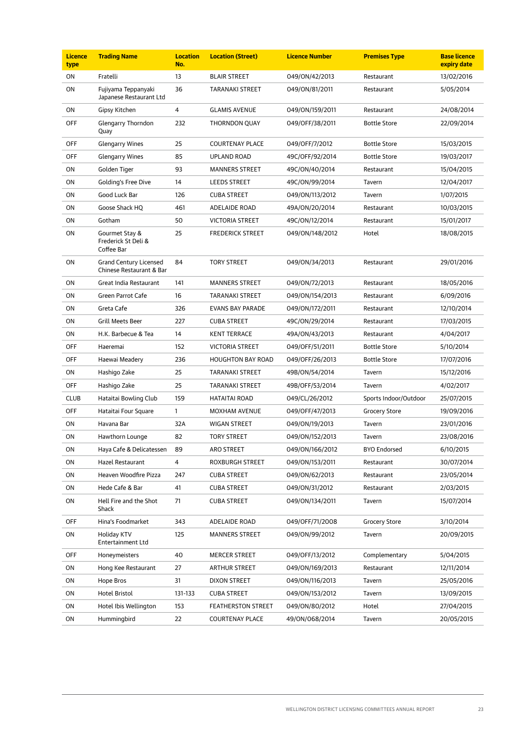| Licence type | Trading Name | Location No. | Location (Street) | Licence Number | Premises Type | Base licence expiry date |
|---|---|---|---|---|---|---|
| ON | Fratelli | 13 | BLAIR STREET | 049/ON/42/2013 | Restaurant | 13/02/2016 |
| ON | Fujiyama Teppanyaki Japanese Restaurant Ltd | 36 | TARANAKI STREET | 049/ON/81/2011 | Restaurant | 5/05/2014 |
| ON | Gipsy Kitchen | 4 | GLAMIS AVENUE | 049/ON/159/2011 | Restaurant | 24/08/2014 |
| OFF | Glengarry Thorndon Quay | 232 | THORNDON QUAY | 049/OFF/38/2011 | Bottle Store | 22/09/2014 |
| OFF | Glengarry Wines | 25 | COURTENAY PLACE | 049/OFF/7/2012 | Bottle Store | 15/03/2015 |
| OFF | Glengarry Wines | 85 | UPLAND ROAD | 49C/OFF/92/2014 | Bottle Store | 19/03/2017 |
| ON | Golden Tiger | 93 | MANNERS STREET | 49C/ON/40/2014 | Restaurant | 15/04/2015 |
| ON | Golding's Free Dive | 14 | LEEDS STREET | 49C/ON/99/2014 | Tavern | 12/04/2017 |
| ON | Good Luck Bar | 126 | CUBA STREET | 049/ON/113/2012 | Tavern | 1/07/2015 |
| ON | Goose Shack HQ | 461 | ADELAIDE ROAD | 49A/ON/20/2014 | Restaurant | 10/03/2015 |
| ON | Gotham | 50 | VICTORIA STREET | 49C/ON/12/2014 | Restaurant | 15/01/2017 |
| ON | Gourmet Stay & Frederick St Deli & Coffee Bar | 25 | FREDERICK STREET | 049/ON/148/2012 | Hotel | 18/08/2015 |
| ON | Grand Century Licensed Chinese Restaurant & Bar | 84 | TORY STREET | 049/ON/34/2013 | Restaurant | 29/01/2016 |
| ON | Great India Restaurant | 141 | MANNERS STREET | 049/ON/72/2013 | Restaurant | 18/05/2016 |
| ON | Green Parrot Cafe | 16 | TARANAKI STREET | 049/ON/154/2013 | Restaurant | 6/09/2016 |
| ON | Greta Cafe | 326 | EVANS BAY PARADE | 049/ON/172/2011 | Restaurant | 12/10/2014 |
| ON | Grill Meets Beer | 227 | CUBA STREET | 49C/ON/29/2014 | Restaurant | 17/03/2015 |
| ON | H.K. Barbecue & Tea | 14 | KENT TERRACE | 49A/ON/43/2013 | Restaurant | 4/04/2017 |
| OFF | Haeremai | 152 | VICTORIA STREET | 049/OFF/51/2011 | Bottle Store | 5/10/2014 |
| OFF | Haewai Meadery | 236 | HOUGHTON BAY ROAD | 049/OFF/26/2013 | Bottle Store | 17/07/2016 |
| ON | Hashigo Zake | 25 | TARANAKI STREET | 49B/ON/54/2014 | Tavern | 15/12/2016 |
| OFF | Hashigo Zake | 25 | TARANAKI STREET | 49B/OFF/53/2014 | Tavern | 4/02/2017 |
| CLUB | Hataitai Bowling Club | 159 | HATAITAI ROAD | 049/CL/26/2012 | Sports Indoor/Outdoor | 25/07/2015 |
| OFF | Hataitai Four Square | 1 | MOXHAM AVENUE | 049/OFF/47/2013 | Grocery Store | 19/09/2016 |
| ON | Havana Bar | 32A | WIGAN STREET | 049/ON/19/2013 | Tavern | 23/01/2016 |
| ON | Hawthorn Lounge | 82 | TORY STREET | 049/ON/152/2013 | Tavern | 23/08/2016 |
| ON | Haya Cafe & Delicatessen | 89 | ARO STREET | 049/ON/166/2012 | BYO Endorsed | 6/10/2015 |
| ON | Hazel Restaurant | 4 | ROXBURGH STREET | 049/ON/153/2011 | Restaurant | 30/07/2014 |
| ON | Heaven Woodfire Pizza | 247 | CUBA STREET | 049/ON/62/2013 | Restaurant | 23/05/2014 |
| ON | Hede Cafe & Bar | 41 | CUBA STREET | 049/ON/31/2012 | Restaurant | 2/03/2015 |
| ON | Hell Fire and the Shot Shack | 71 | CUBA STREET | 049/ON/134/2011 | Tavern | 15/07/2014 |
| OFF | Hina's Foodmarket | 343 | ADELAIDE ROAD | 049/OFF/71/2008 | Grocery Store | 3/10/2014 |
| ON | Holiday KTV Entertainment Ltd | 125 | MANNERS STREET | 049/ON/99/2012 | Tavern | 20/09/2015 |
| OFF | Honeymeisters | 40 | MERCER STREET | 049/OFF/13/2012 | Complementary | 5/04/2015 |
| ON | Hong Kee Restaurant | 27 | ARTHUR STREET | 049/ON/169/2013 | Restaurant | 12/11/2014 |
| ON | Hope Bros | 31 | DIXON STREET | 049/ON/116/2013 | Tavern | 25/05/2016 |
| ON | Hotel Bristol | 131-133 | CUBA STREET | 049/ON/153/2012 | Tavern | 13/09/2015 |
| ON | Hotel Ibis Wellington | 153 | FEATHERSTON STREET | 049/ON/80/2012 | Hotel | 27/04/2015 |
| ON | Hummingbird | 22 | COURTENAY PLACE | 49/ON/068/2014 | Tavern | 20/05/2015 |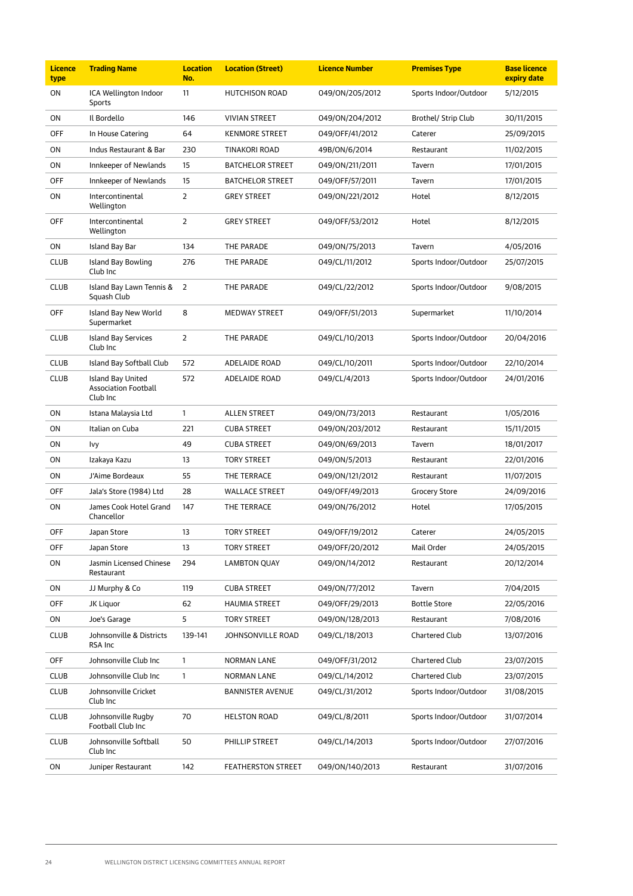| Licence type | Trading Name | Location No. | Location (Street) | Licence Number | Premises Type | Base licence expiry date |
|---|---|---|---|---|---|---|
| ON | ICA Wellington Indoor Sports | 11 | HUTCHISON ROAD | 049/ON/205/2012 | Sports Indoor/Outdoor | 5/12/2015 |
| ON | Il Bordello | 146 | VIVIAN STREET | 049/ON/204/2012 | Brothel/ Strip Club | 30/11/2015 |
| OFF | In House Catering | 64 | KENMORE STREET | 049/OFF/41/2012 | Caterer | 25/09/2015 |
| ON | Indus Restaurant & Bar | 230 | TINAKORI ROAD | 49B/ON/6/2014 | Restaurant | 11/02/2015 |
| ON | Innkeeper of Newlands | 15 | BATCHELOR STREET | 049/ON/211/2011 | Tavern | 17/01/2015 |
| OFF | Innkeeper of Newlands | 15 | BATCHELOR STREET | 049/OFF/57/2011 | Tavern | 17/01/2015 |
| ON | Intercontinental Wellington | 2 | GREY STREET | 049/ON/221/2012 | Hotel | 8/12/2015 |
| OFF | Intercontinental Wellington | 2 | GREY STREET | 049/OFF/53/2012 | Hotel | 8/12/2015 |
| ON | Island Bay Bar | 134 | THE PARADE | 049/ON/75/2013 | Tavern | 4/05/2016 |
| CLUB | Island Bay Bowling Club Inc | 276 | THE PARADE | 049/CL/11/2012 | Sports Indoor/Outdoor | 25/07/2015 |
| CLUB | Island Bay Lawn Tennis & Squash Club | 2 | THE PARADE | 049/CL/22/2012 | Sports Indoor/Outdoor | 9/08/2015 |
| OFF | Island Bay New World Supermarket | 8 | MEDWAY STREET | 049/OFF/51/2013 | Supermarket | 11/10/2014 |
| CLUB | Island Bay Services Club Inc | 2 | THE PARADE | 049/CL/10/2013 | Sports Indoor/Outdoor | 20/04/2016 |
| CLUB | Island Bay Softball Club | 572 | ADELAIDE ROAD | 049/CL/10/2011 | Sports Indoor/Outdoor | 22/10/2014 |
| CLUB | Island Bay United Association Football Club Inc | 572 | ADELAIDE ROAD | 049/CL/4/2013 | Sports Indoor/Outdoor | 24/01/2016 |
| ON | Istana Malaysia Ltd | 1 | ALLEN STREET | 049/ON/73/2013 | Restaurant | 1/05/2016 |
| ON | Italian on Cuba | 221 | CUBA STREET | 049/ON/203/2012 | Restaurant | 15/11/2015 |
| ON | Ivy | 49 | CUBA STREET | 049/ON/69/2013 | Tavern | 18/01/2017 |
| ON | Izakaya Kazu | 13 | TORY STREET | 049/ON/5/2013 | Restaurant | 22/01/2016 |
| ON | J'Aime Bordeaux | 55 | THE TERRACE | 049/ON/121/2012 | Restaurant | 11/07/2015 |
| OFF | Jala's Store (1984) Ltd | 28 | WALLACE STREET | 049/OFF/49/2013 | Grocery Store | 24/09/2016 |
| ON | James Cook Hotel Grand Chancellor | 147 | THE TERRACE | 049/ON/76/2012 | Hotel | 17/05/2015 |
| OFF | Japan Store | 13 | TORY STREET | 049/OFF/19/2012 | Caterer | 24/05/2015 |
| OFF | Japan Store | 13 | TORY STREET | 049/OFF/20/2012 | Mail Order | 24/05/2015 |
| ON | Jasmin Licensed Chinese Restaurant | 294 | LAMBTON QUAY | 049/ON/14/2012 | Restaurant | 20/12/2014 |
| ON | JJ Murphy & Co | 119 | CUBA STREET | 049/ON/77/2012 | Tavern | 7/04/2015 |
| OFF | JK Liquor | 62 | HAUMIA STREET | 049/OFF/29/2013 | Bottle Store | 22/05/2016 |
| ON | Joe's Garage | 5 | TORY STREET | 049/ON/128/2013 | Restaurant | 7/08/2016 |
| CLUB | Johnsonville & Districts RSA Inc | 139-141 | JOHNSONVILLE ROAD | 049/CL/18/2013 | Chartered Club | 13/07/2016 |
| OFF | Johnsonville Club Inc | 1 | NORMAN LANE | 049/OFF/31/2012 | Chartered Club | 23/07/2015 |
| CLUB | Johnsonville Club Inc | 1 | NORMAN LANE | 049/CL/14/2012 | Chartered Club | 23/07/2015 |
| CLUB | Johnsonville Cricket Club Inc | | BANNISTER AVENUE | 049/CL/31/2012 | Sports Indoor/Outdoor | 31/08/2015 |
| CLUB | Johnsonville Rugby Football Club Inc | 70 | HELSTON ROAD | 049/CL/8/2011 | Sports Indoor/Outdoor | 31/07/2014 |
| CLUB | Johnsonville Softball Club Inc | 50 | PHILLIP STREET | 049/CL/14/2013 | Sports Indoor/Outdoor | 27/07/2016 |
| ON | Juniper Restaurant | 142 | FEATHERSTON STREET | 049/ON/140/2013 | Restaurant | 31/07/2016 |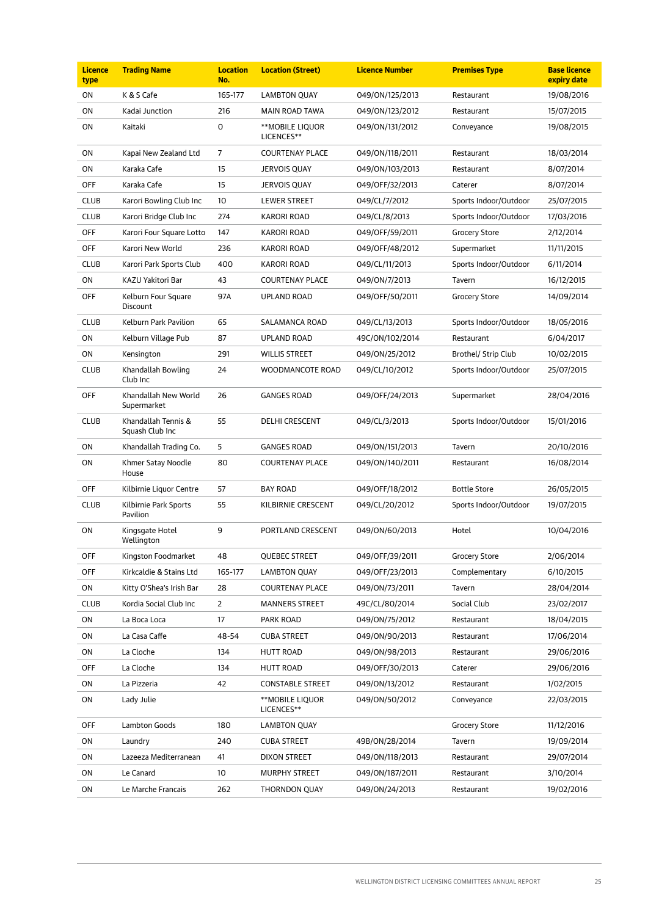| Licence type | Trading Name | Location No. | Location (Street) | Licence Number | Premises Type | Base licence expiry date |
|---|---|---|---|---|---|---|
| ON | K & S Cafe | 165-177 | LAMBTON QUAY | 049/ON/125/2013 | Restaurant | 19/08/2016 |
| ON | Kadai Junction | 216 | MAIN ROAD TAWA | 049/ON/123/2012 | Restaurant | 15/07/2015 |
| ON | Kaitaki | 0 | **MOBILE LIQUOR LICENCES** | 049/ON/131/2012 | Conveyance | 19/08/2015 |
| ON | Kapai New Zealand Ltd | 7 | COURTENAY PLACE | 049/ON/118/2011 | Restaurant | 18/03/2014 |
| ON | Karaka Cafe | 15 | JERVOIS QUAY | 049/ON/103/2013 | Restaurant | 8/07/2014 |
| OFF | Karaka Cafe | 15 | JERVOIS QUAY | 049/OFF/32/2013 | Caterer | 8/07/2014 |
| CLUB | Karori Bowling Club Inc | 10 | LEWER STREET | 049/CL/7/2012 | Sports Indoor/Outdoor | 25/07/2015 |
| CLUB | Karori Bridge Club Inc | 274 | KARORI ROAD | 049/CL/8/2013 | Sports Indoor/Outdoor | 17/03/2016 |
| OFF | Karori Four Square Lotto | 147 | KARORI ROAD | 049/OFF/59/2011 | Grocery Store | 2/12/2014 |
| OFF | Karori New World | 236 | KARORI ROAD | 049/OFF/48/2012 | Supermarket | 11/11/2015 |
| CLUB | Karori Park Sports Club | 400 | KARORI ROAD | 049/CL/11/2013 | Sports Indoor/Outdoor | 6/11/2014 |
| ON | KAZU Yakitori Bar | 43 | COURTENAY PLACE | 049/ON/7/2013 | Tavern | 16/12/2015 |
| OFF | Kelburn Four Square Discount | 97A | UPLAND ROAD | 049/OFF/50/2011 | Grocery Store | 14/09/2014 |
| CLUB | Kelburn Park Pavilion | 65 | SALAMANCA ROAD | 049/CL/13/2013 | Sports Indoor/Outdoor | 18/05/2016 |
| ON | Kelburn Village Pub | 87 | UPLAND ROAD | 49C/ON/102/2014 | Restaurant | 6/04/2017 |
| ON | Kensington | 291 | WILLIS STREET | 049/ON/25/2012 | Brothel/ Strip Club | 10/02/2015 |
| CLUB | Khandallah Bowling Club Inc | 24 | WOODMANCOTE ROAD | 049/CL/10/2012 | Sports Indoor/Outdoor | 25/07/2015 |
| OFF | Khandallah New World Supermarket | 26 | GANGES ROAD | 049/OFF/24/2013 | Supermarket | 28/04/2016 |
| CLUB | Khandallah Tennis & Squash Club Inc | 55 | DELHI CRESCENT | 049/CL/3/2013 | Sports Indoor/Outdoor | 15/01/2016 |
| ON | Khandallah Trading Co. | 5 | GANGES ROAD | 049/ON/151/2013 | Tavern | 20/10/2016 |
| ON | Khmer Satay Noodle House | 80 | COURTENAY PLACE | 049/ON/140/2011 | Restaurant | 16/08/2014 |
| OFF | Kilbirnie Liquor Centre | 57 | BAY ROAD | 049/OFF/18/2012 | Bottle Store | 26/05/2015 |
| CLUB | Kilbirnie Park Sports Pavilion | 55 | KILBIRNIE CRESCENT | 049/CL/20/2012 | Sports Indoor/Outdoor | 19/07/2015 |
| ON | Kingsgate Hotel Wellington | 9 | PORTLAND CRESCENT | 049/ON/60/2013 | Hotel | 10/04/2016 |
| OFF | Kingston Foodmarket | 48 | QUEBEC STREET | 049/OFF/39/2011 | Grocery Store | 2/06/2014 |
| OFF | Kirkcaldie & Stains Ltd | 165-177 | LAMBTON QUAY | 049/OFF/23/2013 | Complementary | 6/10/2015 |
| ON | Kitty O'Shea's Irish Bar | 28 | COURTENAY PLACE | 049/ON/73/2011 | Tavern | 28/04/2014 |
| CLUB | Kordia Social Club Inc | 2 | MANNERS STREET | 49C/CL/80/2014 | Social Club | 23/02/2017 |
| ON | La Boca Loca | 17 | PARK ROAD | 049/ON/75/2012 | Restaurant | 18/04/2015 |
| ON | La Casa Caffe | 48-54 | CUBA STREET | 049/ON/90/2013 | Restaurant | 17/06/2014 |
| ON | La Cloche | 134 | HUTT ROAD | 049/ON/98/2013 | Restaurant | 29/06/2016 |
| OFF | La Cloche | 134 | HUTT ROAD | 049/OFF/30/2013 | Caterer | 29/06/2016 |
| ON | La Pizzeria | 42 | CONSTABLE STREET | 049/ON/13/2012 | Restaurant | 1/02/2015 |
| ON | Lady Julie | | **MOBILE LIQUOR LICENCES** | 049/ON/50/2012 | Conveyance | 22/03/2015 |
| OFF | Lambton Goods | 180 | LAMBTON QUAY | | Grocery Store | 11/12/2016 |
| ON | Laundry | 240 | CUBA STREET | 49B/ON/28/2014 | Tavern | 19/09/2014 |
| ON | Lazeeza Mediterranean | 41 | DIXON STREET | 049/ON/118/2013 | Restaurant | 29/07/2014 |
| ON | Le Canard | 10 | MURPHY STREET | 049/ON/187/2011 | Restaurant | 3/10/2014 |
| ON | Le Marche Francais | 262 | THORNDON QUAY | 049/ON/24/2013 | Restaurant | 19/02/2016 |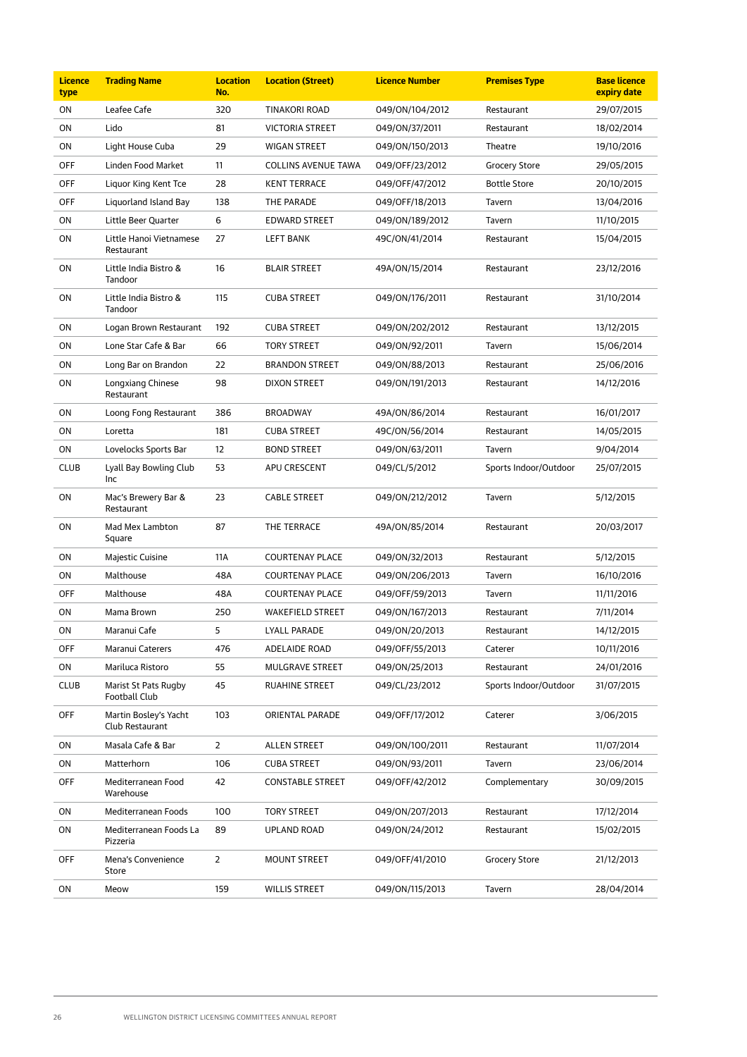| Licence type | Trading Name | Location No. | Location (Street) | Licence Number | Premises Type | Base licence expiry date |
|---|---|---|---|---|---|---|
| ON | Leafee Cafe | 320 | TINAKORI ROAD | 049/ON/104/2012 | Restaurant | 29/07/2015 |
| ON | Lido | 81 | VICTORIA STREET | 049/ON/37/2011 | Restaurant | 18/02/2014 |
| ON | Light House Cuba | 29 | WIGAN STREET | 049/ON/150/2013 | Theatre | 19/10/2016 |
| OFF | Linden Food Market | 11 | COLLINS AVENUE TAWA | 049/OFF/23/2012 | Grocery Store | 29/05/2015 |
| OFF | Liquor King Kent Tce | 28 | KENT TERRACE | 049/OFF/47/2012 | Bottle Store | 20/10/2015 |
| OFF | Liquorland Island Bay | 138 | THE PARADE | 049/OFF/18/2013 | Tavern | 13/04/2016 |
| ON | Little Beer Quarter | 6 | EDWARD STREET | 049/ON/189/2012 | Tavern | 11/10/2015 |
| ON | Little Hanoi Vietnamese Restaurant | 27 | LEFT BANK | 49C/ON/41/2014 | Restaurant | 15/04/2015 |
| ON | Little India Bistro & Tandoor | 16 | BLAIR STREET | 49A/ON/15/2014 | Restaurant | 23/12/2016 |
| ON | Little India Bistro & Tandoor | 115 | CUBA STREET | 049/ON/176/2011 | Restaurant | 31/10/2014 |
| ON | Logan Brown Restaurant | 192 | CUBA STREET | 049/ON/202/2012 | Restaurant | 13/12/2015 |
| ON | Lone Star Cafe & Bar | 66 | TORY STREET | 049/ON/92/2011 | Tavern | 15/06/2014 |
| ON | Long Bar on Brandon | 22 | BRANDON STREET | 049/ON/88/2013 | Restaurant | 25/06/2016 |
| ON | Longxiang Chinese Restaurant | 98 | DIXON STREET | 049/ON/191/2013 | Restaurant | 14/12/2016 |
| ON | Loong Fong Restaurant | 386 | BROADWAY | 49A/ON/86/2014 | Restaurant | 16/01/2017 |
| ON | Loretta | 181 | CUBA STREET | 49C/ON/56/2014 | Restaurant | 14/05/2015 |
| ON | Lovelocks Sports Bar | 12 | BOND STREET | 049/ON/63/2011 | Tavern | 9/04/2014 |
| CLUB | Lyall Bay Bowling Club Inc | 53 | APU CRESCENT | 049/CL/5/2012 | Sports Indoor/Outdoor | 25/07/2015 |
| ON | Mac's Brewery Bar & Restaurant | 23 | CABLE STREET | 049/ON/212/2012 | Tavern | 5/12/2015 |
| ON | Mad Mex Lambton Square | 87 | THE TERRACE | 49A/ON/85/2014 | Restaurant | 20/03/2017 |
| ON | Majestic Cuisine | 11A | COURTENAY PLACE | 049/ON/32/2013 | Restaurant | 5/12/2015 |
| ON | Malthouse | 48A | COURTENAY PLACE | 049/ON/206/2013 | Tavern | 16/10/2016 |
| OFF | Malthouse | 48A | COURTENAY PLACE | 049/OFF/59/2013 | Tavern | 11/11/2016 |
| ON | Mama Brown | 250 | WAKEFIELD STREET | 049/ON/167/2013 | Restaurant | 7/11/2014 |
| ON | Maranui Cafe | 5 | LYALL PARADE | 049/ON/20/2013 | Restaurant | 14/12/2015 |
| OFF | Maranui Caterers | 476 | ADELAIDE ROAD | 049/OFF/55/2013 | Caterer | 10/11/2016 |
| ON | Mariluca Ristoro | 55 | MULGRAVE STREET | 049/ON/25/2013 | Restaurant | 24/01/2016 |
| CLUB | Marist St Pats Rugby Football Club | 45 | RUAHINE STREET | 049/CL/23/2012 | Sports Indoor/Outdoor | 31/07/2015 |
| OFF | Martin Bosley's Yacht Club Restaurant | 103 | ORIENTAL PARADE | 049/OFF/17/2012 | Caterer | 3/06/2015 |
| ON | Masala Cafe & Bar | 2 | ALLEN STREET | 049/ON/100/2011 | Restaurant | 11/07/2014 |
| ON | Matterhorn | 106 | CUBA STREET | 049/ON/93/2011 | Tavern | 23/06/2014 |
| OFF | Mediterranean Food Warehouse | 42 | CONSTABLE STREET | 049/OFF/42/2012 | Complementary | 30/09/2015 |
| ON | Mediterranean Foods | 100 | TORY STREET | 049/ON/207/2013 | Restaurant | 17/12/2014 |
| ON | Mediterranean Foods La Pizzeria | 89 | UPLAND ROAD | 049/ON/24/2012 | Restaurant | 15/02/2015 |
| OFF | Mena's Convenience Store | 2 | MOUNT STREET | 049/OFF/41/2010 | Grocery Store | 21/12/2013 |
| ON | Meow | 159 | WILLIS STREET | 049/ON/115/2013 | Tavern | 28/04/2014 |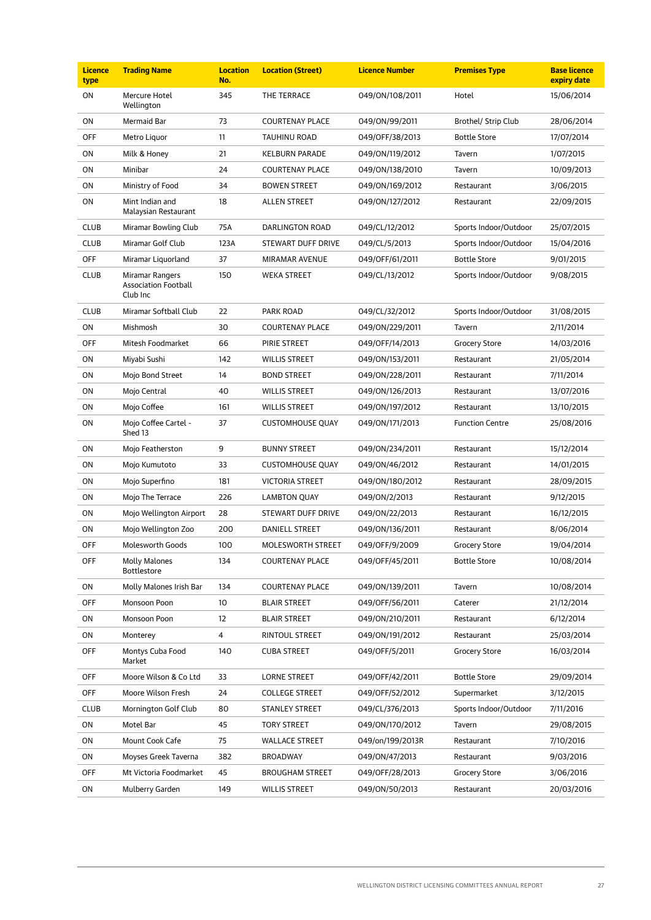| Licence type | Trading Name | Location No. | Location (Street) | Licence Number | Premises Type | Base licence expiry date |
|---|---|---|---|---|---|---|
| ON | Mercure Hotel Wellington | 345 | THE TERRACE | 049/ON/108/2011 | Hotel | 15/06/2014 |
| ON | Mermaid Bar | 73 | COURTENAY PLACE | 049/ON/99/2011 | Brothel/ Strip Club | 28/06/2014 |
| OFF | Metro Liquor | 11 | TAUHINU ROAD | 049/OFF/38/2013 | Bottle Store | 17/07/2014 |
| ON | Milk & Honey | 21 | KELBURN PARADE | 049/ON/119/2012 | Tavern | 1/07/2015 |
| ON | Minibar | 24 | COURTENAY PLACE | 049/ON/138/2010 | Tavern | 10/09/2013 |
| ON | Ministry of Food | 34 | BOWEN STREET | 049/ON/169/2012 | Restaurant | 3/06/2015 |
| ON | Mint Indian and Malaysian Restaurant | 18 | ALLEN STREET | 049/ON/127/2012 | Restaurant | 22/09/2015 |
| CLUB | Miramar Bowling Club | 75A | DARLINGTON ROAD | 049/CL/12/2012 | Sports Indoor/Outdoor | 25/07/2015 |
| CLUB | Miramar Golf Club | 123A | STEWART DUFF DRIVE | 049/CL/5/2013 | Sports Indoor/Outdoor | 15/04/2016 |
| OFF | Miramar Liquorland | 37 | MIRAMAR AVENUE | 049/OFF/61/2011 | Bottle Store | 9/01/2015 |
| CLUB | Miramar Rangers Association Football Club Inc | 150 | WEKA STREET | 049/CL/13/2012 | Sports Indoor/Outdoor | 9/08/2015 |
| CLUB | Miramar Softball Club | 22 | PARK ROAD | 049/CL/32/2012 | Sports Indoor/Outdoor | 31/08/2015 |
| ON | Mishmosh | 30 | COURTENAY PLACE | 049/ON/229/2011 | Tavern | 2/11/2014 |
| OFF | Mitesh Foodmarket | 66 | PIRIE STREET | 049/OFF/14/2013 | Grocery Store | 14/03/2016 |
| ON | Miyabi Sushi | 142 | WILLIS STREET | 049/ON/153/2011 | Restaurant | 21/05/2014 |
| ON | Mojo Bond Street | 14 | BOND STREET | 049/ON/228/2011 | Restaurant | 7/11/2014 |
| ON | Mojo Central | 40 | WILLIS STREET | 049/ON/126/2013 | Restaurant | 13/07/2016 |
| ON | Mojo Coffee | 161 | WILLIS STREET | 049/ON/197/2012 | Restaurant | 13/10/2015 |
| ON | Mojo Coffee Cartel - Shed 13 | 37 | CUSTOMHOUSE QUAY | 049/ON/171/2013 | Function Centre | 25/08/2016 |
| ON | Mojo Featherston | 9 | BUNNY STREET | 049/ON/234/2011 | Restaurant | 15/12/2014 |
| ON | Mojo Kumutoto | 33 | CUSTOMHOUSE QUAY | 049/ON/46/2012 | Restaurant | 14/01/2015 |
| ON | Mojo Superfino | 181 | VICTORIA STREET | 049/ON/180/2012 | Restaurant | 28/09/2015 |
| ON | Mojo The Terrace | 226 | LAMBTON QUAY | 049/ON/2/2013 | Restaurant | 9/12/2015 |
| ON | Mojo Wellington Airport | 28 | STEWART DUFF DRIVE | 049/ON/22/2013 | Restaurant | 16/12/2015 |
| ON | Mojo Wellington Zoo | 200 | DANIELL STREET | 049/ON/136/2011 | Restaurant | 8/06/2014 |
| OFF | Molesworth Goods | 100 | MOLESWORTH STREET | 049/OFF/9/2009 | Grocery Store | 19/04/2014 |
| OFF | Molly Malones Bottlestore | 134 | COURTENAY PLACE | 049/OFF/45/2011 | Bottle Store | 10/08/2014 |
| ON | Molly Malones Irish Bar | 134 | COURTENAY PLACE | 049/ON/139/2011 | Tavern | 10/08/2014 |
| OFF | Monsoon Poon | 10 | BLAIR STREET | 049/OFF/56/2011 | Caterer | 21/12/2014 |
| ON | Monsoon Poon | 12 | BLAIR STREET | 049/ON/210/2011 | Restaurant | 6/12/2014 |
| ON | Monterey | 4 | RINTOUL STREET | 049/ON/191/2012 | Restaurant | 25/03/2014 |
| OFF | Montys Cuba Food Market | 140 | CUBA STREET | 049/OFF/5/2011 | Grocery Store | 16/03/2014 |
| OFF | Moore Wilson & Co Ltd | 33 | LORNE STREET | 049/OFF/42/2011 | Bottle Store | 29/09/2014 |
| OFF | Moore Wilson Fresh | 24 | COLLEGE STREET | 049/OFF/52/2012 | Supermarket | 3/12/2015 |
| CLUB | Mornington Golf Club | 80 | STANLEY STREET | 049/CL/376/2013 | Sports Indoor/Outdoor | 7/11/2016 |
| ON | Motel Bar | 45 | TORY STREET | 049/ON/170/2012 | Tavern | 29/08/2015 |
| ON | Mount Cook Cafe | 75 | WALLACE STREET | 049/on/199/2013R | Restaurant | 7/10/2016 |
| ON | Moyses Greek Taverna | 382 | BROADWAY | 049/ON/47/2013 | Restaurant | 9/03/2016 |
| OFF | Mt Victoria Foodmarket | 45 | BROUGHAM STREET | 049/OFF/28/2013 | Grocery Store | 3/06/2016 |
| ON | Mulberry Garden | 149 | WILLIS STREET | 049/ON/50/2013 | Restaurant | 20/03/2016 |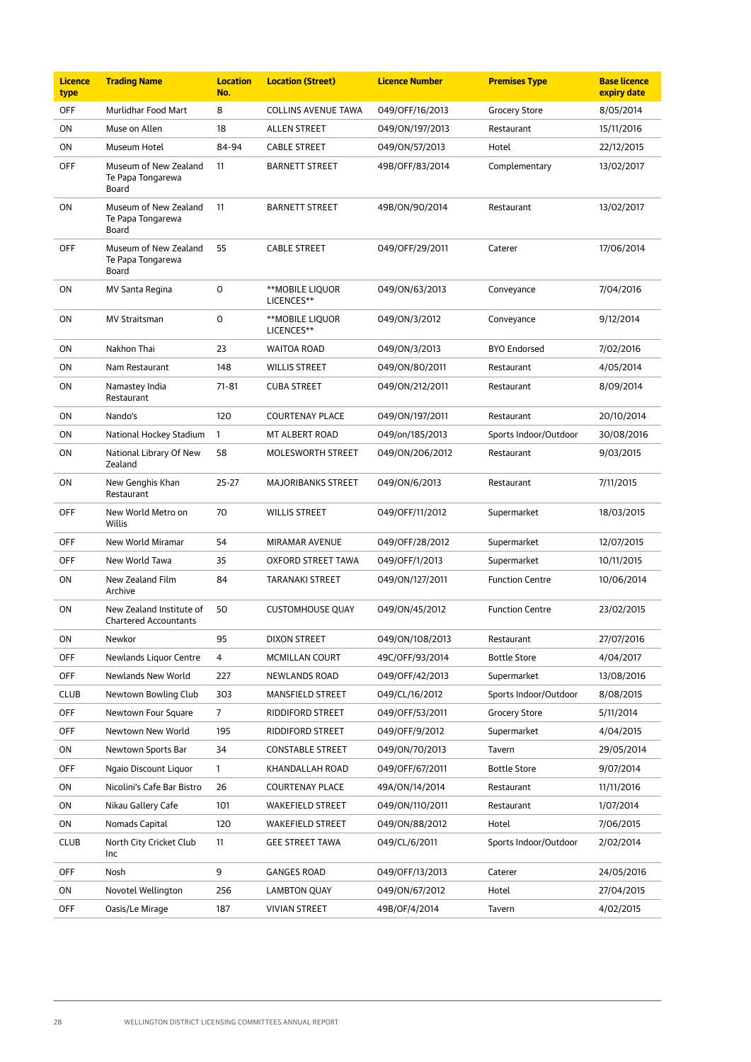| Licence type | Trading Name | Location No. | Location (Street) | Licence Number | Premises Type | Base licence expiry date |
|---|---|---|---|---|---|---|
| OFF | Murlidhar Food Mart | 8 | COLLINS AVENUE TAWA | 049/OFF/16/2013 | Grocery Store | 8/05/2014 |
| ON | Muse on Allen | 18 | ALLEN STREET | 049/ON/197/2013 | Restaurant | 15/11/2016 |
| ON | Museum Hotel | 84-94 | CABLE STREET | 049/ON/57/2013 | Hotel | 22/12/2015 |
| OFF | Museum of New Zealand Te Papa Tongarewa Board | 11 | BARNETT STREET | 49B/OFF/83/2014 | Complementary | 13/02/2017 |
| ON | Museum of New Zealand Te Papa Tongarewa Board | 11 | BARNETT STREET | 49B/ON/90/2014 | Restaurant | 13/02/2017 |
| OFF | Museum of New Zealand Te Papa Tongarewa Board | 55 | CABLE STREET | 049/OFF/29/2011 | Caterer | 17/06/2014 |
| ON | MV Santa Regina | 0 | **MOBILE LIQUOR LICENCES** | 049/ON/63/2013 | Conveyance | 7/04/2016 |
| ON | MV Straitsman | 0 | **MOBILE LIQUOR LICENCES** | 049/ON/3/2012 | Conveyance | 9/12/2014 |
| ON | Nakhon Thai | 23 | WAITOA ROAD | 049/ON/3/2013 | BYO Endorsed | 7/02/2016 |
| ON | Nam Restaurant | 148 | WILLIS STREET | 049/ON/80/2011 | Restaurant | 4/05/2014 |
| ON | Namastey India Restaurant | 71-81 | CUBA STREET | 049/ON/212/2011 | Restaurant | 8/09/2014 |
| ON | Nando's | 120 | COURTENAY PLACE | 049/ON/197/2011 | Restaurant | 20/10/2014 |
| ON | National Hockey Stadium | 1 | MT ALBERT ROAD | 049/on/185/2013 | Sports Indoor/Outdoor | 30/08/2016 |
| ON | National Library Of New Zealand | 58 | MOLESWORTH STREET | 049/ON/206/2012 | Restaurant | 9/03/2015 |
| ON | New Genghis Khan Restaurant | 25-27 | MAJORIBANKS STREET | 049/ON/6/2013 | Restaurant | 7/11/2015 |
| OFF | New World Metro on Willis | 70 | WILLIS STREET | 049/OFF/11/2012 | Supermarket | 18/03/2015 |
| OFF | New World Miramar | 54 | MIRAMAR AVENUE | 049/OFF/28/2012 | Supermarket | 12/07/2015 |
| OFF | New World Tawa | 35 | OXFORD STREET TAWA | 049/OFF/1/2013 | Supermarket | 10/11/2015 |
| ON | New Zealand Film Archive | 84 | TARANAKI STREET | 049/ON/127/2011 | Function Centre | 10/06/2014 |
| ON | New Zealand Institute of Chartered Accountants | 50 | CUSTOMHOUSE QUAY | 049/ON/45/2012 | Function Centre | 23/02/2015 |
| ON | Newkor | 95 | DIXON STREET | 049/ON/108/2013 | Restaurant | 27/07/2016 |
| OFF | Newlands Liquor Centre | 4 | MCMILLAN COURT | 49C/OFF/93/2014 | Bottle Store | 4/04/2017 |
| OFF | Newlands New World | 227 | NEWLANDS ROAD | 049/OFF/42/2013 | Supermarket | 13/08/2016 |
| CLUB | Newtown Bowling Club | 303 | MANSFIELD STREET | 049/CL/16/2012 | Sports Indoor/Outdoor | 8/08/2015 |
| OFF | Newtown Four Square | 7 | RIDDIFORD STREET | 049/OFF/53/2011 | Grocery Store | 5/11/2014 |
| OFF | Newtown New World | 195 | RIDDIFORD STREET | 049/OFF/9/2012 | Supermarket | 4/04/2015 |
| ON | Newtown Sports Bar | 34 | CONSTABLE STREET | 049/ON/70/2013 | Tavern | 29/05/2014 |
| OFF | Ngaio Discount Liquor | 1 | KHANDALLAH ROAD | 049/OFF/67/2011 | Bottle Store | 9/07/2014 |
| ON | Nicolini's Cafe Bar Bistro | 26 | COURTENAY PLACE | 49A/ON/14/2014 | Restaurant | 11/11/2016 |
| ON | Nikau Gallery Cafe | 101 | WAKEFIELD STREET | 049/ON/110/2011 | Restaurant | 1/07/2014 |
| ON | Nomads Capital | 120 | WAKEFIELD STREET | 049/ON/88/2012 | Hotel | 7/06/2015 |
| CLUB | North City Cricket Club Inc | 11 | GEE STREET TAWA | 049/CL/6/2011 | Sports Indoor/Outdoor | 2/02/2014 |
| OFF | Nosh | 9 | GANGES ROAD | 049/OFF/13/2013 | Caterer | 24/05/2016 |
| ON | Novotel Wellington | 256 | LAMBTON QUAY | 049/ON/67/2012 | Hotel | 27/04/2015 |
| OFF | Oasis/Le Mirage | 187 | VIVIAN STREET | 49B/OF/4/2014 | Tavern | 4/02/2015 |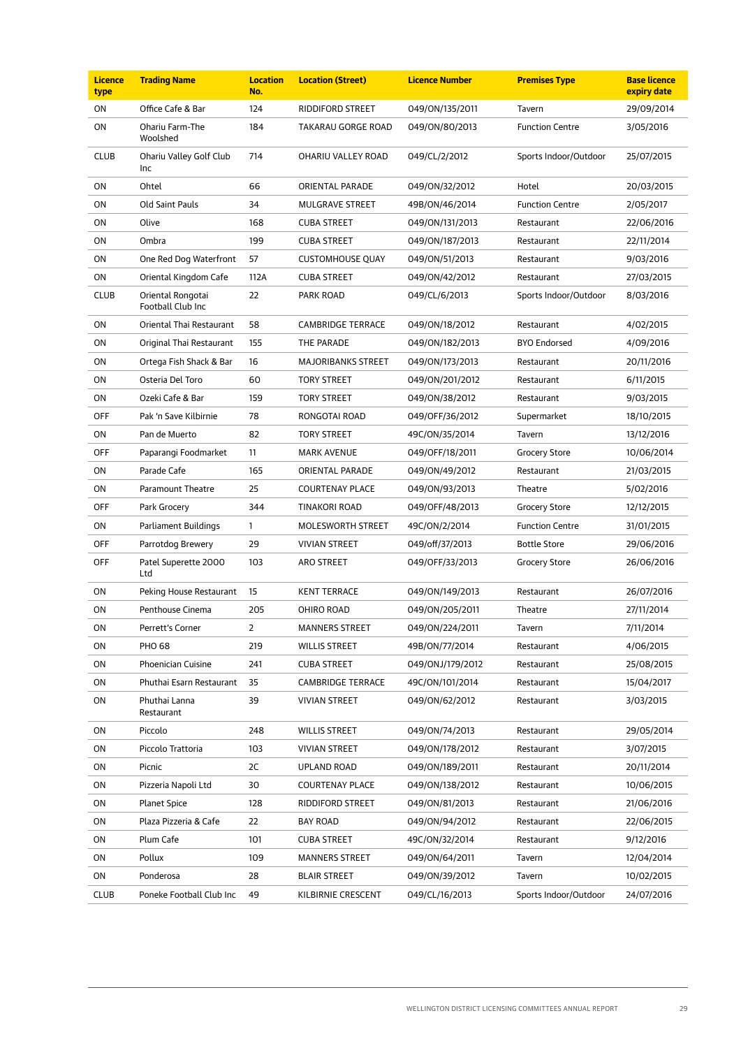| Licence type | Trading Name | Location No. | Location (Street) | Licence Number | Premises Type | Base licence expiry date |
|---|---|---|---|---|---|---|
| ON | Office Cafe & Bar | 124 | RIDDIFORD STREET | 049/ON/135/2011 | Tavern | 29/09/2014 |
| ON | Ohariu Farm-The Woolshed | 184 | TAKARAU GORGE ROAD | 049/ON/80/2013 | Function Centre | 3/05/2016 |
| CLUB | Ohariu Valley Golf Club Inc | 714 | OHARIU VALLEY ROAD | 049/CL/2/2012 | Sports Indoor/Outdoor | 25/07/2015 |
| ON | Ohtel | 66 | ORIENTAL PARADE | 049/ON/32/2012 | Hotel | 20/03/2015 |
| ON | Old Saint Pauls | 34 | MULGRAVE STREET | 49B/ON/46/2014 | Function Centre | 2/05/2017 |
| ON | Olive | 168 | CUBA STREET | 049/ON/131/2013 | Restaurant | 22/06/2016 |
| ON | Ombra | 199 | CUBA STREET | 049/ON/187/2013 | Restaurant | 22/11/2014 |
| ON | One Red Dog Waterfront | 57 | CUSTOMHOUSE QUAY | 049/ON/51/2013 | Restaurant | 9/03/2016 |
| ON | Oriental Kingdom Cafe | 112A | CUBA STREET | 049/ON/42/2012 | Restaurant | 27/03/2015 |
| CLUB | Oriental Rongotai Football Club Inc | 22 | PARK ROAD | 049/CL/6/2013 | Sports Indoor/Outdoor | 8/03/2016 |
| ON | Oriental Thai Restaurant | 58 | CAMBRIDGE TERRACE | 049/ON/18/2012 | Restaurant | 4/02/2015 |
| ON | Original Thai Restaurant | 155 | THE PARADE | 049/ON/182/2013 | BYO Endorsed | 4/09/2016 |
| ON | Ortega Fish Shack & Bar | 16 | MAJORIBANKS STREET | 049/ON/173/2013 | Restaurant | 20/11/2016 |
| ON | Osteria Del Toro | 60 | TORY STREET | 049/ON/201/2012 | Restaurant | 6/11/2015 |
| ON | Ozeki Cafe & Bar | 159 | TORY STREET | 049/ON/38/2012 | Restaurant | 9/03/2015 |
| OFF | Pak 'n Save Kilbirnie | 78 | RONGOTAI ROAD | 049/OFF/36/2012 | Supermarket | 18/10/2015 |
| ON | Pan de Muerto | 82 | TORY STREET | 49C/ON/35/2014 | Tavern | 13/12/2016 |
| OFF | Paparangi Foodmarket | 11 | MARK AVENUE | 049/OFF/18/2011 | Grocery Store | 10/06/2014 |
| ON | Parade Cafe | 165 | ORIENTAL PARADE | 049/ON/49/2012 | Restaurant | 21/03/2015 |
| ON | Paramount Theatre | 25 | COURTENAY PLACE | 049/ON/93/2013 | Theatre | 5/02/2016 |
| OFF | Park Grocery | 344 | TINAKORI ROAD | 049/OFF/48/2013 | Grocery Store | 12/12/2015 |
| ON | Parliament Buildings | 1 | MOLESWORTH STREET | 49C/ON/2/2014 | Function Centre | 31/01/2015 |
| OFF | Parrotdog Brewery | 29 | VIVIAN STREET | 049/off/37/2013 | Bottle Store | 29/06/2016 |
| OFF | Patel Superette 2000 Ltd | 103 | ARO STREET | 049/OFF/33/2013 | Grocery Store | 26/06/2016 |
| ON | Peking House Restaurant | 15 | KENT TERRACE | 049/ON/149/2013 | Restaurant | 26/07/2016 |
| ON | Penthouse Cinema | 205 | OHIRO ROAD | 049/ON/205/2011 | Theatre | 27/11/2014 |
| ON | Perrett's Corner | 2 | MANNERS STREET | 049/ON/224/2011 | Tavern | 7/11/2014 |
| ON | PHO 68 | 219 | WILLIS STREET | 49B/ON/77/2014 | Restaurant | 4/06/2015 |
| ON | Phoenician Cuisine | 241 | CUBA STREET | 049/ONJ/179/2012 | Restaurant | 25/08/2015 |
| ON | Phuthai Esarn Restaurant | 35 | CAMBRIDGE TERRACE | 49C/ON/101/2014 | Restaurant | 15/04/2017 |
| ON | Phuthai Lanna Restaurant | 39 | VIVIAN STREET | 049/ON/62/2012 | Restaurant | 3/03/2015 |
| ON | Piccolo | 248 | WILLIS STREET | 049/ON/74/2013 | Restaurant | 29/05/2014 |
| ON | Piccolo Trattoria | 103 | VIVIAN STREET | 049/ON/178/2012 | Restaurant | 3/07/2015 |
| ON | Picnic | 2C | UPLAND ROAD | 049/ON/189/2011 | Restaurant | 20/11/2014 |
| ON | Pizzeria Napoli Ltd | 30 | COURTENAY PLACE | 049/ON/138/2012 | Restaurant | 10/06/2015 |
| ON | Planet Spice | 128 | RIDDIFORD STREET | 049/ON/81/2013 | Restaurant | 21/06/2016 |
| ON | Plaza Pizzeria & Cafe | 22 | BAY ROAD | 049/ON/94/2012 | Restaurant | 22/06/2015 |
| ON | Plum Cafe | 101 | CUBA STREET | 49C/ON/32/2014 | Restaurant | 9/12/2016 |
| ON | Pollux | 109 | MANNERS STREET | 049/ON/64/2011 | Tavern | 12/04/2014 |
| ON | Ponderosa | 28 | BLAIR STREET | 049/ON/39/2012 | Tavern | 10/02/2015 |
| CLUB | Poneke Football Club Inc | 49 | KILBIRNIE CRESCENT | 049/CL/16/2013 | Sports Indoor/Outdoor | 24/07/2016 |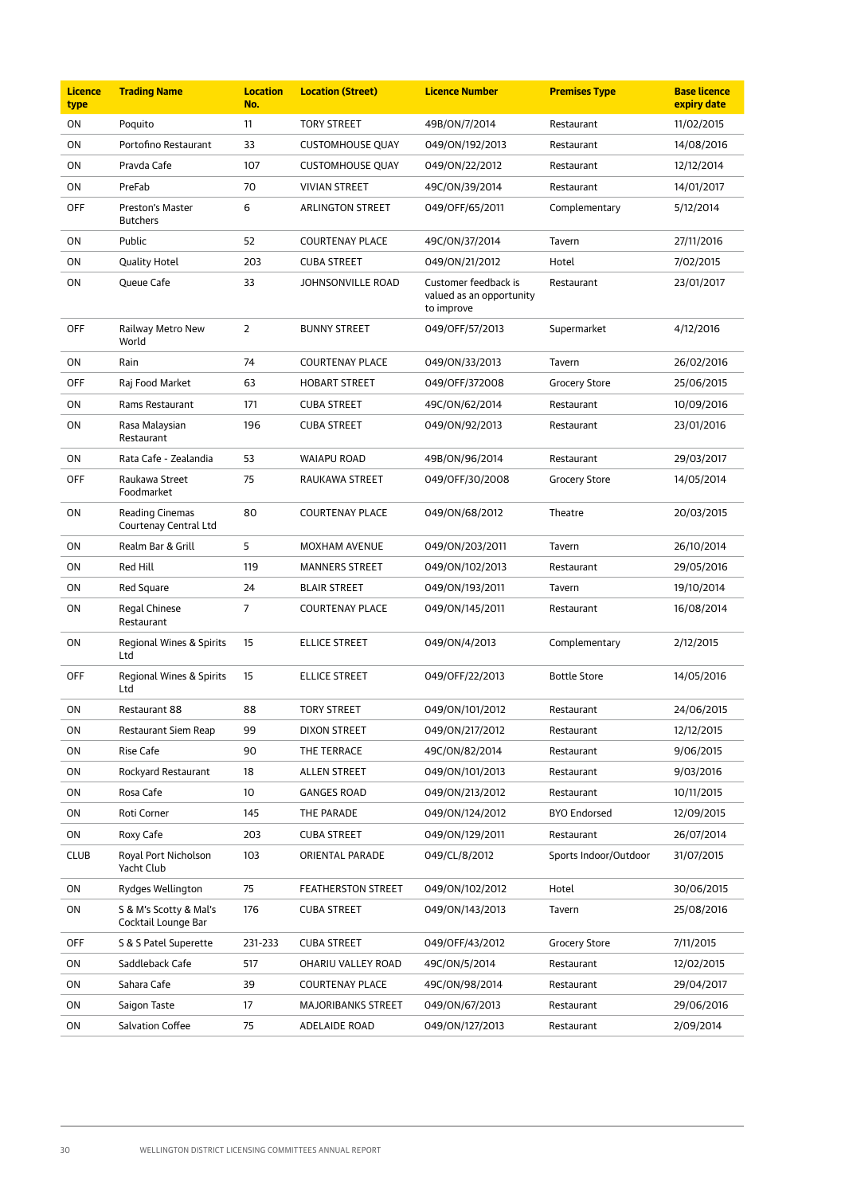| Licence type | Trading Name | Location No. | Location (Street) | Licence Number | Premises Type | Base licence expiry date |
|---|---|---|---|---|---|---|
| ON | Poquito | 11 | TORY STREET | 49B/ON/7/2014 | Restaurant | 11/02/2015 |
| ON | Portofino Restaurant | 33 | CUSTOMHOUSE QUAY | 049/ON/192/2013 | Restaurant | 14/08/2016 |
| ON | Pravda Cafe | 107 | CUSTOMHOUSE QUAY | 049/ON/22/2012 | Restaurant | 12/12/2014 |
| ON | PreFab | 70 | VIVIAN STREET | 49C/ON/39/2014 | Restaurant | 14/01/2017 |
| OFF | Preston's Master Butchers | 6 | ARLINGTON STREET | 049/OFF/65/2011 | Complementary | 5/12/2014 |
| ON | Public | 52 | COURTENAY PLACE | 49C/ON/37/2014 | Tavern | 27/11/2016 |
| ON | Quality Hotel | 203 | CUBA STREET | 049/ON/21/2012 | Hotel | 7/02/2015 |
| ON | Queue Cafe | 33 | JOHNSONVILLE ROAD | Customer feedback is valued as an opportunity to improve | Restaurant | 23/01/2017 |
| OFF | Railway Metro New World | 2 | BUNNY STREET | 049/OFF/57/2013 | Supermarket | 4/12/2016 |
| ON | Rain | 74 | COURTENAY PLACE | 049/ON/33/2013 | Tavern | 26/02/2016 |
| OFF | Raj Food Market | 63 | HOBART STREET | 049/OFF/372008 | Grocery Store | 25/06/2015 |
| ON | Rams Restaurant | 171 | CUBA STREET | 49C/ON/62/2014 | Restaurant | 10/09/2016 |
| ON | Rasa Malaysian Restaurant | 196 | CUBA STREET | 049/ON/92/2013 | Restaurant | 23/01/2016 |
| ON | Rata Cafe - Zealandia | 53 | WAIAPU ROAD | 49B/ON/96/2014 | Restaurant | 29/03/2017 |
| OFF | Raukawa Street Foodmarket | 75 | RAUKAWA STREET | 049/OFF/30/2008 | Grocery Store | 14/05/2014 |
| ON | Reading Cinemas Courtenay Central Ltd | 80 | COURTENAY PLACE | 049/ON/68/2012 | Theatre | 20/03/2015 |
| ON | Realm Bar & Grill | 5 | MOXHAM AVENUE | 049/ON/203/2011 | Tavern | 26/10/2014 |
| ON | Red Hill | 119 | MANNERS STREET | 049/ON/102/2013 | Restaurant | 29/05/2016 |
| ON | Red Square | 24 | BLAIR STREET | 049/ON/193/2011 | Tavern | 19/10/2014 |
| ON | Regal Chinese Restaurant | 7 | COURTENAY PLACE | 049/ON/145/2011 | Restaurant | 16/08/2014 |
| ON | Regional Wines & Spirits Ltd | 15 | ELLICE STREET | 049/ON/4/2013 | Complementary | 2/12/2015 |
| OFF | Regional Wines & Spirits Ltd | 15 | ELLICE STREET | 049/OFF/22/2013 | Bottle Store | 14/05/2016 |
| ON | Restaurant 88 | 88 | TORY STREET | 049/ON/101/2012 | Restaurant | 24/06/2015 |
| ON | Restaurant Siem Reap | 99 | DIXON STREET | 049/ON/217/2012 | Restaurant | 12/12/2015 |
| ON | Rise Cafe | 90 | THE TERRACE | 49C/ON/82/2014 | Restaurant | 9/06/2015 |
| ON | Rockyard Restaurant | 18 | ALLEN STREET | 049/ON/101/2013 | Restaurant | 9/03/2016 |
| ON | Rosa Cafe | 10 | GANGES ROAD | 049/ON/213/2012 | Restaurant | 10/11/2015 |
| ON | Roti Corner | 145 | THE PARADE | 049/ON/124/2012 | BYO Endorsed | 12/09/2015 |
| ON | Roxy Cafe | 203 | CUBA STREET | 049/ON/129/2011 | Restaurant | 26/07/2014 |
| CLUB | Royal Port Nicholson Yacht Club | 103 | ORIENTAL PARADE | 049/CL/8/2012 | Sports Indoor/Outdoor | 31/07/2015 |
| ON | Rydges Wellington | 75 | FEATHERSTON STREET | 049/ON/102/2012 | Hotel | 30/06/2015 |
| ON | S & M's Scotty & Mal's Cocktail Lounge Bar | 176 | CUBA STREET | 049/ON/143/2013 | Tavern | 25/08/2016 |
| OFF | S & S Patel Superette | 231-233 | CUBA STREET | 049/OFF/43/2012 | Grocery Store | 7/11/2015 |
| ON | Saddleback Cafe | 517 | OHARIU VALLEY ROAD | 49C/ON/5/2014 | Restaurant | 12/02/2015 |
| ON | Sahara Cafe | 39 | COURTENAY PLACE | 49C/ON/98/2014 | Restaurant | 29/04/2017 |
| ON | Saigon Taste | 17 | MAJORIBANKS STREET | 049/ON/67/2013 | Restaurant | 29/06/2016 |
| ON | Salvation Coffee | 75 | ADELAIDE ROAD | 049/ON/127/2013 | Restaurant | 2/09/2014 |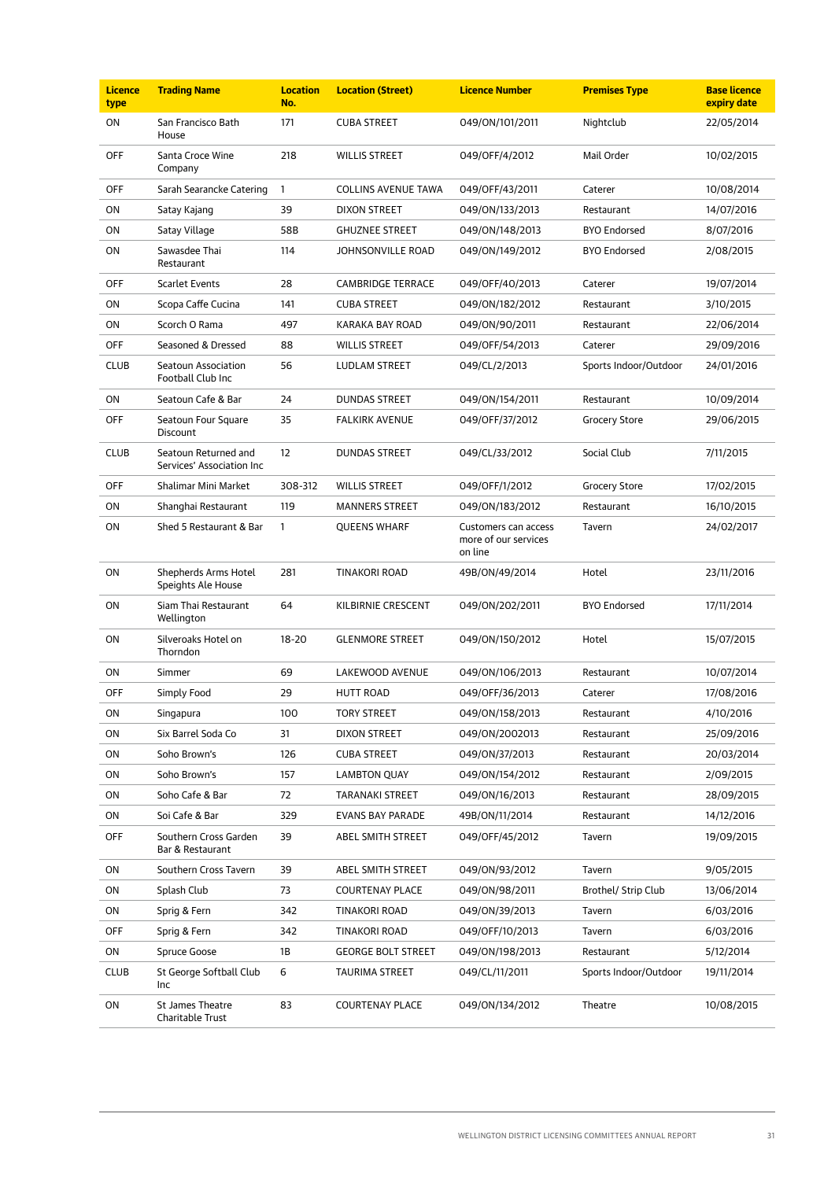| Licence type | Trading Name | Location No. | Location (Street) | Licence Number | Premises Type | Base licence expiry date |
|---|---|---|---|---|---|---|
| ON | San Francisco Bath House | 171 | CUBA STREET | 049/ON/101/2011 | Nightclub | 22/05/2014 |
| OFF | Santa Croce Wine Company | 218 | WILLIS STREET | 049/OFF/4/2012 | Mail Order | 10/02/2015 |
| OFF | Sarah Searancke Catering | 1 | COLLINS AVENUE TAWA | 049/OFF/43/2011 | Caterer | 10/08/2014 |
| ON | Satay Kajang | 39 | DIXON STREET | 049/ON/133/2013 | Restaurant | 14/07/2016 |
| ON | Satay Village | 58B | GHUZNEE STREET | 049/ON/148/2013 | BYO Endorsed | 8/07/2016 |
| ON | Sawasdee Thai Restaurant | 114 | JOHNSONVILLE ROAD | 049/ON/149/2012 | BYO Endorsed | 2/08/2015 |
| OFF | Scarlet Events | 28 | CAMBRIDGE TERRACE | 049/OFF/40/2013 | Caterer | 19/07/2014 |
| ON | Scopa Caffe Cucina | 141 | CUBA STREET | 049/ON/182/2012 | Restaurant | 3/10/2015 |
| ON | Scorch O Rama | 497 | KARAKA BAY ROAD | 049/ON/90/2011 | Restaurant | 22/06/2014 |
| OFF | Seasoned & Dressed | 88 | WILLIS STREET | 049/OFF/54/2013 | Caterer | 29/09/2016 |
| CLUB | Seatoun Association Football Club Inc | 56 | LUDLAM STREET | 049/CL/2/2013 | Sports Indoor/Outdoor | 24/01/2016 |
| ON | Seatoun Cafe & Bar | 24 | DUNDAS STREET | 049/ON/154/2011 | Restaurant | 10/09/2014 |
| OFF | Seatoun Four Square Discount | 35 | FALKIRK AVENUE | 049/OFF/37/2012 | Grocery Store | 29/06/2015 |
| CLUB | Seatoun Returned and Services' Association Inc | 12 | DUNDAS STREET | 049/CL/33/2012 | Social Club | 7/11/2015 |
| OFF | Shalimar Mini Market | 308-312 | WILLIS STREET | 049/OFF/1/2012 | Grocery Store | 17/02/2015 |
| ON | Shanghai Restaurant | 119 | MANNERS STREET | 049/ON/183/2012 | Restaurant | 16/10/2015 |
| ON | Shed 5 Restaurant & Bar | 1 | QUEENS WHARF | Customers can access more of our services on line | Tavern | 24/02/2017 |
| ON | Shepherds Arms Hotel Speights Ale House | 281 | TINAKORI ROAD | 49B/ON/49/2014 | Hotel | 23/11/2016 |
| ON | Siam Thai Restaurant Wellington | 64 | KILBIRNIE CRESCENT | 049/ON/202/2011 | BYO Endorsed | 17/11/2014 |
| ON | Silveroaks Hotel on Thorndon | 18-20 | GLENMORE STREET | 049/ON/150/2012 | Hotel | 15/07/2015 |
| ON | Simmer | 69 | LAKEWOOD AVENUE | 049/ON/106/2013 | Restaurant | 10/07/2014 |
| OFF | Simply Food | 29 | HUTT ROAD | 049/OFF/36/2013 | Caterer | 17/08/2016 |
| ON | Singapura | 100 | TORY STREET | 049/ON/158/2013 | Restaurant | 4/10/2016 |
| ON | Six Barrel Soda Co | 31 | DIXON STREET | 049/ON/2002013 | Restaurant | 25/09/2016 |
| ON | Soho Brown's | 126 | CUBA STREET | 049/ON/37/2013 | Restaurant | 20/03/2014 |
| ON | Soho Brown's | 157 | LAMBTON QUAY | 049/ON/154/2012 | Restaurant | 2/09/2015 |
| ON | Soho Cafe & Bar | 72 | TARANAKI STREET | 049/ON/16/2013 | Restaurant | 28/09/2015 |
| ON | Soi Cafe & Bar | 329 | EVANS BAY PARADE | 49B/ON/11/2014 | Restaurant | 14/12/2016 |
| OFF | Southern Cross Garden Bar & Restaurant | 39 | ABEL SMITH STREET | 049/OFF/45/2012 | Tavern | 19/09/2015 |
| ON | Southern Cross Tavern | 39 | ABEL SMITH STREET | 049/ON/93/2012 | Tavern | 9/05/2015 |
| ON | Splash Club | 73 | COURTENAY PLACE | 049/ON/98/2011 | Brothel/ Strip Club | 13/06/2014 |
| ON | Sprig & Fern | 342 | TINAKORI ROAD | 049/ON/39/2013 | Tavern | 6/03/2016 |
| OFF | Sprig & Fern | 342 | TINAKORI ROAD | 049/OFF/10/2013 | Tavern | 6/03/2016 |
| ON | Spruce Goose | 1B | GEORGE BOLT STREET | 049/ON/198/2013 | Restaurant | 5/12/2014 |
| CLUB | St George Softball Club Inc | 6 | TAURIMA STREET | 049/CL/11/2011 | Sports Indoor/Outdoor | 19/11/2014 |
| ON | St James Theatre Charitable Trust | 83 | COURTENAY PLACE | 049/ON/134/2012 | Theatre | 10/08/2015 |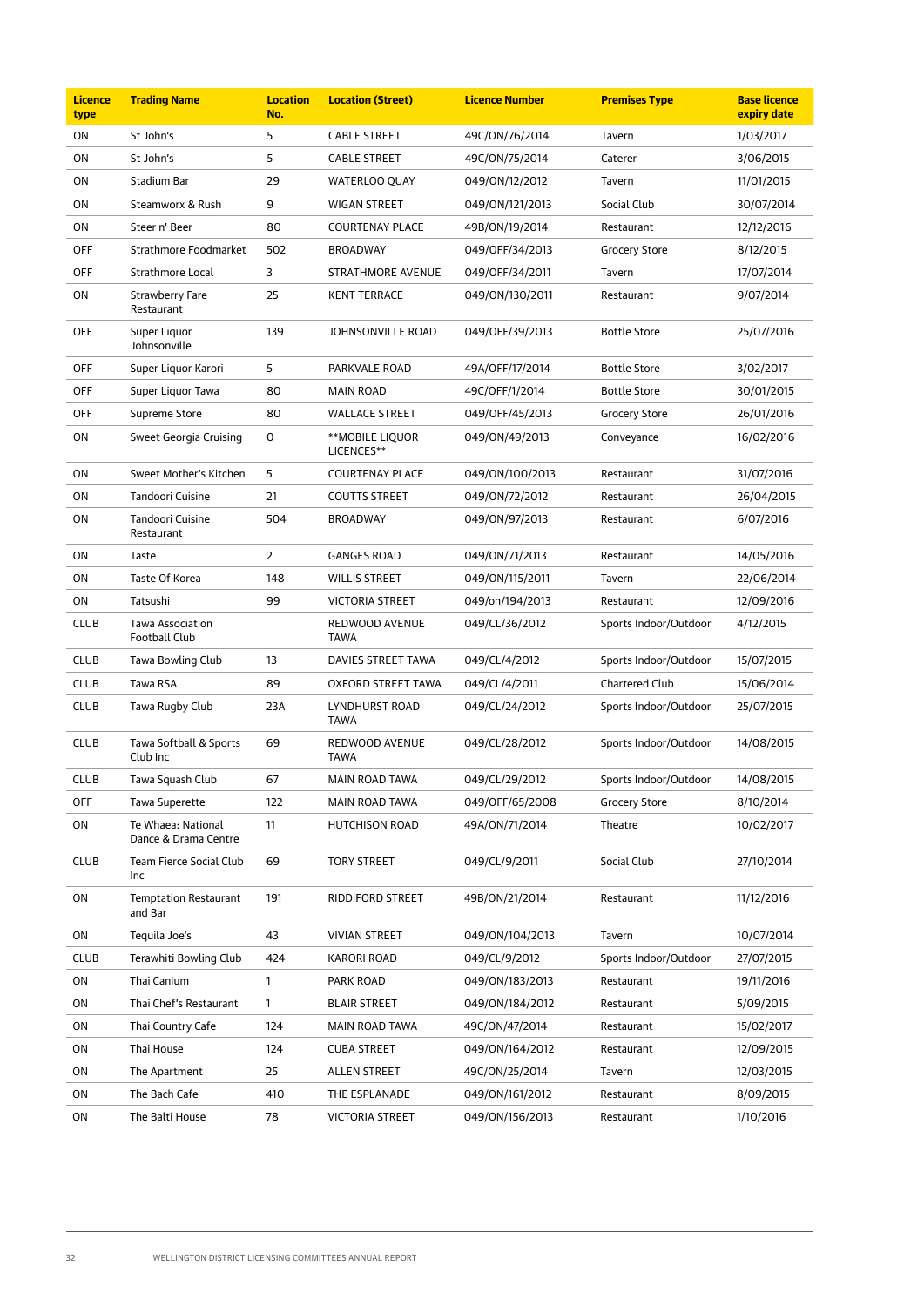| Licence type | Trading Name | Location No. | Location (Street) | Licence Number | Premises Type | Base licence expiry date |
|---|---|---|---|---|---|---|
| ON | St John's | 5 | CABLE STREET | 49C/ON/76/2014 | Tavern | 1/03/2017 |
| ON | St John's | 5 | CABLE STREET | 49C/ON/75/2014 | Caterer | 3/06/2015 |
| ON | Stadium Bar | 29 | WATERLOO QUAY | 049/ON/12/2012 | Tavern | 11/01/2015 |
| ON | Steamworx & Rush | 9 | WIGAN STREET | 049/ON/121/2013 | Social Club | 30/07/2014 |
| ON | Steer n' Beer | 80 | COURTENAY PLACE | 49B/ON/19/2014 | Restaurant | 12/12/2016 |
| OFF | Strathmore Foodmarket | 502 | BROADWAY | 049/OFF/34/2013 | Grocery Store | 8/12/2015 |
| OFF | Strathmore Local | 3 | STRATHMORE AVENUE | 049/OFF/34/2011 | Tavern | 17/07/2014 |
| ON | Strawberry Fare Restaurant | 25 | KENT TERRACE | 049/ON/130/2011 | Restaurant | 9/07/2014 |
| OFF | Super Liquor Johnsonville | 139 | JOHNSONVILLE ROAD | 049/OFF/39/2013 | Bottle Store | 25/07/2016 |
| OFF | Super Liquor Karori | 5 | PARKVALE ROAD | 49A/OFF/17/2014 | Bottle Store | 3/02/2017 |
| OFF | Super Liquor Tawa | 80 | MAIN ROAD | 49C/OFF/1/2014 | Bottle Store | 30/01/2015 |
| OFF | Supreme Store | 80 | WALLACE STREET | 049/OFF/45/2013 | Grocery Store | 26/01/2016 |
| ON | Sweet Georgia Cruising | 0 | **MOBILE LIQUOR LICENCES** | 049/ON/49/2013 | Conveyance | 16/02/2016 |
| ON | Sweet Mother's Kitchen | 5 | COURTENAY PLACE | 049/ON/100/2013 | Restaurant | 31/07/2016 |
| ON | Tandoori Cuisine | 21 | COUTTS STREET | 049/ON/72/2012 | Restaurant | 26/04/2015 |
| ON | Tandoori Cuisine Restaurant | 504 | BROADWAY | 049/ON/97/2013 | Restaurant | 6/07/2016 |
| ON | Taste | 2 | GANGES ROAD | 049/ON/71/2013 | Restaurant | 14/05/2016 |
| ON | Taste Of Korea | 148 | WILLIS STREET | 049/ON/115/2011 | Tavern | 22/06/2014 |
| ON | Tatsushi | 99 | VICTORIA STREET | 049/on/194/2013 | Restaurant | 12/09/2016 |
| CLUB | Tawa Association Football Club | | REDWOOD AVENUE TAWA | 049/CL/36/2012 | Sports Indoor/Outdoor | 4/12/2015 |
| CLUB | Tawa Bowling Club | 13 | DAVIES STREET TAWA | 049/CL/4/2012 | Sports Indoor/Outdoor | 15/07/2015 |
| CLUB | Tawa RSA | 89 | OXFORD STREET TAWA | 049/CL/4/2011 | Chartered Club | 15/06/2014 |
| CLUB | Tawa Rugby Club | 23A | LYNDHURST ROAD TAWA | 049/CL/24/2012 | Sports Indoor/Outdoor | 25/07/2015 |
| CLUB | Tawa Softball & Sports Club Inc | 69 | REDWOOD AVENUE TAWA | 049/CL/28/2012 | Sports Indoor/Outdoor | 14/08/2015 |
| CLUB | Tawa Squash Club | 67 | MAIN ROAD TAWA | 049/CL/29/2012 | Sports Indoor/Outdoor | 14/08/2015 |
| OFF | Tawa Superette | 122 | MAIN ROAD TAWA | 049/OFF/65/2008 | Grocery Store | 8/10/2014 |
| ON | Te Whaea: National Dance & Drama Centre | 11 | HUTCHISON ROAD | 49A/ON/71/2014 | Theatre | 10/02/2017 |
| CLUB | Team Fierce Social Club Inc | 69 | TORY STREET | 049/CL/9/2011 | Social Club | 27/10/2014 |
| ON | Temptation Restaurant and Bar | 191 | RIDDIFORD STREET | 49B/ON/21/2014 | Restaurant | 11/12/2016 |
| ON | Tequila Joe's | 43 | VIVIAN STREET | 049/ON/104/2013 | Tavern | 10/07/2014 |
| CLUB | Terawhiti Bowling Club | 424 | KARORI ROAD | 049/CL/9/2012 | Sports Indoor/Outdoor | 27/07/2015 |
| ON | Thai Canium | 1 | PARK ROAD | 049/ON/183/2013 | Restaurant | 19/11/2016 |
| ON | Thai Chef's Restaurant | 1 | BLAIR STREET | 049/ON/184/2012 | Restaurant | 5/09/2015 |
| ON | Thai Country Cafe | 124 | MAIN ROAD TAWA | 49C/ON/47/2014 | Restaurant | 15/02/2017 |
| ON | Thai House | 124 | CUBA STREET | 049/ON/164/2012 | Restaurant | 12/09/2015 |
| ON | The Apartment | 25 | ALLEN STREET | 49C/ON/25/2014 | Tavern | 12/03/2015 |
| ON | The Bach Cafe | 410 | THE ESPLANADE | 049/ON/161/2012 | Restaurant | 8/09/2015 |
| ON | The Balti House | 78 | VICTORIA STREET | 049/ON/156/2013 | Restaurant | 1/10/2016 |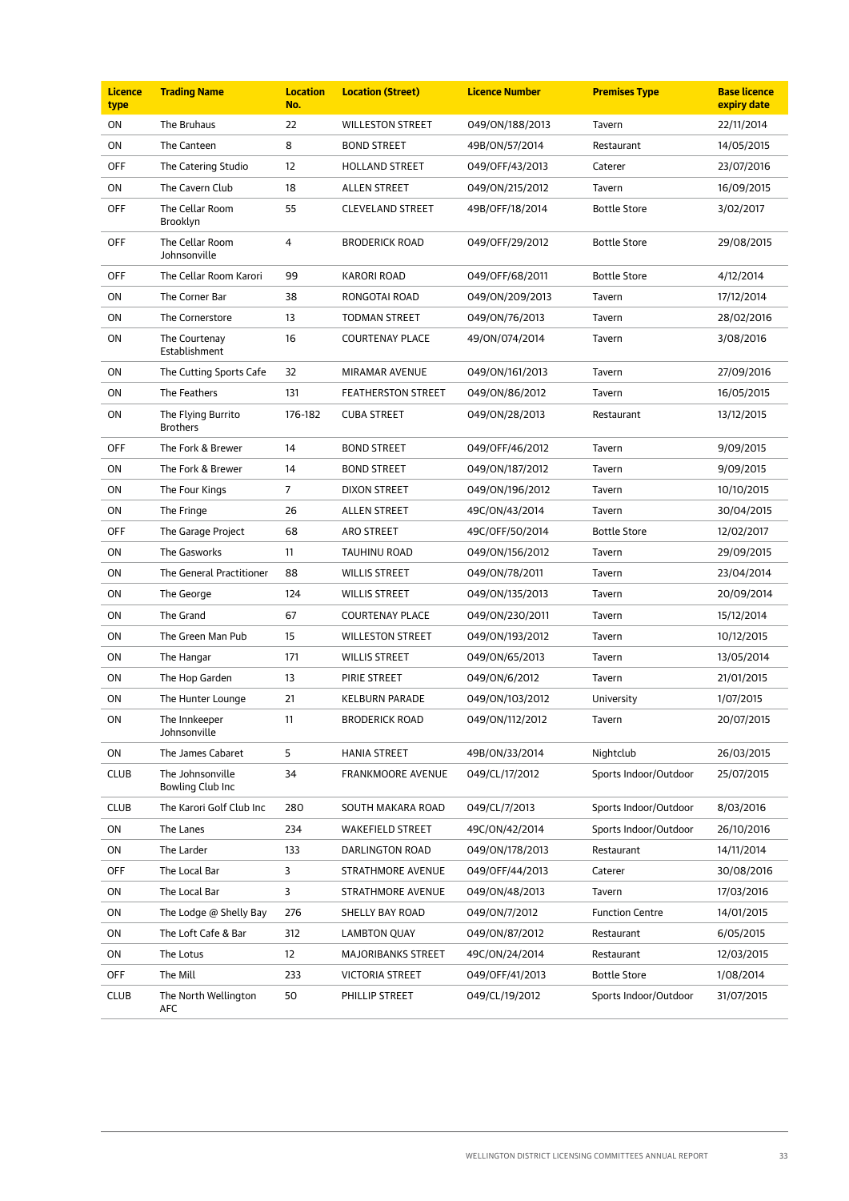| Licence type | Trading Name | Location No. | Location (Street) | Licence Number | Premises Type | Base licence expiry date |
|---|---|---|---|---|---|---|
| ON | The Bruhaus | 22 | WILLESTON STREET | 049/ON/188/2013 | Tavern | 22/11/2014 |
| ON | The Canteen | 8 | BOND STREET | 49B/ON/57/2014 | Restaurant | 14/05/2015 |
| OFF | The Catering Studio | 12 | HOLLAND STREET | 049/OFF/43/2013 | Caterer | 23/07/2016 |
| ON | The Cavern Club | 18 | ALLEN STREET | 049/ON/215/2012 | Tavern | 16/09/2015 |
| OFF | The Cellar Room Brooklyn | 55 | CLEVELAND STREET | 49B/OFF/18/2014 | Bottle Store | 3/02/2017 |
| OFF | The Cellar Room Johnsonville | 4 | BRODERICK ROAD | 049/OFF/29/2012 | Bottle Store | 29/08/2015 |
| OFF | The Cellar Room Karori | 99 | KARORI ROAD | 049/OFF/68/2011 | Bottle Store | 4/12/2014 |
| ON | The Corner Bar | 38 | RONGOTAI ROAD | 049/ON/209/2013 | Tavern | 17/12/2014 |
| ON | The Cornerstore | 13 | TODMAN STREET | 049/ON/76/2013 | Tavern | 28/02/2016 |
| ON | The Courtenay Establishment | 16 | COURTENAY PLACE | 49/ON/074/2014 | Tavern | 3/08/2016 |
| ON | The Cutting Sports Cafe | 32 | MIRAMAR AVENUE | 049/ON/161/2013 | Tavern | 27/09/2016 |
| ON | The Feathers | 131 | FEATHERSTON STREET | 049/ON/86/2012 | Tavern | 16/05/2015 |
| ON | The Flying Burrito Brothers | 176-182 | CUBA STREET | 049/ON/28/2013 | Restaurant | 13/12/2015 |
| OFF | The Fork & Brewer | 14 | BOND STREET | 049/OFF/46/2012 | Tavern | 9/09/2015 |
| ON | The Fork & Brewer | 14 | BOND STREET | 049/ON/187/2012 | Tavern | 9/09/2015 |
| ON | The Four Kings | 7 | DIXON STREET | 049/ON/196/2012 | Tavern | 10/10/2015 |
| ON | The Fringe | 26 | ALLEN STREET | 49C/ON/43/2014 | Tavern | 30/04/2015 |
| OFF | The Garage Project | 68 | ARO STREET | 49C/OFF/50/2014 | Bottle Store | 12/02/2017 |
| ON | The Gasworks | 11 | TAUHINU ROAD | 049/ON/156/2012 | Tavern | 29/09/2015 |
| ON | The General Practitioner | 88 | WILLIS STREET | 049/ON/78/2011 | Tavern | 23/04/2014 |
| ON | The George | 124 | WILLIS STREET | 049/ON/135/2013 | Tavern | 20/09/2014 |
| ON | The Grand | 67 | COURTENAY PLACE | 049/ON/230/2011 | Tavern | 15/12/2014 |
| ON | The Green Man Pub | 15 | WILLESTON STREET | 049/ON/193/2012 | Tavern | 10/12/2015 |
| ON | The Hangar | 171 | WILLIS STREET | 049/ON/65/2013 | Tavern | 13/05/2014 |
| ON | The Hop Garden | 13 | PIRIE STREET | 049/ON/6/2012 | Tavern | 21/01/2015 |
| ON | The Hunter Lounge | 21 | KELBURN PARADE | 049/ON/103/2012 | University | 1/07/2015 |
| ON | The Innkeeper Johnsonville | 11 | BRODERICK ROAD | 049/ON/112/2012 | Tavern | 20/07/2015 |
| ON | The James Cabaret | 5 | HANIA STREET | 49B/ON/33/2014 | Nightclub | 26/03/2015 |
| CLUB | The Johnsonville Bowling Club Inc | 34 | FRANKMOORE AVENUE | 049/CL/17/2012 | Sports Indoor/Outdoor | 25/07/2015 |
| CLUB | The Karori Golf Club Inc | 280 | SOUTH MAKARA ROAD | 049/CL/7/2013 | Sports Indoor/Outdoor | 8/03/2016 |
| ON | The Lanes | 234 | WAKEFIELD STREET | 49C/ON/42/2014 | Sports Indoor/Outdoor | 26/10/2016 |
| ON | The Larder | 133 | DARLINGTON ROAD | 049/ON/178/2013 | Restaurant | 14/11/2014 |
| OFF | The Local Bar | 3 | STRATHMORE AVENUE | 049/OFF/44/2013 | Caterer | 30/08/2016 |
| ON | The Local Bar | 3 | STRATHMORE AVENUE | 049/ON/48/2013 | Tavern | 17/03/2016 |
| ON | The Lodge @ Shelly Bay | 276 | SHELLY BAY ROAD | 049/ON/7/2012 | Function Centre | 14/01/2015 |
| ON | The Loft Cafe & Bar | 312 | LAMBTON QUAY | 049/ON/87/2012 | Restaurant | 6/05/2015 |
| ON | The Lotus | 12 | MAJORIBANKS STREET | 49C/ON/24/2014 | Restaurant | 12/03/2015 |
| OFF | The Mill | 233 | VICTORIA STREET | 049/OFF/41/2013 | Bottle Store | 1/08/2014 |
| CLUB | The North Wellington AFC | 50 | PHILLIP STREET | 049/CL/19/2012 | Sports Indoor/Outdoor | 31/07/2015 |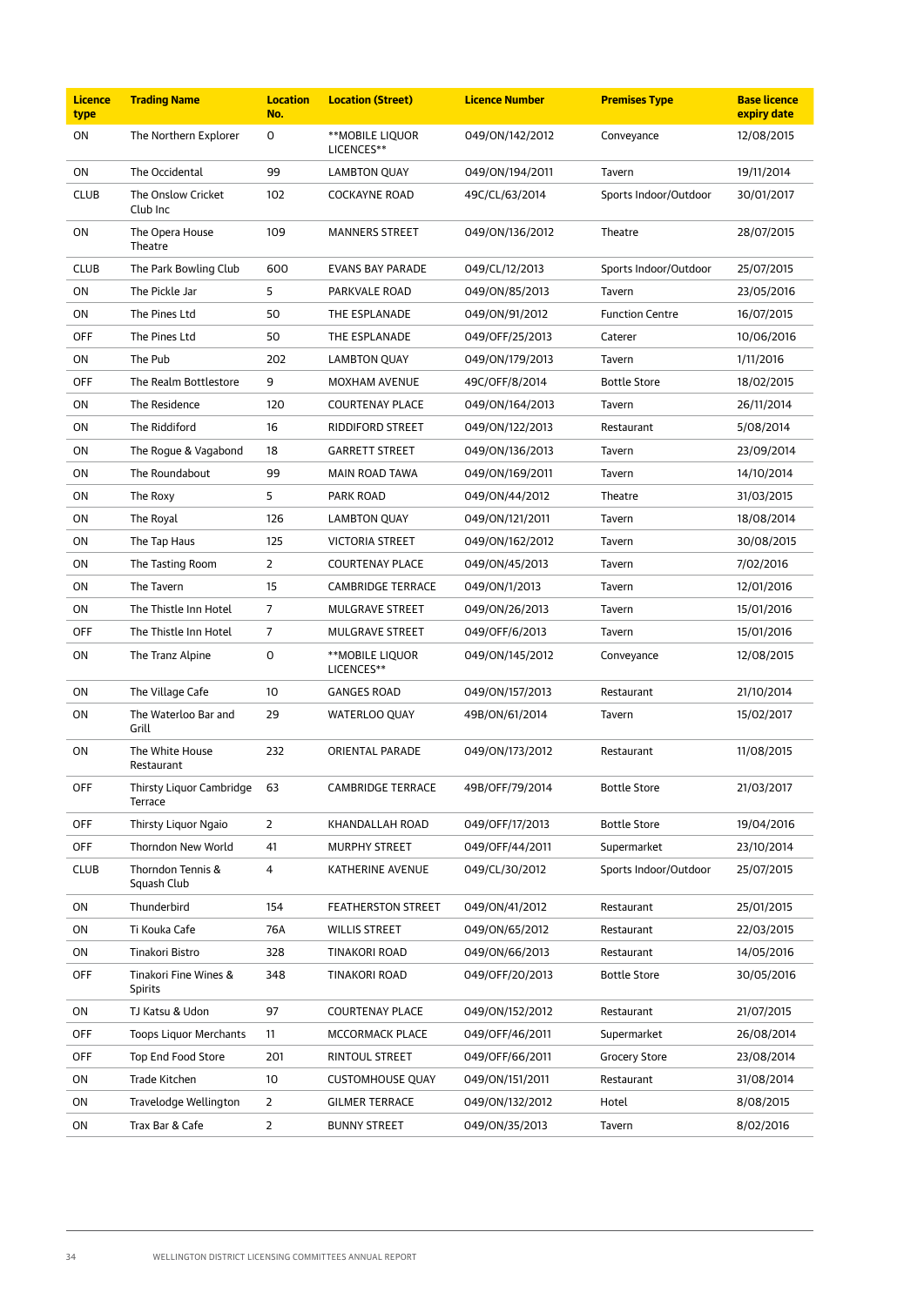| Licence type | Trading Name | Location No. | Location (Street) | Licence Number | Premises Type | Base licence expiry date |
|---|---|---|---|---|---|---|
| ON | The Northern Explorer | 0 | **MOBILE LIQUOR LICENCES** | 049/ON/142/2012 | Conveyance | 12/08/2015 |
| ON | The Occidental | 99 | LAMBTON QUAY | 049/ON/194/2011 | Tavern | 19/11/2014 |
| CLUB | The Onslow Cricket Club Inc | 102 | COCKAYNE ROAD | 49C/CL/63/2014 | Sports Indoor/Outdoor | 30/01/2017 |
| ON | The Opera House Theatre | 109 | MANNERS STREET | 049/ON/136/2012 | Theatre | 28/07/2015 |
| CLUB | The Park Bowling Club | 600 | EVANS BAY PARADE | 049/CL/12/2013 | Sports Indoor/Outdoor | 25/07/2015 |
| ON | The Pickle Jar | 5 | PARKVALE ROAD | 049/ON/85/2013 | Tavern | 23/05/2016 |
| ON | The Pines Ltd | 50 | THE ESPLANADE | 049/ON/91/2012 | Function Centre | 16/07/2015 |
| OFF | The Pines Ltd | 50 | THE ESPLANADE | 049/OFF/25/2013 | Caterer | 10/06/2016 |
| ON | The Pub | 202 | LAMBTON QUAY | 049/ON/179/2013 | Tavern | 1/11/2016 |
| OFF | The Realm Bottlestore | 9 | MOXHAM AVENUE | 49C/OFF/8/2014 | Bottle Store | 18/02/2015 |
| ON | The Residence | 120 | COURTENAY PLACE | 049/ON/164/2013 | Tavern | 26/11/2014 |
| ON | The Riddiford | 16 | RIDDIFORD STREET | 049/ON/122/2013 | Restaurant | 5/08/2014 |
| ON | The Rogue & Vagabond | 18 | GARRETT STREET | 049/ON/136/2013 | Tavern | 23/09/2014 |
| ON | The Roundabout | 99 | MAIN ROAD TAWA | 049/ON/169/2011 | Tavern | 14/10/2014 |
| ON | The Roxy | 5 | PARK ROAD | 049/ON/44/2012 | Theatre | 31/03/2015 |
| ON | The Royal | 126 | LAMBTON QUAY | 049/ON/121/2011 | Tavern | 18/08/2014 |
| ON | The Tap Haus | 125 | VICTORIA STREET | 049/ON/162/2012 | Tavern | 30/08/2015 |
| ON | The Tasting Room | 2 | COURTENAY PLACE | 049/ON/45/2013 | Tavern | 7/02/2016 |
| ON | The Tavern | 15 | CAMBRIDGE TERRACE | 049/ON/1/2013 | Tavern | 12/01/2016 |
| ON | The Thistle Inn Hotel | 7 | MULGRAVE STREET | 049/ON/26/2013 | Tavern | 15/01/2016 |
| OFF | The Thistle Inn Hotel | 7 | MULGRAVE STREET | 049/OFF/6/2013 | Tavern | 15/01/2016 |
| ON | The Tranz Alpine | 0 | **MOBILE LIQUOR LICENCES** | 049/ON/145/2012 | Conveyance | 12/08/2015 |
| ON | The Village Cafe | 10 | GANGES ROAD | 049/ON/157/2013 | Restaurant | 21/10/2014 |
| ON | The Waterloo Bar and Grill | 29 | WATERLOO QUAY | 49B/ON/61/2014 | Tavern | 15/02/2017 |
| ON | The White House Restaurant | 232 | ORIENTAL PARADE | 049/ON/173/2012 | Restaurant | 11/08/2015 |
| OFF | Thirsty Liquor Cambridge Terrace | 63 | CAMBRIDGE TERRACE | 49B/OFF/79/2014 | Bottle Store | 21/03/2017 |
| OFF | Thirsty Liquor Ngaio | 2 | KHANDALLAH ROAD | 049/OFF/17/2013 | Bottle Store | 19/04/2016 |
| OFF | Thorndon New World | 41 | MURPHY STREET | 049/OFF/44/2011 | Supermarket | 23/10/2014 |
| CLUB | Thorndon Tennis & Squash Club | 4 | KATHERINE AVENUE | 049/CL/30/2012 | Sports Indoor/Outdoor | 25/07/2015 |
| ON | Thunderbird | 154 | FEATHERSTON STREET | 049/ON/41/2012 | Restaurant | 25/01/2015 |
| ON | Ti Kouka Cafe | 76A | WILLIS STREET | 049/ON/65/2012 | Restaurant | 22/03/2015 |
| ON | Tinakori Bistro | 328 | TINAKORI ROAD | 049/ON/66/2013 | Restaurant | 14/05/2016 |
| OFF | Tinakori Fine Wines & Spirits | 348 | TINAKORI ROAD | 049/OFF/20/2013 | Bottle Store | 30/05/2016 |
| ON | TJ Katsu & Udon | 97 | COURTENAY PLACE | 049/ON/152/2012 | Restaurant | 21/07/2015 |
| OFF | Toops Liquor Merchants | 11 | MCCORMACK PLACE | 049/OFF/46/2011 | Supermarket | 26/08/2014 |
| OFF | Top End Food Store | 201 | RINTOUL STREET | 049/OFF/66/2011 | Grocery Store | 23/08/2014 |
| ON | Trade Kitchen | 10 | CUSTOMHOUSE QUAY | 049/ON/151/2011 | Restaurant | 31/08/2014 |
| ON | Travelodge Wellington | 2 | GILMER TERRACE | 049/ON/132/2012 | Hotel | 8/08/2015 |
| ON | Trax Bar & Cafe | 2 | BUNNY STREET | 049/ON/35/2013 | Tavern | 8/02/2016 |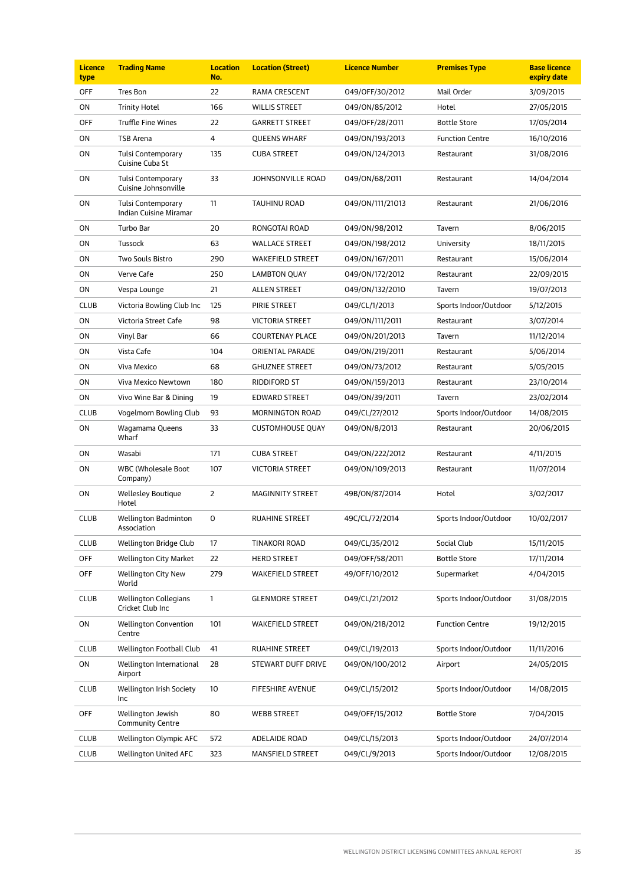| Licence type | Trading Name | Location No. | Location (Street) | Licence Number | Premises Type | Base licence expiry date |
|---|---|---|---|---|---|---|
| OFF | Tres Bon | 22 | RAMA CRESCENT | 049/OFF/30/2012 | Mail Order | 3/09/2015 |
| ON | Trinity Hotel | 166 | WILLIS STREET | 049/ON/85/2012 | Hotel | 27/05/2015 |
| OFF | Truffle Fine Wines | 22 | GARRETT STREET | 049/OFF/28/2011 | Bottle Store | 17/05/2014 |
| ON | TSB Arena | 4 | QUEENS WHARF | 049/ON/193/2013 | Function Centre | 16/10/2016 |
| ON | Tulsi Contemporary Cuisine Cuba St | 135 | CUBA STREET | 049/ON/124/2013 | Restaurant | 31/08/2016 |
| ON | Tulsi Contemporary Cuisine Johnsonville | 33 | JOHNSONVILLE ROAD | 049/ON/68/2011 | Restaurant | 14/04/2014 |
| ON | Tulsi Contemporary Indian Cuisine Miramar | 11 | TAUHINU ROAD | 049/ON/111/21013 | Restaurant | 21/06/2016 |
| ON | Turbo Bar | 20 | RONGOTAI ROAD | 049/ON/98/2012 | Tavern | 8/06/2015 |
| ON | Tussock | 63 | WALLACE STREET | 049/ON/198/2012 | University | 18/11/2015 |
| ON | Two Souls Bistro | 290 | WAKEFIELD STREET | 049/ON/167/2011 | Restaurant | 15/06/2014 |
| ON | Verve Cafe | 250 | LAMBTON QUAY | 049/ON/172/2012 | Restaurant | 22/09/2015 |
| ON | Vespa Lounge | 21 | ALLEN STREET | 049/ON/132/2010 | Tavern | 19/07/2013 |
| CLUB | Victoria Bowling Club Inc | 125 | PIRIE STREET | 049/CL/1/2013 | Sports Indoor/Outdoor | 5/12/2015 |
| ON | Victoria Street Cafe | 98 | VICTORIA STREET | 049/ON/111/2011 | Restaurant | 3/07/2014 |
| ON | Vinyl Bar | 66 | COURTENAY PLACE | 049/ON/201/2013 | Tavern | 11/12/2014 |
| ON | Vista Cafe | 104 | ORIENTAL PARADE | 049/ON/219/2011 | Restaurant | 5/06/2014 |
| ON | Viva Mexico | 68 | GHUZNEE STREET | 049/ON/73/2012 | Restaurant | 5/05/2015 |
| ON | Viva Mexico Newtown | 180 | RIDDIFORD ST | 049/ON/159/2013 | Restaurant | 23/10/2014 |
| ON | Vivo Wine Bar & Dining | 19 | EDWARD STREET | 049/ON/39/2011 | Tavern | 23/02/2014 |
| CLUB | Vogelmorn Bowling Club | 93 | MORNINGTON ROAD | 049/CL/27/2012 | Sports Indoor/Outdoor | 14/08/2015 |
| ON | Wagamama Queens Wharf | 33 | CUSTOMHOUSE QUAY | 049/ON/8/2013 | Restaurant | 20/06/2015 |
| ON | Wasabi | 171 | CUBA STREET | 049/ON/222/2012 | Restaurant | 4/11/2015 |
| ON | WBC (Wholesale Boot Company) | 107 | VICTORIA STREET | 049/ON/109/2013 | Restaurant | 11/07/2014 |
| ON | Wellesley Boutique Hotel | 2 | MAGINNITY STREET | 49B/ON/87/2014 | Hotel | 3/02/2017 |
| CLUB | Wellington Badminton Association | 0 | RUAHINE STREET | 49C/CL/72/2014 | Sports Indoor/Outdoor | 10/02/2017 |
| CLUB | Wellington Bridge Club | 17 | TINAKORI ROAD | 049/CL/35/2012 | Social Club | 15/11/2015 |
| OFF | Wellington City Market | 22 | HERD STREET | 049/OFF/58/2011 | Bottle Store | 17/11/2014 |
| OFF | Wellington City New World | 279 | WAKEFIELD STREET | 49/OFF/10/2012 | Supermarket | 4/04/2015 |
| CLUB | Wellington Collegians Cricket Club Inc | 1 | GLENMORE STREET | 049/CL/21/2012 | Sports Indoor/Outdoor | 31/08/2015 |
| ON | Wellington Convention Centre | 101 | WAKEFIELD STREET | 049/ON/218/2012 | Function Centre | 19/12/2015 |
| CLUB | Wellington Football Club | 41 | RUAHINE STREET | 049/CL/19/2013 | Sports Indoor/Outdoor | 11/11/2016 |
| ON | Wellington International Airport | 28 | STEWART DUFF DRIVE | 049/ON/100/2012 | Airport | 24/05/2015 |
| CLUB | Wellington Irish Society Inc | 10 | FIFESHIRE AVENUE | 049/CL/15/2012 | Sports Indoor/Outdoor | 14/08/2015 |
| OFF | Wellington Jewish Community Centre | 80 | WEBB STREET | 049/OFF/15/2012 | Bottle Store | 7/04/2015 |
| CLUB | Wellington Olympic AFC | 572 | ADELAIDE ROAD | 049/CL/15/2013 | Sports Indoor/Outdoor | 24/07/2014 |
| CLUB | Wellington United AFC | 323 | MANSFIELD STREET | 049/CL/9/2013 | Sports Indoor/Outdoor | 12/08/2015 |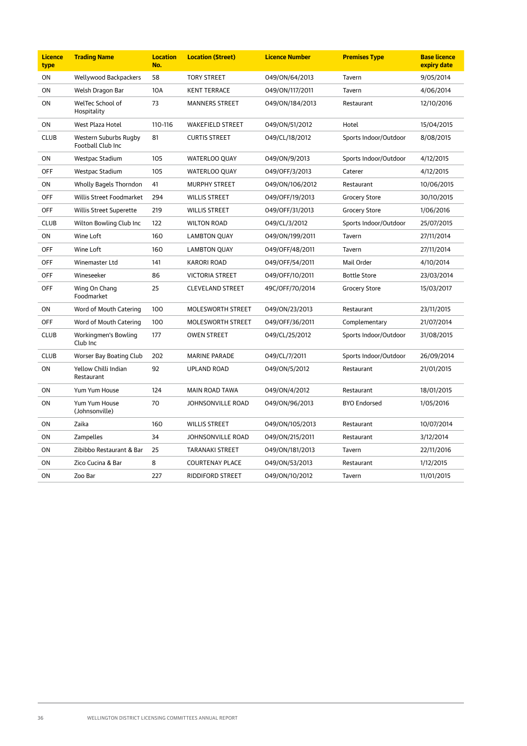| Licence type | Trading Name | Location No. | Location (Street) | Licence Number | Premises Type | Base licence expiry date |
|---|---|---|---|---|---|---|
| ON | Wellywood Backpackers | 58 | TORY STREET | 049/ON/64/2013 | Tavern | 9/05/2014 |
| ON | Welsh Dragon Bar | 10A | KENT TERRACE | 049/ON/117/2011 | Tavern | 4/06/2014 |
| ON | WelTec School of Hospitality | 73 | MANNERS STREET | 049/ON/184/2013 | Restaurant | 12/10/2016 |
| ON | West Plaza Hotel | 110-116 | WAKEFIELD STREET | 049/ON/51/2012 | Hotel | 15/04/2015 |
| CLUB | Western Suburbs Rugby Football Club Inc | 81 | CURTIS STREET | 049/CL/18/2012 | Sports Indoor/Outdoor | 8/08/2015 |
| ON | Westpac Stadium | 105 | WATERLOO QUAY | 049/ON/9/2013 | Sports Indoor/Outdoor | 4/12/2015 |
| OFF | Westpac Stadium | 105 | WATERLOO QUAY | 049/OFF/3/2013 | Caterer | 4/12/2015 |
| ON | Wholly Bagels Thorndon | 41 | MURPHY STREET | 049/ON/106/2012 | Restaurant | 10/06/2015 |
| OFF | Willis Street Foodmarket | 294 | WILLIS STREET | 049/OFF/19/2013 | Grocery Store | 30/10/2015 |
| OFF | Willis Street Superette | 219 | WILLIS STREET | 049/OFF/31/2013 | Grocery Store | 1/06/2016 |
| CLUB | Wilton Bowling Club Inc | 122 | WILTON ROAD | 049/CL/3/2012 | Sports Indoor/Outdoor | 25/07/2015 |
| ON | Wine Loft | 160 | LAMBTON QUAY | 049/ON/199/2011 | Tavern | 27/11/2014 |
| OFF | Wine Loft | 160 | LAMBTON QUAY | 049/OFF/48/2011 | Tavern | 27/11/2014 |
| OFF | Winemaster Ltd | 141 | KARORI ROAD | 049/OFF/54/2011 | Mail Order | 4/10/2014 |
| OFF | Wineseeker | 86 | VICTORIA STREET | 049/OFF/10/2011 | Bottle Store | 23/03/2014 |
| OFF | Wing On Chang Foodmarket | 25 | CLEVELAND STREET | 49C/OFF/70/2014 | Grocery Store | 15/03/2017 |
| ON | Word of Mouth Catering | 100 | MOLESWORTH STREET | 049/ON/23/2013 | Restaurant | 23/11/2015 |
| OFF | Word of Mouth Catering | 100 | MOLESWORTH STREET | 049/OFF/36/2011 | Complementary | 21/07/2014 |
| CLUB | Workingmen's Bowling Club Inc | 177 | OWEN STREET | 049/CL/25/2012 | Sports Indoor/Outdoor | 31/08/2015 |
| CLUB | Worser Bay Boating Club | 202 | MARINE PARADE | 049/CL/7/2011 | Sports Indoor/Outdoor | 26/09/2014 |
| ON | Yellow Chilli Indian Restaurant | 92 | UPLAND ROAD | 049/ON/5/2012 | Restaurant | 21/01/2015 |
| ON | Yum Yum House | 124 | MAIN ROAD TAWA | 049/ON/4/2012 | Restaurant | 18/01/2015 |
| ON | Yum Yum House (Johnsonville) | 70 | JOHNSONVILLE ROAD | 049/ON/96/2013 | BYO Endorsed | 1/05/2016 |
| ON | Zaika | 160 | WILLIS STREET | 049/ON/105/2013 | Restaurant | 10/07/2014 |
| ON | Zampelles | 34 | JOHNSONVILLE ROAD | 049/ON/215/2011 | Restaurant | 3/12/2014 |
| ON | Zibibbo Restaurant & Bar | 25 | TARANAKI STREET | 049/ON/181/2013 | Tavern | 22/11/2016 |
| ON | Zico Cucina & Bar | 8 | COURTENAY PLACE | 049/ON/53/2013 | Restaurant | 1/12/2015 |
| ON | Zoo Bar | 227 | RIDDIFORD STREET | 049/ON/10/2012 | Tavern | 11/01/2015 |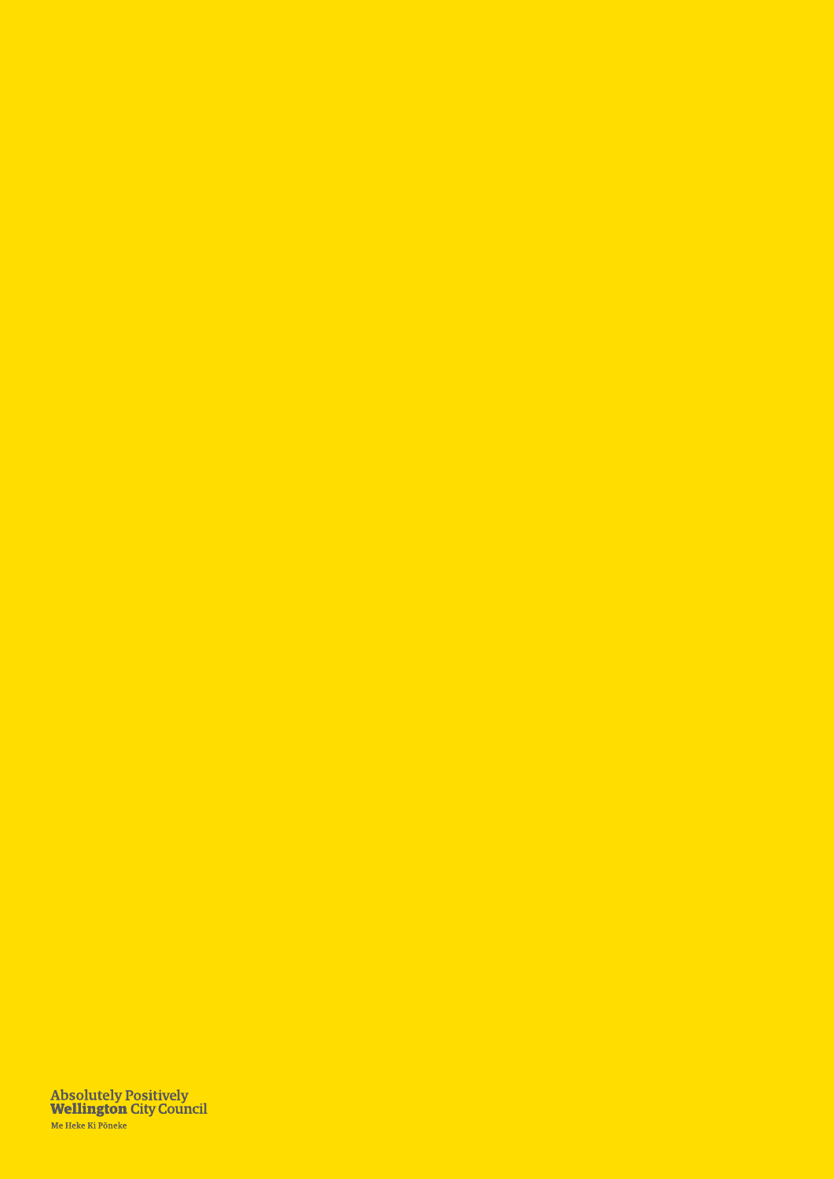Absolutely Positively
**Wellington** City Council
Me Heke Ki Pōneke